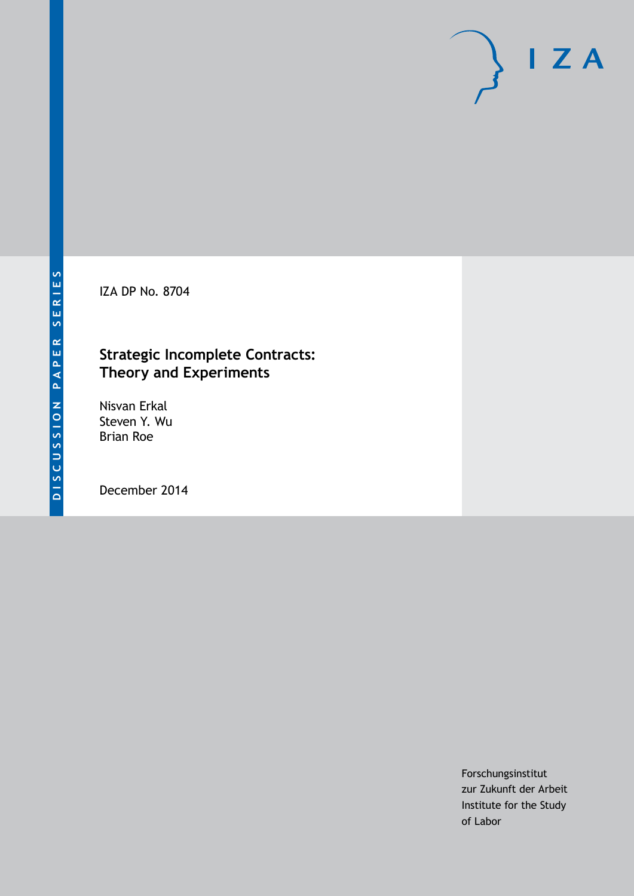DISCUSSION PAPER SERIES

IZA DP No. 8704

# Strategic Incomplete Contracts: Theory and Experiments

Nisvan Erkal
Steven Y. Wu
Brian Roe

December 2014

Forschungsinstitut
zur Zukunft der Arbeit
Institute for the Study
of Labor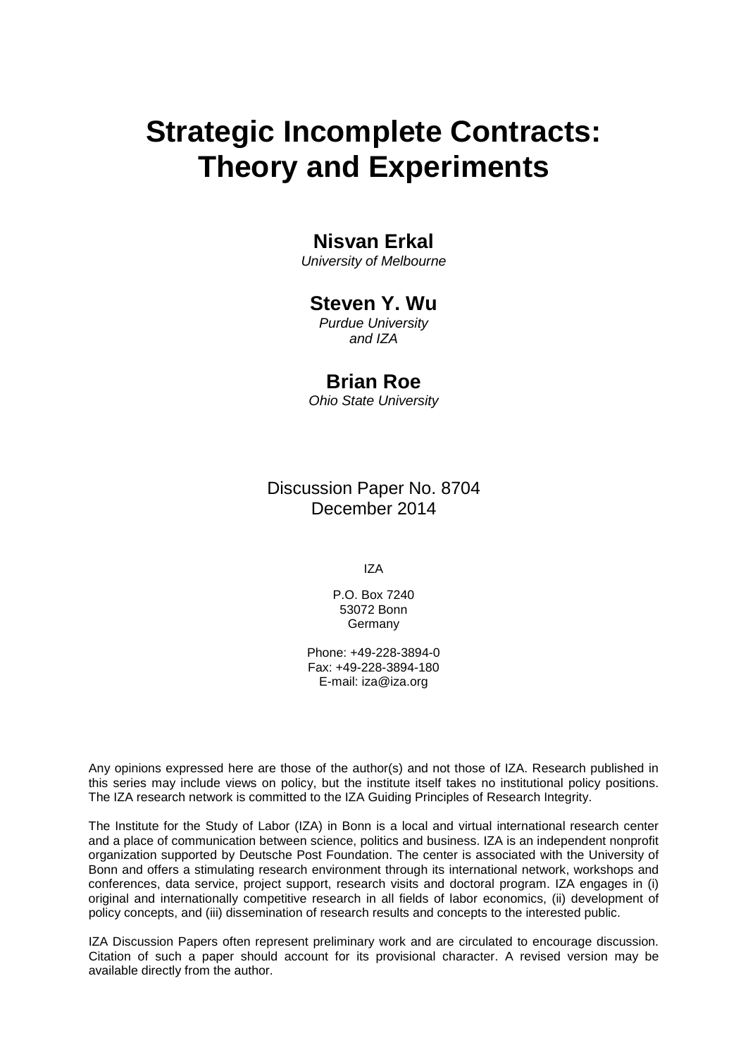# Strategic Incomplete Contracts: Theory and Experiments

## Nisvan Erkal

*University of Melbourne*

## Steven Y. Wu

*Purdue University*
*and IZA*

## Brian Roe

*Ohio State University*

Discussion Paper No. 8704
December 2014

IZA

P.O. Box 7240
53072 Bonn
Germany

Phone: +49-228-3894-0
Fax: +49-228-3894-180
E-mail: iza@iza.org

Any opinions expressed here are those of the author(s) and not those of IZA. Research published in this series may include views on policy, but the institute itself takes no institutional policy positions. The IZA research network is committed to the IZA Guiding Principles of Research Integrity.

The Institute for the Study of Labor (IZA) in Bonn is a local and virtual international research center and a place of communication between science, politics and business. IZA is an independent nonprofit organization supported by Deutsche Post Foundation. The center is associated with the University of Bonn and offers a stimulating research environment through its international network, workshops and conferences, data service, project support, research visits and doctoral program. IZA engages in (i) original and internationally competitive research in all fields of labor economics, (ii) development of policy concepts, and (iii) dissemination of research results and concepts to the interested public.

IZA Discussion Papers often represent preliminary work and are circulated to encourage discussion. Citation of such a paper should account for its provisional character. A revised version may be available directly from the author.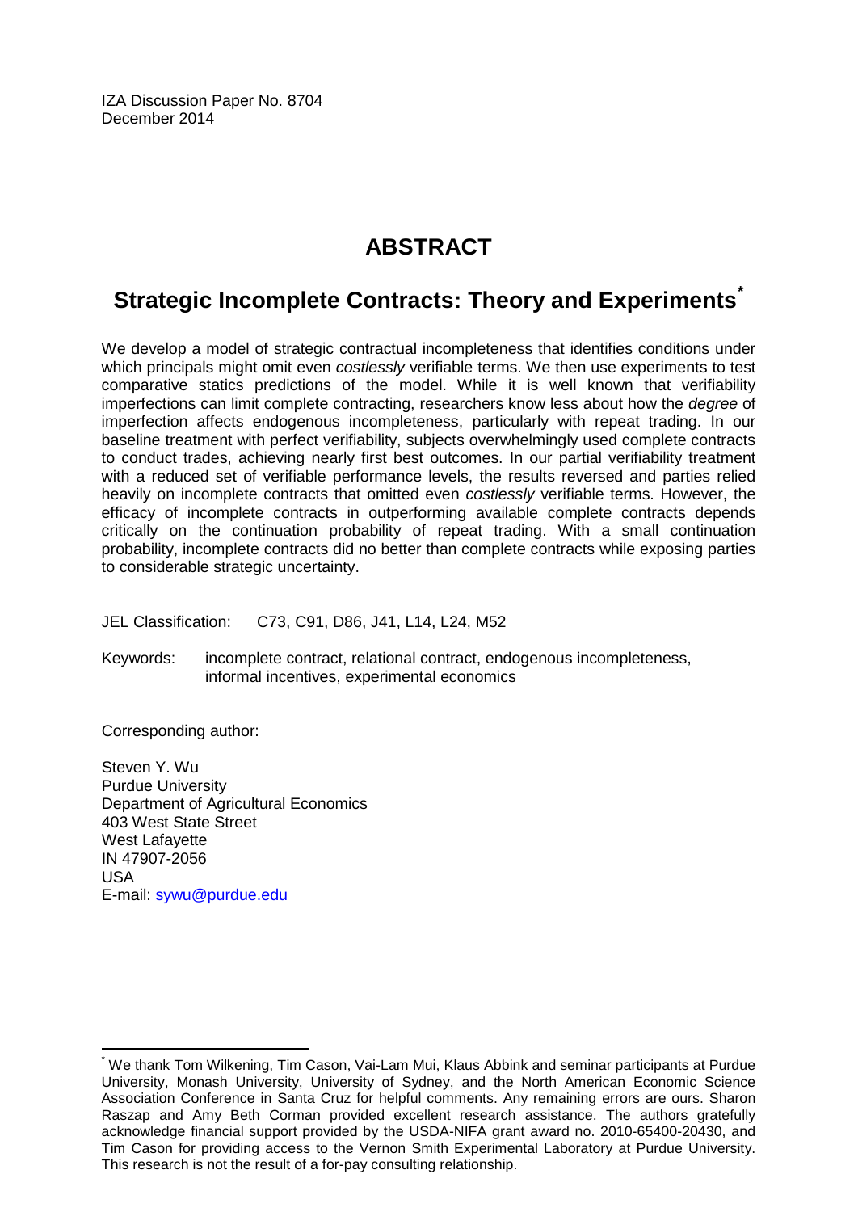IZA Discussion Paper No. 8704
December 2014

# ABSTRACT

## Strategic Incomplete Contracts: Theory and Experiments*

We develop a model of strategic contractual incompleteness that identifies conditions under which principals might omit even *costlessly* verifiable terms. We then use experiments to test comparative statics predictions of the model. While it is well known that verifiability imperfections can limit complete contracting, researchers know less about how the *degree* of imperfection affects endogenous incompleteness, particularly with repeat trading. In our baseline treatment with perfect verifiability, subjects overwhelmingly used complete contracts to conduct trades, achieving nearly first best outcomes. In our partial verifiability treatment with a reduced set of verifiable performance levels, the results reversed and parties relied heavily on incomplete contracts that omitted even *costlessly* verifiable terms. However, the efficacy of incomplete contracts in outperforming available complete contracts depends critically on the continuation probability of repeat trading. With a small continuation probability, incomplete contracts did no better than complete contracts while exposing parties to considerable strategic uncertainty.

JEL Classification: C73, C91, D86, J41, L14, L24, M52

Keywords: incomplete contract, relational contract, endogenous incompleteness, informal incentives, experimental economics

Corresponding author:

Steven Y. Wu
Purdue University
Department of Agricultural Economics
403 West State Street
West Lafayette
IN 47907-2056
USA
E-mail: sywu@purdue.edu

---

* We thank Tom Wilkening, Tim Cason, Vai-Lam Mui, Klaus Abbink and seminar participants at Purdue University, Monash University, University of Sydney, and the North American Economic Science Association Conference in Santa Cruz for helpful comments. Any remaining errors are ours. Sharon Raszap and Amy Beth Corman provided excellent research assistance. The authors gratefully acknowledge financial support provided by the USDA-NIFA grant award no. 2010-65400-20430, and Tim Cason for providing access to the Vernon Smith Experimental Laboratory at Purdue University. This research is not the result of a for-pay consulting relationship.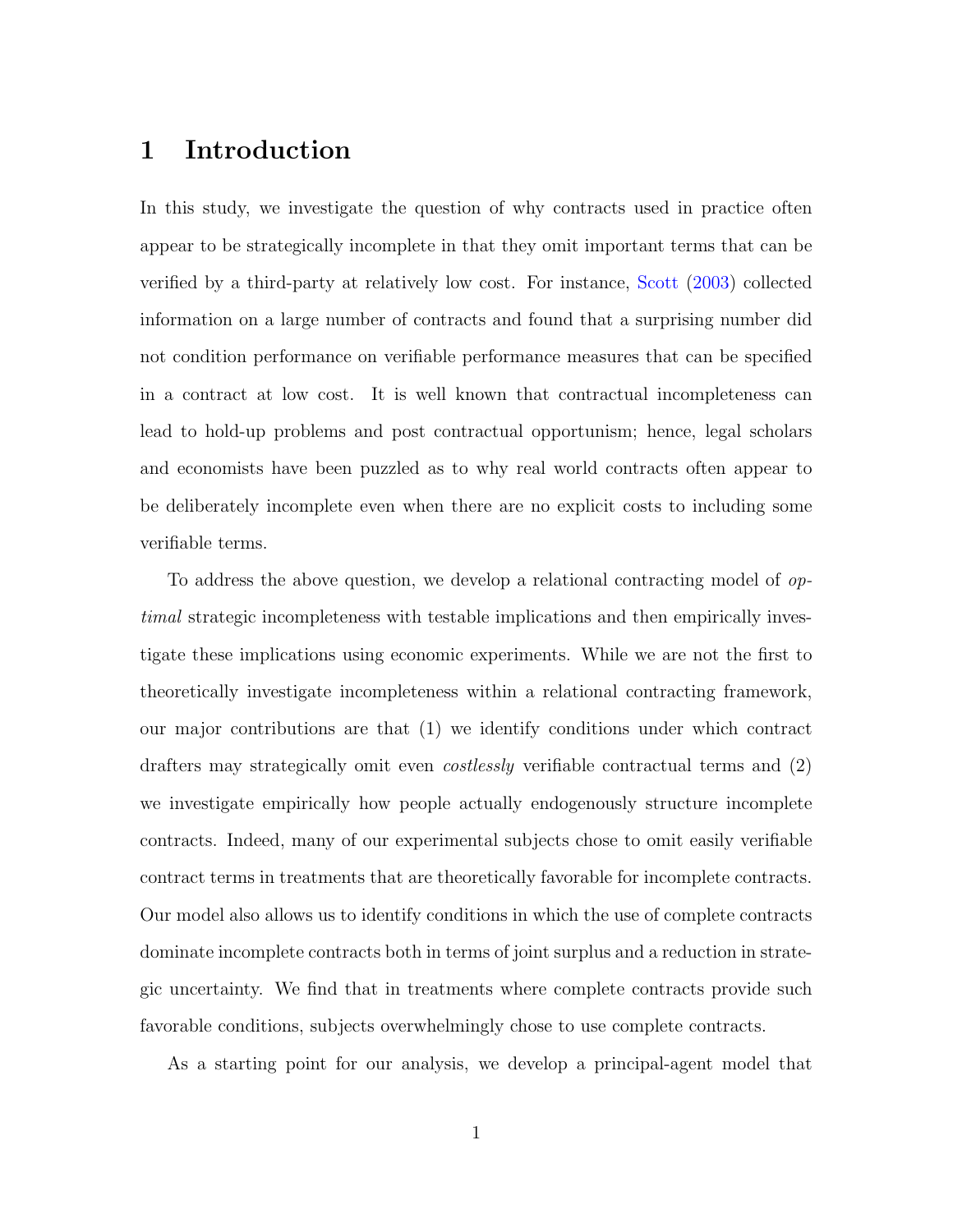# 1 Introduction

In this study, we investigate the question of why contracts used in practice often appear to be strategically incomplete in that they omit important terms that can be verified by a third-party at relatively low cost. For instance, Scott (2003) collected information on a large number of contracts and found that a surprising number did not condition performance on verifiable performance measures that can be specified in a contract at low cost. It is well known that contractual incompleteness can lead to hold-up problems and post contractual opportunism; hence, legal scholars and economists have been puzzled as to why real world contracts often appear to be deliberately incomplete even when there are no explicit costs to including some verifiable terms.

To address the above question, we develop a relational contracting model of *optimal* strategic incompleteness with testable implications and then empirically investigate these implications using economic experiments. While we are not the first to theoretically investigate incompleteness within a relational contracting framework, our major contributions are that (1) we identify conditions under which contract drafters may strategically omit even *costlessly* verifiable contractual terms and (2) we investigate empirically how people actually endogenously structure incomplete contracts. Indeed, many of our experimental subjects chose to omit easily verifiable contract terms in treatments that are theoretically favorable for incomplete contracts. Our model also allows us to identify conditions in which the use of complete contracts dominate incomplete contracts both in terms of joint surplus and a reduction in strategic uncertainty. We find that in treatments where complete contracts provide such favorable conditions, subjects overwhelmingly chose to use complete contracts.

As a starting point for our analysis, we develop a principal-agent model that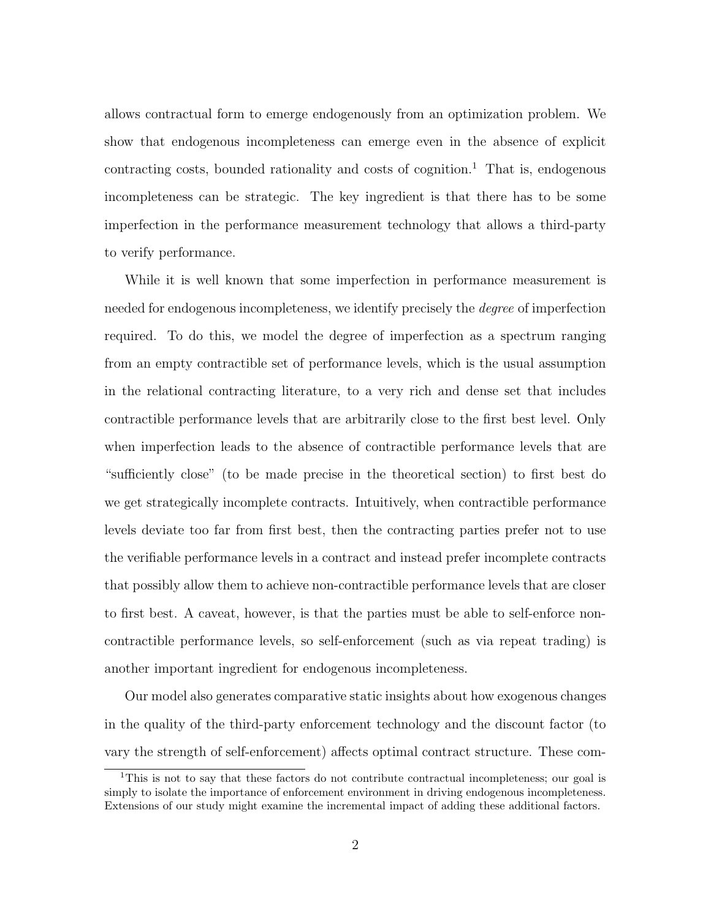allows contractual form to emerge endogenously from an optimization problem. We show that endogenous incompleteness can emerge even in the absence of explicit contracting costs, bounded rationality and costs of cognition.[1] That is, endogenous incompleteness can be strategic. The key ingredient is that there has to be some imperfection in the performance measurement technology that allows a third-party to verify performance.

While it is well known that some imperfection in performance measurement is needed for endogenous incompleteness, we identify precisely the *degree* of imperfection required. To do this, we model the degree of imperfection as a spectrum ranging from an empty contractible set of performance levels, which is the usual assumption in the relational contracting literature, to a very rich and dense set that includes contractible performance levels that are arbitrarily close to the first best level. Only when imperfection leads to the absence of contractible performance levels that are "sufficiently close" (to be made precise in the theoretical section) to first best do we get strategically incomplete contracts. Intuitively, when contractible performance levels deviate too far from first best, then the contracting parties prefer not to use the verifiable performance levels in a contract and instead prefer incomplete contracts that possibly allow them to achieve non-contractible performance levels that are closer to first best. A caveat, however, is that the parties must be able to self-enforce non-contractible performance levels, so self-enforcement (such as via repeat trading) is another important ingredient for endogenous incompleteness.

Our model also generates comparative static insights about how exogenous changes in the quality of the third-party enforcement technology and the discount factor (to vary the strength of self-enforcement) affects optimal contract structure. These com-

[1] This is not to say that these factors do not contribute contractual incompleteness; our goal is simply to isolate the importance of enforcement environment in driving endogenous incompleteness. Extensions of our study might examine the incremental impact of adding these additional factors.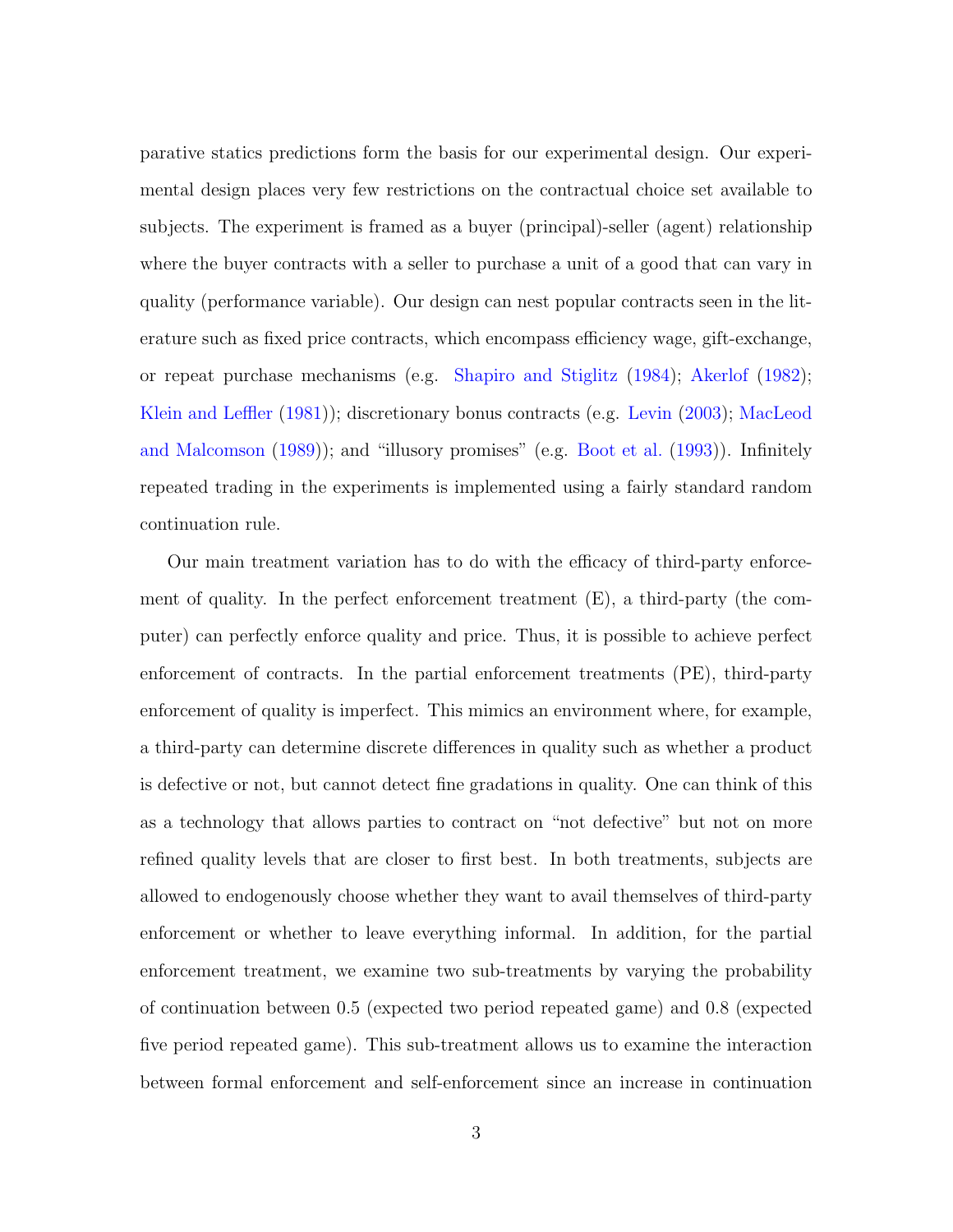parative statics predictions form the basis for our experimental design. Our experimental design places very few restrictions on the contractual choice set available to subjects. The experiment is framed as a buyer (principal)-seller (agent) relationship where the buyer contracts with a seller to purchase a unit of a good that can vary in quality (performance variable). Our design can nest popular contracts seen in the literature such as fixed price contracts, which encompass efficiency wage, gift-exchange, or repeat purchase mechanisms (e.g. Shapiro and Stiglitz (1984); Akerlof (1982); Klein and Leffler (1981)); discretionary bonus contracts (e.g. Levin (2003); MacLeod and Malcomson (1989)); and "illusory promises" (e.g. Boot et al. (1993)). Infinitely repeated trading in the experiments is implemented using a fairly standard random continuation rule.

Our main treatment variation has to do with the efficacy of third-party enforcement of quality. In the perfect enforcement treatment (E), a third-party (the computer) can perfectly enforce quality and price. Thus, it is possible to achieve perfect enforcement of contracts. In the partial enforcement treatments (PE), third-party enforcement of quality is imperfect. This mimics an environment where, for example, a third-party can determine discrete differences in quality such as whether a product is defective or not, but cannot detect fine gradations in quality. One can think of this as a technology that allows parties to contract on "not defective" but not on more refined quality levels that are closer to first best. In both treatments, subjects are allowed to endogenously choose whether they want to avail themselves of third-party enforcement or whether to leave everything informal. In addition, for the partial enforcement treatment, we examine two sub-treatments by varying the probability of continuation between 0.5 (expected two period repeated game) and 0.8 (expected five period repeated game). This sub-treatment allows us to examine the interaction between formal enforcement and self-enforcement since an increase in continuation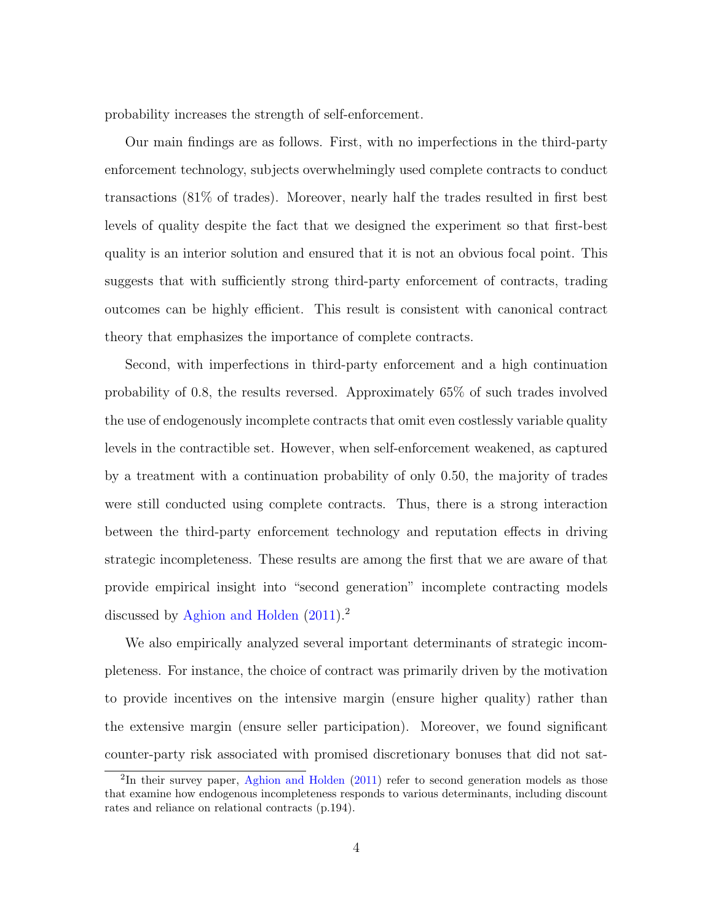probability increases the strength of self-enforcement.

Our main findings are as follows. First, with no imperfections in the third-party enforcement technology, subjects overwhelmingly used complete contracts to conduct transactions (81% of trades). Moreover, nearly half the trades resulted in first best levels of quality despite the fact that we designed the experiment so that first-best quality is an interior solution and ensured that it is not an obvious focal point. This suggests that with sufficiently strong third-party enforcement of contracts, trading outcomes can be highly efficient. This result is consistent with canonical contract theory that emphasizes the importance of complete contracts.

Second, with imperfections in third-party enforcement and a high continuation probability of 0.8, the results reversed. Approximately 65% of such trades involved the use of endogenously incomplete contracts that omit even costlessly variable quality levels in the contractible set. However, when self-enforcement weakened, as captured by a treatment with a continuation probability of only 0.50, the majority of trades were still conducted using complete contracts. Thus, there is a strong interaction between the third-party enforcement technology and reputation effects in driving strategic incompleteness. These results are among the first that we are aware of that provide empirical insight into "second generation" incomplete contracting models discussed by Aghion and Holden (2011).[2]

We also empirically analyzed several important determinants of strategic incompleteness. For instance, the choice of contract was primarily driven by the motivation to provide incentives on the intensive margin (ensure higher quality) rather than the extensive margin (ensure seller participation). Moreover, we found significant counter-party risk associated with promised discretionary bonuses that did not sat-

[2] In their survey paper, Aghion and Holden (2011) refer to second generation models as those that examine how endogenous incompleteness responds to various determinants, including discount rates and reliance on relational contracts (p.194).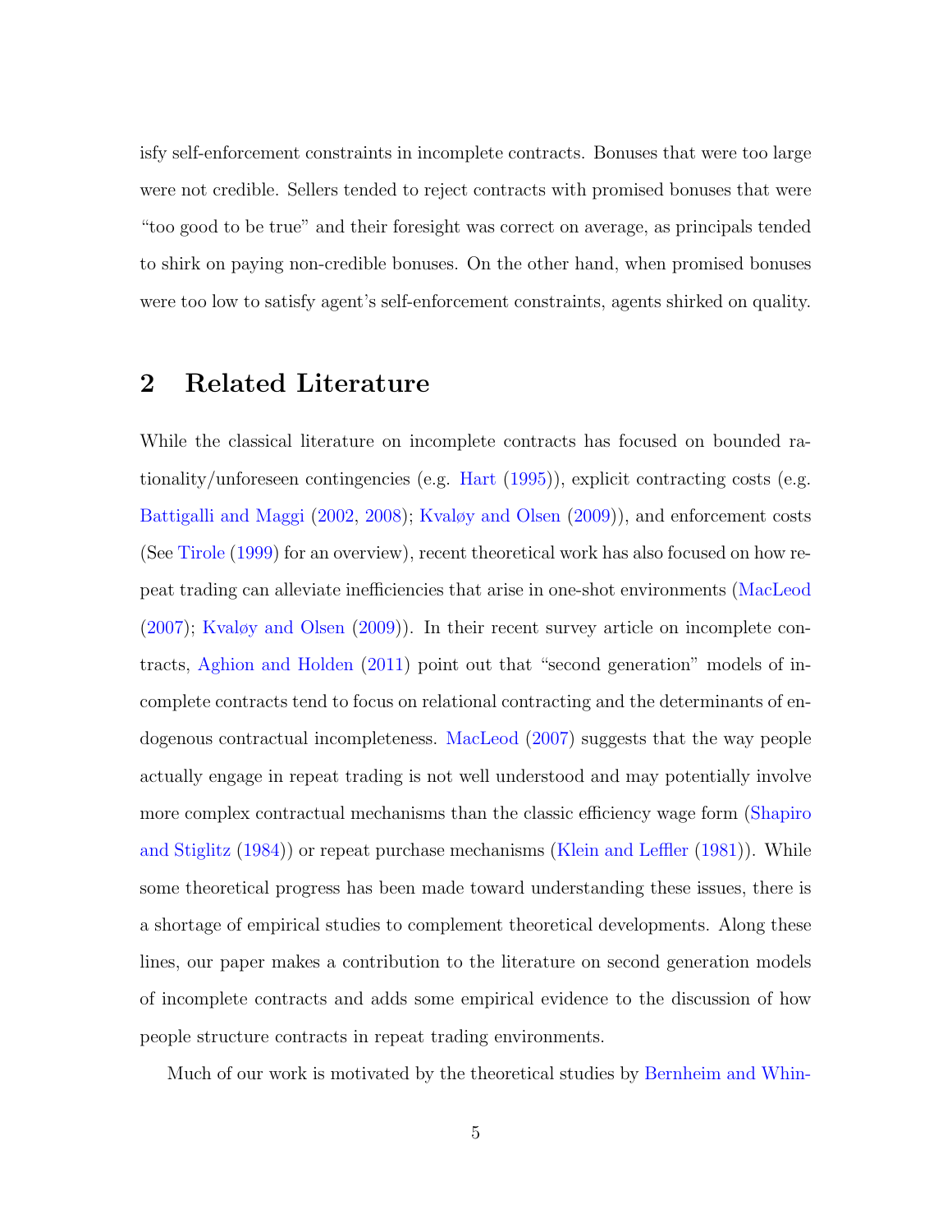isfy self-enforcement constraints in incomplete contracts. Bonuses that were too large were not credible. Sellers tended to reject contracts with promised bonuses that were "too good to be true" and their foresight was correct on average, as principals tended to shirk on paying non-credible bonuses. On the other hand, when promised bonuses were too low to satisfy agent's self-enforcement constraints, agents shirked on quality.

## 2 Related Literature

While the classical literature on incomplete contracts has focused on bounded rationality/unforeseen contingencies (e.g. Hart (1995)), explicit contracting costs (e.g. Battigalli and Maggi (2002, 2008); Kvaløy and Olsen (2009)), and enforcement costs (See Tirole (1999) for an overview), recent theoretical work has also focused on how repeat trading can alleviate inefficiencies that arise in one-shot environments (MacLeod (2007); Kvaløy and Olsen (2009)). In their recent survey article on incomplete contracts, Aghion and Holden (2011) point out that "second generation" models of incomplete contracts tend to focus on relational contracting and the determinants of endogenous contractual incompleteness. MacLeod (2007) suggests that the way people actually engage in repeat trading is not well understood and may potentially involve more complex contractual mechanisms than the classic efficiency wage form (Shapiro and Stiglitz (1984)) or repeat purchase mechanisms (Klein and Leffler (1981)). While some theoretical progress has been made toward understanding these issues, there is a shortage of empirical studies to complement theoretical developments. Along these lines, our paper makes a contribution to the literature on second generation models of incomplete contracts and adds some empirical evidence to the discussion of how people structure contracts in repeat trading environments.

Much of our work is motivated by the theoretical studies by Bernheim and Whin-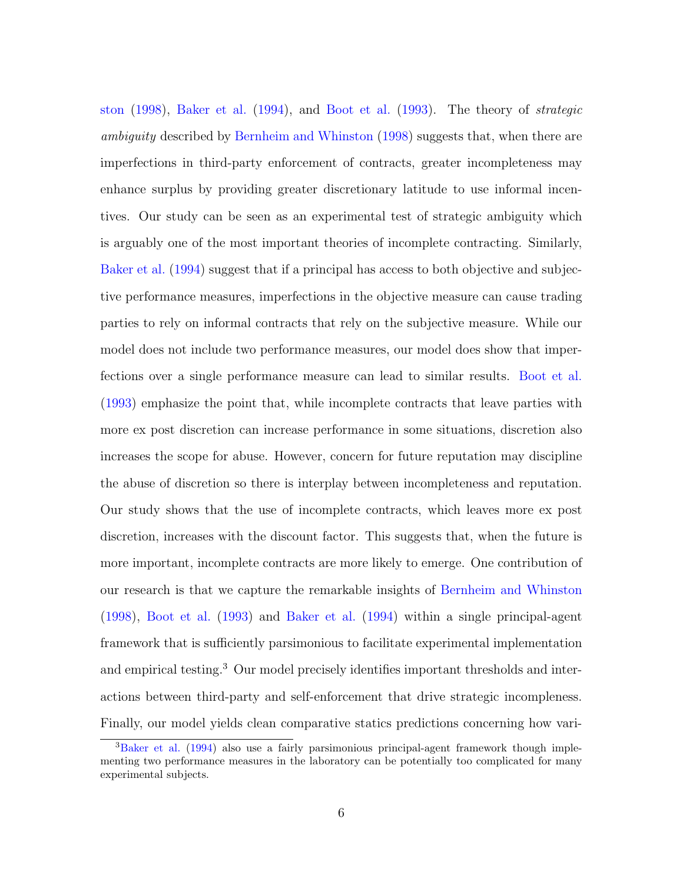ston (1998), Baker et al. (1994), and Boot et al. (1993). The theory of *strategic ambiguity* described by Bernheim and Whinston (1998) suggests that, when there are imperfections in third-party enforcement of contracts, greater incompleteness may enhance surplus by providing greater discretionary latitude to use informal incentives. Our study can be seen as an experimental test of strategic ambiguity which is arguably one of the most important theories of incomplete contracting. Similarly, Baker et al. (1994) suggest that if a principal has access to both objective and subjective performance measures, imperfections in the objective measure can cause trading parties to rely on informal contracts that rely on the subjective measure. While our model does not include two performance measures, our model does show that imperfections over a single performance measure can lead to similar results. Boot et al. (1993) emphasize the point that, while incomplete contracts that leave parties with more ex post discretion can increase performance in some situations, discretion also increases the scope for abuse. However, concern for future reputation may discipline the abuse of discretion so there is interplay between incompleteness and reputation. Our study shows that the use of incomplete contracts, which leaves more ex post discretion, increases with the discount factor. This suggests that, when the future is more important, incomplete contracts are more likely to emerge. One contribution of our research is that we capture the remarkable insights of Bernheim and Whinston (1998), Boot et al. (1993) and Baker et al. (1994) within a single principal-agent framework that is sufficiently parsimonious to facilitate experimental implementation and empirical testing.[3] Our model precisely identifies important thresholds and interactions between third-party and self-enforcement that drive strategic incompleness. Finally, our model yields clean comparative statics predictions concerning how vari-

[3] Baker et al. (1994) also use a fairly parsimonious principal-agent framework though implementing two performance measures in the laboratory can be potentially too complicated for many experimental subjects.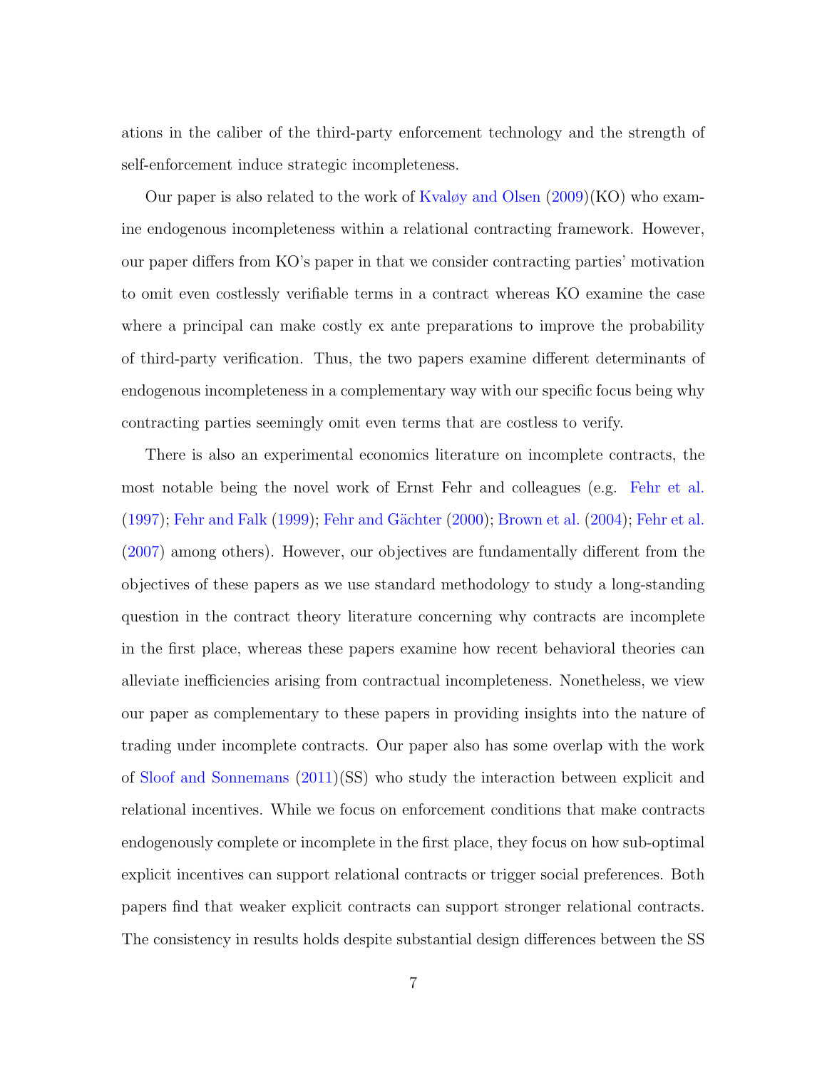ations in the caliber of the third-party enforcement technology and the strength of self-enforcement induce strategic incompleteness.

Our paper is also related to the work of Kvaløy and Olsen (2009)(KO) who examine endogenous incompleteness within a relational contracting framework. However, our paper differs from KO's paper in that we consider contracting parties' motivation to omit even costlessly verifiable terms in a contract whereas KO examine the case where a principal can make costly ex ante preparations to improve the probability of third-party verification. Thus, the two papers examine different determinants of endogenous incompleteness in a complementary way with our specific focus being why contracting parties seemingly omit even terms that are costless to verify.

There is also an experimental economics literature on incomplete contracts, the most notable being the novel work of Ernst Fehr and colleagues (e.g. Fehr et al. (1997); Fehr and Falk (1999); Fehr and Gächter (2000); Brown et al. (2004); Fehr et al. (2007) among others). However, our objectives are fundamentally different from the objectives of these papers as we use standard methodology to study a long-standing question in the contract theory literature concerning why contracts are incomplete in the first place, whereas these papers examine how recent behavioral theories can alleviate inefficiencies arising from contractual incompleteness. Nonetheless, we view our paper as complementary to these papers in providing insights into the nature of trading under incomplete contracts. Our paper also has some overlap with the work of Sloof and Sonnemans (2011)(SS) who study the interaction between explicit and relational incentives. While we focus on enforcement conditions that make contracts endogenously complete or incomplete in the first place, they focus on how sub-optimal explicit incentives can support relational contracts or trigger social preferences. Both papers find that weaker explicit contracts can support stronger relational contracts. The consistency in results holds despite substantial design differences between the SS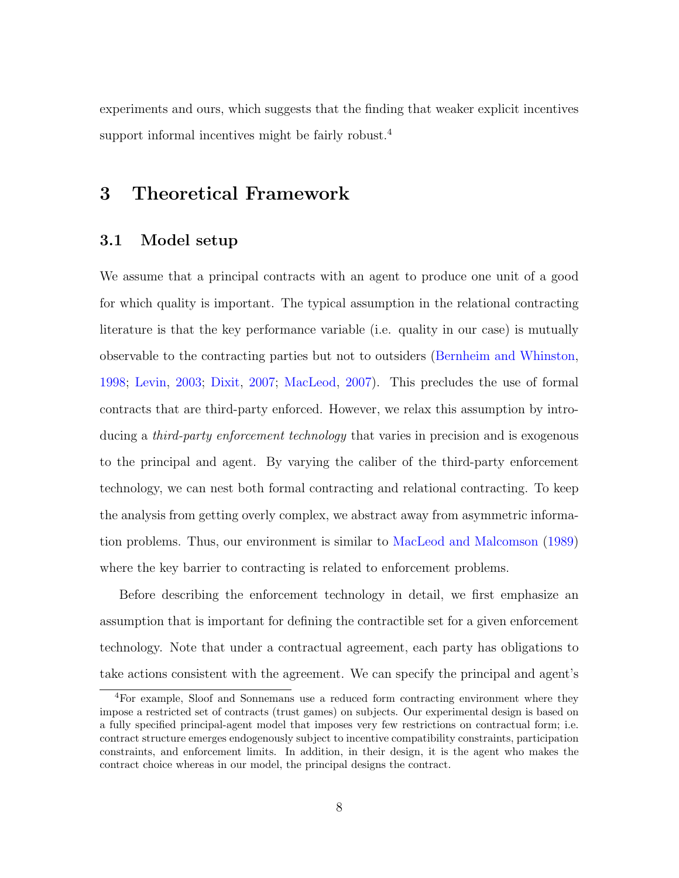experiments and ours, which suggests that the finding that weaker explicit incentives support informal incentives might be fairly robust.[4]

# 3 Theoretical Framework

## 3.1 Model setup

We assume that a principal contracts with an agent to produce one unit of a good for which quality is important. The typical assumption in the relational contracting literature is that the key performance variable (i.e. quality in our case) is mutually observable to the contracting parties but not to outsiders (Bernheim and Whinston, 1998; Levin, 2003; Dixit, 2007; MacLeod, 2007). This precludes the use of formal contracts that are third-party enforced. However, we relax this assumption by introducing a *third-party enforcement technology* that varies in precision and is exogenous to the principal and agent. By varying the caliber of the third-party enforcement technology, we can nest both formal contracting and relational contracting. To keep the analysis from getting overly complex, we abstract away from asymmetric information problems. Thus, our environment is similar to MacLeod and Malcomson (1989) where the key barrier to contracting is related to enforcement problems.

Before describing the enforcement technology in detail, we first emphasize an assumption that is important for defining the contractible set for a given enforcement technology. Note that under a contractual agreement, each party has obligations to take actions consistent with the agreement. We can specify the principal and agent's

[4] For example, Sloof and Sonnemans use a reduced form contracting environment where they impose a restricted set of contracts (trust games) on subjects. Our experimental design is based on a fully specified principal-agent model that imposes very few restrictions on contractual form; i.e. contract structure emerges endogenously subject to incentive compatibility constraints, participation constraints, and enforcement limits. In addition, in their design, it is the agent who makes the contract choice whereas in our model, the principal designs the contract.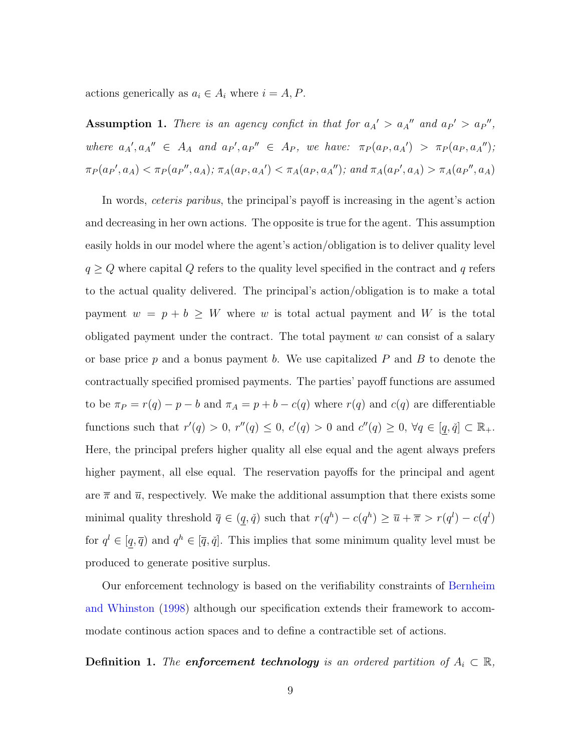actions generically as $a_i \in A_i$ where $i = A, P$.

**Assumption 1.** *There is an agency confict in that for ${a_A}' > {a_A}''$ and ${a_P}' > {a_P}''$, where ${a_A}', {a_A}'' \in A_A$ and ${a_P}', {a_P}'' \in A_P$, we have: $\pi_P(a_P, {a_A}') > \pi_P(a_P, {a_A}'')$; $\pi_P({a_P}', a_A) < \pi_P({a_P}'', a_A)$; $\pi_A(a_P, {a_A}') < \pi_A(a_P, {a_A}'')$; and $\pi_A({a_P}', a_A) > \pi_A({a_P}'', a_A)$*

In words, *ceteris paribus*, the principal's payoff is increasing in the agent's action and decreasing in her own actions. The opposite is true for the agent. This assumption easily holds in our model where the agent's action/obligation is to deliver quality level $q \geq Q$ where capital $Q$ refers to the quality level specified in the contract and $q$ refers to the actual quality delivered. The principal's action/obligation is to make a total payment $w = p + b \geq W$ where $w$ is total actual payment and $W$ is the total obligated payment under the contract. The total payment $w$ can consist of a salary or base price $p$ and a bonus payment $b$. We use capitalized $P$ and $B$ to denote the contractually specified promised payments. The parties' payoff functions are assumed to be $\pi_P = r(q) - p - b$ and $\pi_A = p + b - c(q)$ where $r(q)$ and $c(q)$ are differentiable functions such that $r'(q) > 0$, $r''(q) \leq 0$, $c'(q) > 0$ and $c''(q) \geq 0$, $\forall q \in [\underline{q}, \check{q}] \subset \mathbb{R}_+$. Here, the principal prefers higher quality all else equal and the agent always prefers higher payment, all else equal. The reservation payoffs for the principal and agent are $\overline{\pi}$ and $\overline{u}$, respectively. We make the additional assumption that there exists some minimal quality threshold $\overline{q} \in (\underline{q}, \check{q})$ such that $r(q^h) - c(q^h) \geq \overline{u} + \overline{\pi} > r(q^l) - c(q^l)$ for $q^l \in [\underline{q}, \overline{q})$ and $q^h \in [\overline{q}, \check{q}]$. This implies that some minimum quality level must be produced to generate positive surplus.

Our enforcement technology is based on the verifiability constraints of Bernheim and Whinston (1998) although our specification extends their framework to accommodate continous action spaces and to define a contractible set of actions.

**Definition 1.** *The **enforcement technology** is an ordered partition of $A_i \subset \mathbb{R}$,*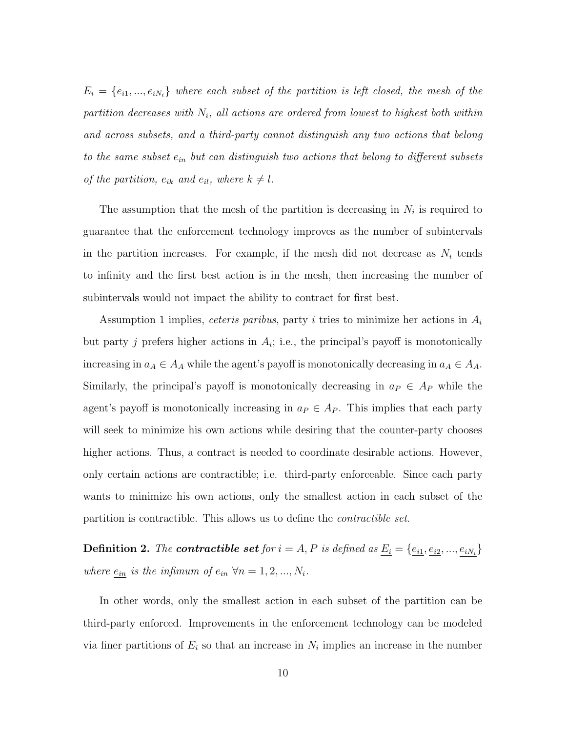*$E_i = \{e_{i1}, ..., e_{iN_i}\}$ where each subset of the partition is left closed, the mesh of the partition decreases with $N_i$, all actions are ordered from lowest to highest both within and across subsets, and a third-party cannot distinguish any two actions that belong to the same subset $e_{in}$ but can distinguish two actions that belong to different subsets of the partition, $e_{ik}$ and $e_{il}$, where $k \neq l$.*

The assumption that the mesh of the partition is decreasing in $N_i$ is required to guarantee that the enforcement technology improves as the number of subintervals in the partition increases. For example, if the mesh did not decrease as $N_i$ tends to infinity and the first best action is in the mesh, then increasing the number of subintervals would not impact the ability to contract for first best.

Assumption 1 implies, *ceteris paribus*, party $i$ tries to minimize her actions in $A_i$ but party $j$ prefers higher actions in $A_i$; i.e., the principal's payoff is monotonically increasing in $a_A \in A_A$ while the agent's payoff is monotonically decreasing in $a_A \in A_A$. Similarly, the principal's payoff is monotonically decreasing in $a_P \in A_P$ while the agent's payoff is monotonically increasing in $a_P \in A_P$. This implies that each party will seek to minimize his own actions while desiring that the counter-party chooses higher actions. Thus, a contract is needed to coordinate desirable actions. However, only certain actions are contractible; i.e. third-party enforceable. Since each party wants to minimize his own actions, only the smallest action in each subset of the partition is contractible. This allows us to define the *contractible set*.

**Definition 2.** *The* ***contractible set*** *for $i = A, P$ is defined as $\underline{E_i} = \{\underline{e_{i1}}, \underline{e_{i2}}, ..., \underline{e_{iN_i}}\}$ where $\underline{e_{in}}$ is the infimum of $e_{in}$ $\forall n = 1, 2, ..., N_i$.*

In other words, only the smallest action in each subset of the partition can be third-party enforced. Improvements in the enforcement technology can be modeled via finer partitions of $E_i$ so that an increase in $N_i$ implies an increase in the number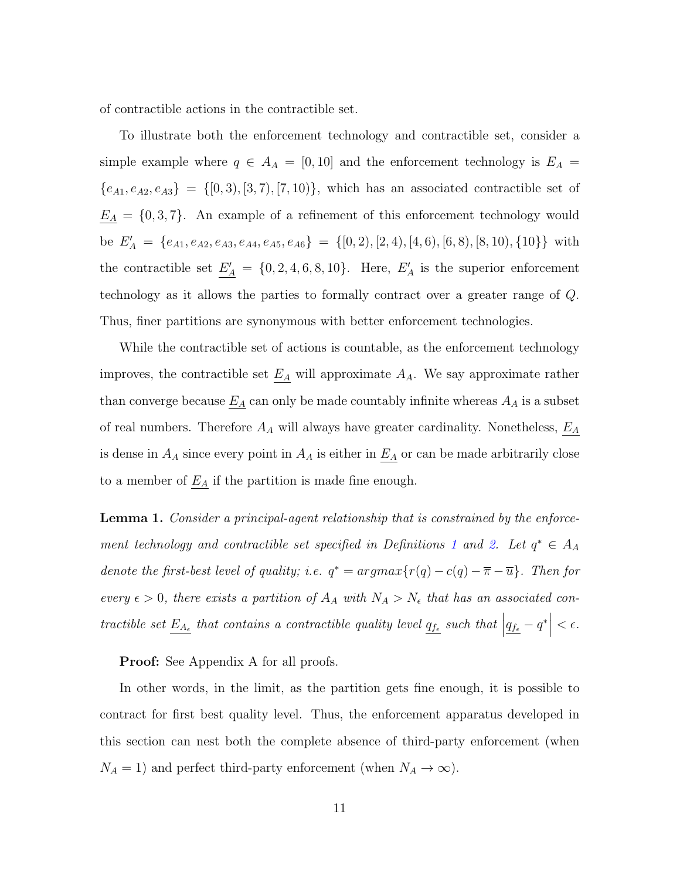of contractible actions in the contractible set.

To illustrate both the enforcement technology and contractible set, consider a simple example where $q \in A_A = [0, 10]$ and the enforcement technology is $E_A = \{e_{A1}, e_{A2}, e_{A3}\} = \{[0, 3), [3, 7), [7, 10)\}$, which has an associated contractible set of $\underline{E_A} = \{0, 3, 7\}$. An example of a refinement of this enforcement technology would be $E'_A = \{e_{A1}, e_{A2}, e_{A3}, e_{A4}, e_{A5}, e_{A6}\} = \{[0, 2), [2, 4), [4, 6), [6, 8), [8, 10), \{10\}\}$ with the contractible set $\underline{E'_A} = \{0, 2, 4, 6, 8, 10\}$. Here, $E'_A$ is the superior enforcement technology as it allows the parties to formally contract over a greater range of $Q$. Thus, finer partitions are synonymous with better enforcement technologies.

While the contractible set of actions is countable, as the enforcement technology improves, the contractible set $\underline{E_A}$ will approximate $A_A$. We say approximate rather than converge because $\underline{E_A}$ can only be made countably infinite whereas $A_A$ is a subset of real numbers. Therefore $A_A$ will always have greater cardinality. Nonetheless, $\underline{E_A}$ is dense in $A_A$ since every point in $A_A$ is either in $\underline{E_A}$ or can be made arbitrarily close to a member of $\underline{E_A}$ if the partition is made fine enough.

**Lemma 1.** *Consider a principal-agent relationship that is constrained by the enforcement technology and contractible set specified in Definitions 1 and 2. Let $q^* \in A_A$ denote the first-best level of quality; i.e. $q^* = argmax\{r(q) - c(q) - \overline{\pi} - \overline{u}\}$. Then for every $\epsilon > 0$, there exists a partition of $A_A$ with $N_A > N_\epsilon$ that has an associated contractible set $\underline{E_{A_\epsilon}}$ that contains a contractible quality level $\underline{q_{f_\epsilon}}$ such that $\left|\underline{q_{f_\epsilon}} - q^*\right| < \epsilon$.*

**Proof:** See Appendix A for all proofs.

In other words, in the limit, as the partition gets fine enough, it is possible to contract for first best quality level. Thus, the enforcement apparatus developed in this section can nest both the complete absence of third-party enforcement (when $N_A = 1$) and perfect third-party enforcement (when $N_A \to \infty$).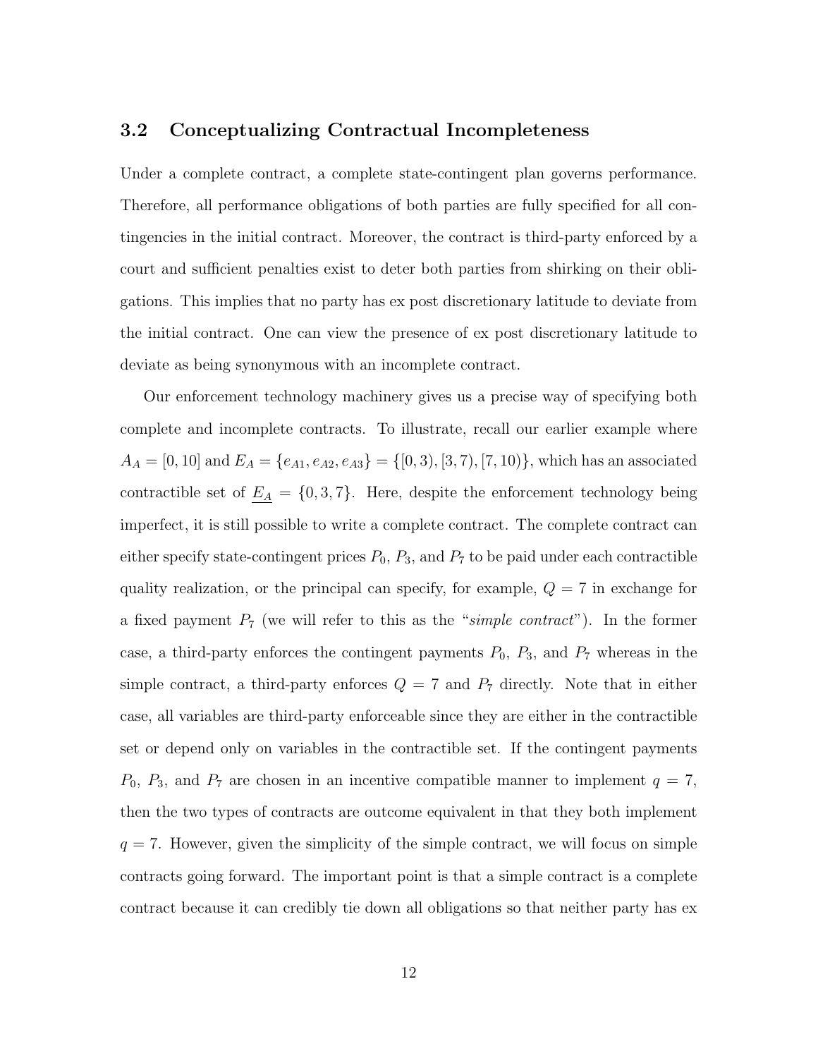### 3.2 Conceptualizing Contractual Incompleteness

Under a complete contract, a complete state-contingent plan governs performance. Therefore, all performance obligations of both parties are fully specified for all contingencies in the initial contract. Moreover, the contract is third-party enforced by a court and sufficient penalties exist to deter both parties from shirking on their obligations. This implies that no party has ex post discretionary latitude to deviate from the initial contract. One can view the presence of ex post discretionary latitude to deviate as being synonymous with an incomplete contract.

Our enforcement technology machinery gives us a precise way of specifying both complete and incomplete contracts. To illustrate, recall our earlier example where $A_A = [0, 10]$ and $E_A = \{e_{A1}, e_{A2}, e_{A3}\} = \{[0, 3), [3, 7), [7, 10)\}$, which has an associated contractible set of $\underline{E_A} = \{0, 3, 7\}$. Here, despite the enforcement technology being imperfect, it is still possible to write a complete contract. The complete contract can either specify state-contingent prices $P_0$, $P_3$, and $P_7$ to be paid under each contractible quality realization, or the principal can specify, for example, $Q = 7$ in exchange for a fixed payment $P_7$ (we will refer to this as the "*simple contract*"). In the former case, a third-party enforces the contingent payments $P_0$, $P_3$, and $P_7$ whereas in the simple contract, a third-party enforces $Q = 7$ and $P_7$ directly. Note that in either case, all variables are third-party enforceable since they are either in the contractible set or depend only on variables in the contractible set. If the contingent payments $P_0$, $P_3$, and $P_7$ are chosen in an incentive compatible manner to implement $q = 7$, then the two types of contracts are outcome equivalent in that they both implement $q = 7$. However, given the simplicity of the simple contract, we will focus on simple contracts going forward. The important point is that a simple contract is a complete contract because it can credibly tie down all obligations so that neither party has ex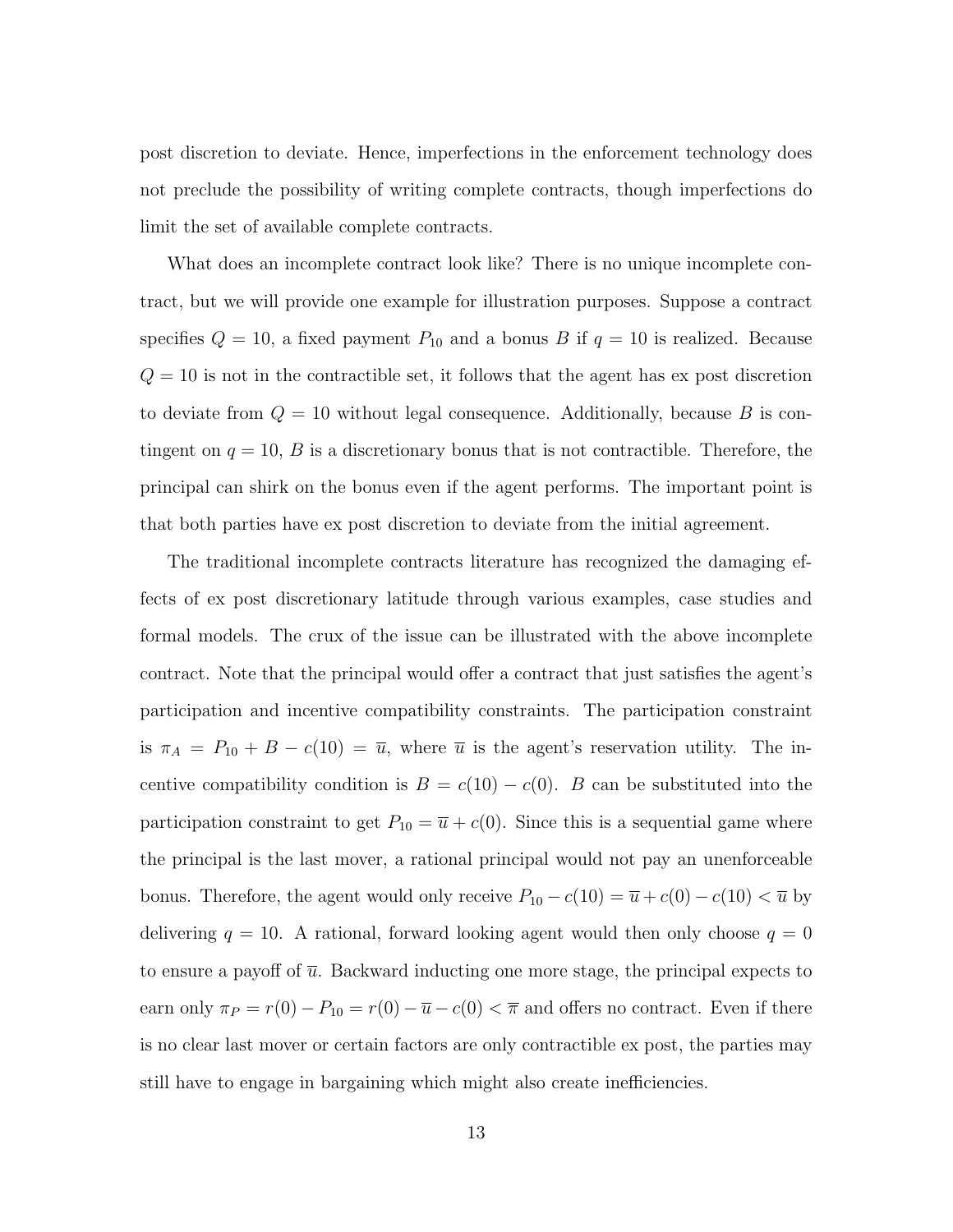post discretion to deviate. Hence, imperfections in the enforcement technology does not preclude the possibility of writing complete contracts, though imperfections do limit the set of available complete contracts.

What does an incomplete contract look like? There is no unique incomplete contract, but we will provide one example for illustration purposes. Suppose a contract specifies $Q = 10$, a fixed payment $P_{10}$ and a bonus $B$ if $q = 10$ is realized. Because $Q = 10$ is not in the contractible set, it follows that the agent has ex post discretion to deviate from $Q = 10$ without legal consequence. Additionally, because $B$ is contingent on $q = 10$, $B$ is a discretionary bonus that is not contractible. Therefore, the principal can shirk on the bonus even if the agent performs. The important point is that both parties have ex post discretion to deviate from the initial agreement.

The traditional incomplete contracts literature has recognized the damaging effects of ex post discretionary latitude through various examples, case studies and formal models. The crux of the issue can be illustrated with the above incomplete contract. Note that the principal would offer a contract that just satisfies the agent's participation and incentive compatibility constraints. The participation constraint is $\pi_A = P_{10} + B - c(10) = \overline{u}$, where $\overline{u}$ is the agent's reservation utility. The incentive compatibility condition is $B = c(10) - c(0)$. $B$ can be substituted into the participation constraint to get $P_{10} = \overline{u} + c(0)$. Since this is a sequential game where the principal is the last mover, a rational principal would not pay an unenforceable bonus. Therefore, the agent would only receive $P_{10} - c(10) = \overline{u} + c(0) - c(10) < \overline{u}$ by delivering $q = 10$. A rational, forward looking agent would then only choose $q = 0$ to ensure a payoff of $\overline{u}$. Backward inducting one more stage, the principal expects to earn only $\pi_P = r(0) - P_{10} = r(0) - \overline{u} - c(0) < \overline{\pi}$ and offers no contract. Even if there is no clear last mover or certain factors are only contractible ex post, the parties may still have to engage in bargaining which might also create inefficiencies.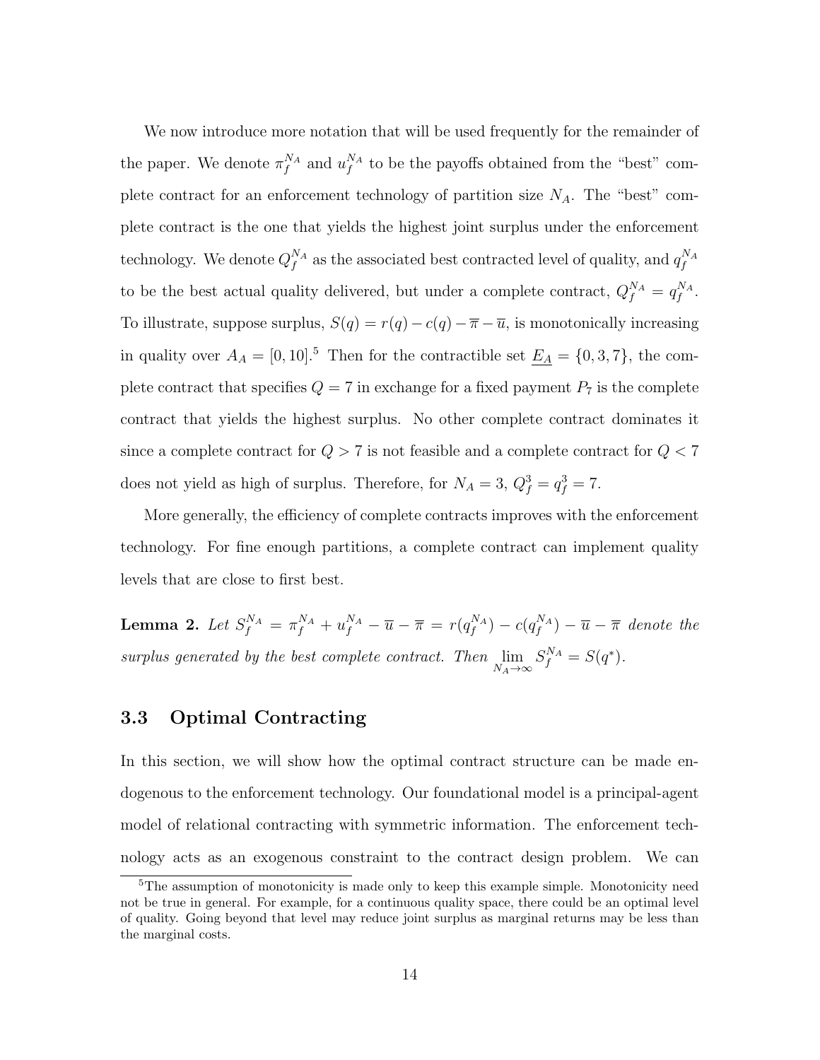We now introduce more notation that will be used frequently for the remainder of the paper. We denote $\pi_f^{N_A}$ and $u_f^{N_A}$ to be the payoffs obtained from the "best" complete contract for an enforcement technology of partition size $N_A$. The "best" complete contract is the one that yields the highest joint surplus under the enforcement technology. We denote $Q_f^{N_A}$ as the associated best contracted level of quality, and $q_f^{N_A}$ to be the best actual quality delivered, but under a complete contract, $Q_f^{N_A} = q_f^{N_A}$. To illustrate, suppose surplus, $S(q) = r(q) - c(q) - \overline{\pi} - \overline{u}$, is monotonically increasing in quality over $A_A = [0, 10]$.[5] Then for the contractible set $\underline{E_A} = \{0, 3, 7\}$, the complete contract that specifies $Q = 7$ in exchange for a fixed payment $P_7$ is the complete contract that yields the highest surplus. No other complete contract dominates it since a complete contract for $Q > 7$ is not feasible and a complete contract for $Q < 7$ does not yield as high of surplus. Therefore, for $N_A = 3$, $Q_f^3 = q_f^3 = 7$.

More generally, the efficiency of complete contracts improves with the enforcement technology. For fine enough partitions, a complete contract can implement quality levels that are close to first best.

**Lemma 2.** *Let $S_f^{N_A} = \pi_f^{N_A} + u_f^{N_A} - \overline{u} - \overline{\pi} = r(q_f^{N_A}) - c(q_f^{N_A}) - \overline{u} - \overline{\pi}$ denote the surplus generated by the best complete contract. Then $\lim_{N_A \to \infty} S_f^{N_A} = S(q^*)$.*

### 3.3 Optimal Contracting

In this section, we will show how the optimal contract structure can be made endogenous to the enforcement technology. Our foundational model is a principal-agent model of relational contracting with symmetric information. The enforcement technology acts as an exogenous constraint to the contract design problem. We can

[5] The assumption of monotonicity is made only to keep this example simple. Monotonicity need not be true in general. For example, for a continuous quality space, there could be an optimal level of quality. Going beyond that level may reduce joint surplus as marginal returns may be less than the marginal costs.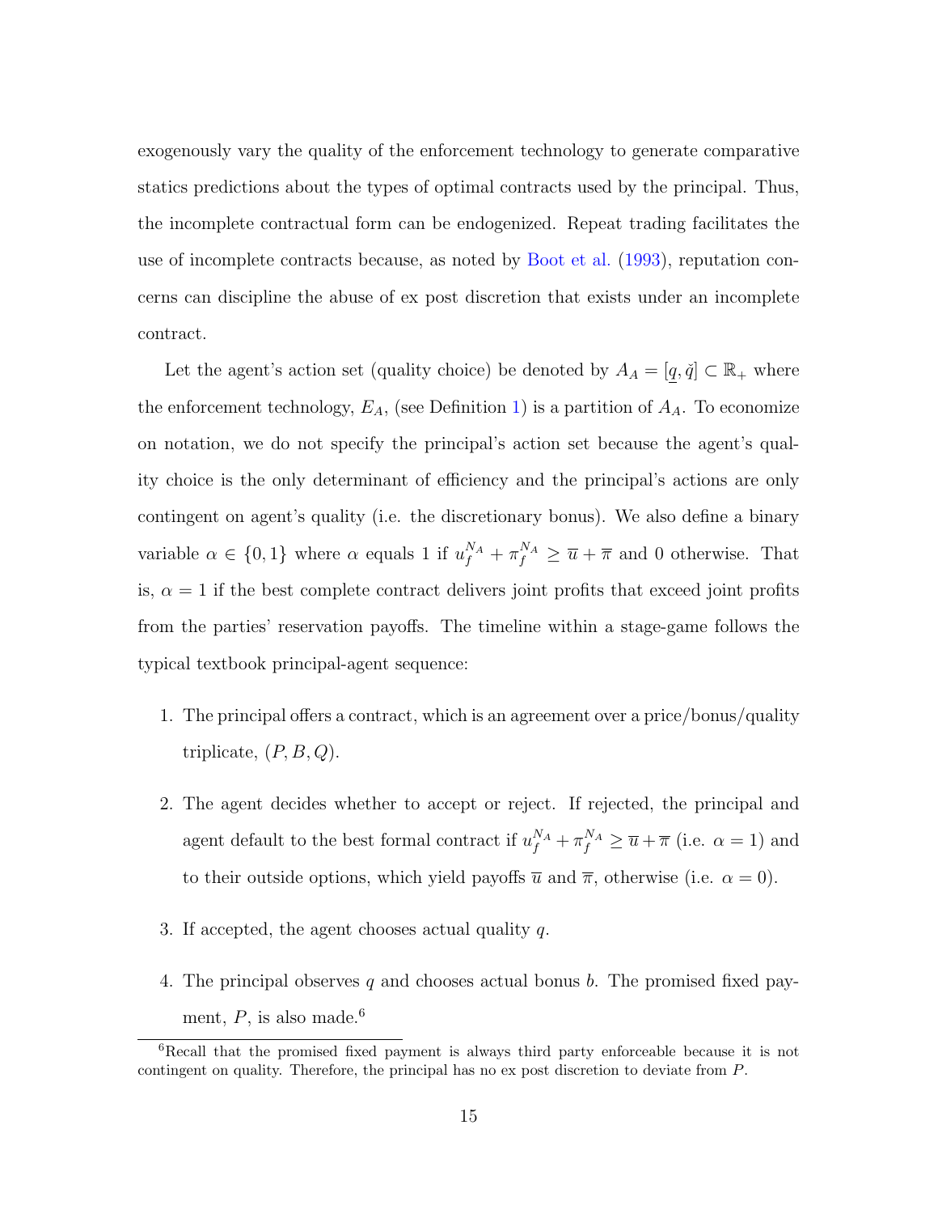exogenously vary the quality of the enforcement technology to generate comparative statics predictions about the types of optimal contracts used by the principal. Thus, the incomplete contractual form can be endogenized. Repeat trading facilitates the use of incomplete contracts because, as noted by Boot et al. (1993), reputation concerns can discipline the abuse of ex post discretion that exists under an incomplete contract.

Let the agent's action set (quality choice) be denoted by $A_A = [\underline{q}, \check{q}] \subset \mathbb{R}_+$ where the enforcement technology, $E_A$, (see Definition 1) is a partition of $A_A$. To economize on notation, we do not specify the principal's action set because the agent's quality choice is the only determinant of efficiency and the principal's actions are only contingent on agent's quality (i.e. the discretionary bonus). We also define a binary variable $\alpha \in \{0, 1\}$ where $\alpha$ equals 1 if $u_f^{N_A} + \pi_f^{N_A} \geq \overline{u} + \overline{\pi}$ and 0 otherwise. That is, $\alpha = 1$ if the best complete contract delivers joint profits that exceed joint profits from the parties' reservation payoffs. The timeline within a stage-game follows the typical textbook principal-agent sequence:

1. The principal offers a contract, which is an agreement over a price/bonus/quality triplicate, $(P, B, Q)$.
2. The agent decides whether to accept or reject. If rejected, the principal and agent default to the best formal contract if $u_f^{N_A} + \pi_f^{N_A} \geq \overline{u} + \overline{\pi}$ (i.e. $\alpha = 1$) and to their outside options, which yield payoffs $\overline{u}$ and $\overline{\pi}$, otherwise (i.e. $\alpha = 0$).
3. If accepted, the agent chooses actual quality $q$.
4. The principal observes $q$ and chooses actual bonus $b$. The promised fixed payment, $P$, is also made.[6]

[6]Recall that the promised fixed payment is always third party enforceable because it is not contingent on quality. Therefore, the principal has no ex post discretion to deviate from $P$.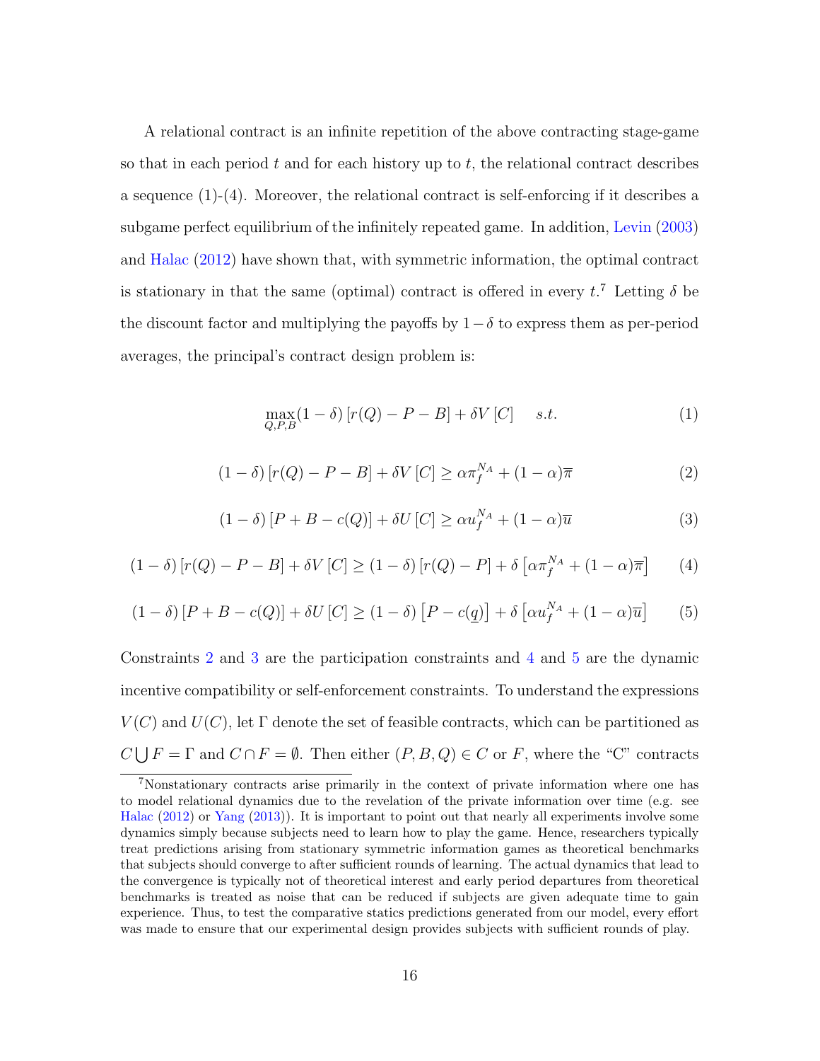A relational contract is an infinite repetition of the above contracting stage-game so that in each period $t$ and for each history up to $t$, the relational contract describes a sequence (1)-(4). Moreover, the relational contract is self-enforcing if it describes a subgame perfect equilibrium of the infinitely repeated game. In addition, Levin (2003) and Halac (2012) have shown that, with symmetric information, the optimal contract is stationary in that the same (optimal) contract is offered in every $t$.[7] Letting $\delta$ be the discount factor and multiplying the payoffs by $1-\delta$ to express them as per-period averages, the principal's contract design problem is:

$$\max_{Q,P,B}(1-\delta)\left[r(Q)-P-B\right]+\delta V\left[C\right] \quad s.t. \tag{1}$$

$$(1-\delta)\left[r(Q)-P-B\right]+\delta V\left[C\right] \geq \alpha\pi_f^{N_A}+(1-\alpha)\overline{\pi} \tag{2}$$

$$(1-\delta)\left[P+B-c(Q)\right]+\delta U\left[C\right] \geq \alpha u_f^{N_A}+(1-\alpha)\overline{u} \tag{3}$$

$$(1-\delta)\left[r(Q)-P-B\right]+\delta V\left[C\right] \geq (1-\delta)\left[r(Q)-P\right]+\delta\left[\alpha\pi_f^{N_A}+(1-\alpha)\overline{\pi}\right] \tag{4}$$

$$(1-\delta)\left[P+B-c(Q)\right]+\delta U\left[C\right] \geq (1-\delta)\left[P-c(\underline{q})\right]+\delta\left[\alpha u_f^{N_A}+(1-\alpha)\overline{u}\right] \tag{5}$$

Constraints 2 and 3 are the participation constraints and 4 and 5 are the dynamic incentive compatibility or self-enforcement constraints. To understand the expressions $V(C)$ and $U(C)$, let $\Gamma$ denote the set of feasible contracts, which can be partitioned as $C\bigcup F=\Gamma$ and $C\cap F=\emptyset$. Then either $(P,B,Q)\in C$ or $F$, where the "C" contracts

[7] Nonstationary contracts arise primarily in the context of private information where one has to model relational dynamics due to the revelation of the private information over time (e.g. see Halac (2012) or Yang (2013)). It is important to point out that nearly all experiments involve some dynamics simply because subjects need to learn how to play the game. Hence, researchers typically treat predictions arising from stationary symmetric information games as theoretical benchmarks that subjects should converge to after sufficient rounds of learning. The actual dynamics that lead to the convergence is typically not of theoretical interest and early period departures from theoretical benchmarks is treated as noise that can be reduced if subjects are given adequate time to gain experience. Thus, to test the comparative statics predictions generated from our model, every effort was made to ensure that our experimental design provides subjects with sufficient rounds of play.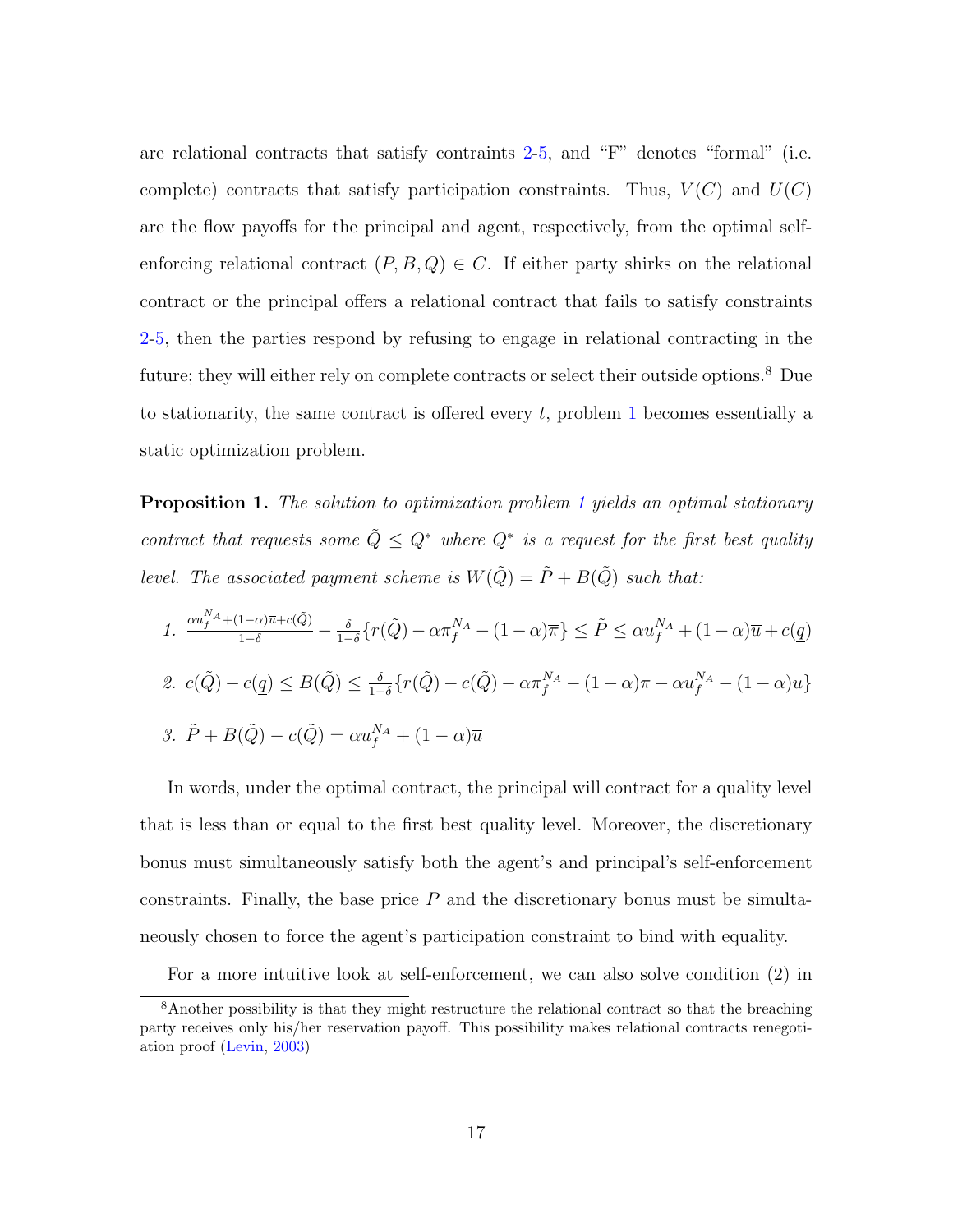are relational contracts that satisfy contraints 2-5, and "F" denotes "formal" (i.e. complete) contracts that satisfy participation constraints. Thus, $V(C)$ and $U(C)$ are the flow payoffs for the principal and agent, respectively, from the optimal self-enforcing relational contract $(P, B, Q) \in C$. If either party shirks on the relational contract or the principal offers a relational contract that fails to satisfy constraints 2-5, then the parties respond by refusing to engage in relational contracting in the future; they will either rely on complete contracts or select their outside options.[8] Due to stationarity, the same contract is offered every $t$, problem 1 becomes essentially a static optimization problem.

**Proposition 1.** *The solution to optimization problem 1 yields an optimal stationary contract that requests some $\tilde{Q} \leq Q^*$ where $Q^*$ is a request for the first best quality level. The associated payment scheme is $W(\tilde{Q}) = \tilde{P} + B(\tilde{Q})$ such that:*

1. $\frac{\alpha u_f^{N_A} + (1-\alpha)\overline{u} + c(\tilde{Q})}{1-\delta} - \frac{\delta}{1-\delta}\{r(\tilde{Q}) - \alpha \pi_f^{N_A} - (1-\alpha)\overline{\pi}\} \leq \tilde{P} \leq \alpha u_f^{N_A} + (1-\alpha)\overline{u} + c(\underline{q})$

2. $c(\tilde{Q}) - c(\underline{q}) \leq B(\tilde{Q}) \leq \frac{\delta}{1-\delta}\{r(\tilde{Q}) - c(\tilde{Q}) - \alpha \pi_f^{N_A} - (1-\alpha)\overline{\pi} - \alpha u_f^{N_A} - (1-\alpha)\overline{u}\}$

3. $\tilde{P} + B(\tilde{Q}) - c(\tilde{Q}) = \alpha u_f^{N_A} + (1-\alpha)\overline{u}$

In words, under the optimal contract, the principal will contract for a quality level that is less than or equal to the first best quality level. Moreover, the discretionary bonus must simultaneously satisfy both the agent's and principal's self-enforcement constraints. Finally, the base price $P$ and the discretionary bonus must be simultaneously chosen to force the agent's participation constraint to bind with equality.

For a more intuitive look at self-enforcement, we can also solve condition (2) in

[8] Another possibility is that they might restructure the relational contract so that the breaching party receives only his/her reservation payoff. This possibility makes relational contracts renegotiation proof (Levin, 2003)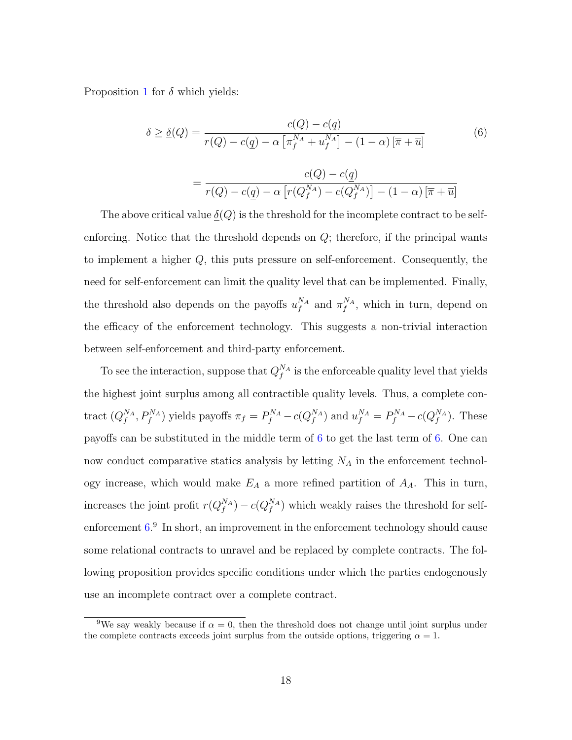Proposition 1 for $\delta$ which yields:

$$\delta \geq \underline{\delta}(Q) = \frac{c(Q) - c(\underline{q})}{r(Q) - c(\underline{q}) - \alpha\left[\pi_f^{N_A} + u_f^{N_A}\right] - (1-\alpha)\left[\overline{\pi} + \overline{u}\right]} \tag{6}$$

$$= \frac{c(Q) - c(\underline{q})}{r(Q) - c(\underline{q}) - \alpha\left[r(Q_f^{N_A}) - c(Q_f^{N_A})\right] - (1-\alpha)\left[\overline{\pi} + \overline{u}\right]}$$

The above critical value $\underline{\delta}(Q)$ is the threshold for the incomplete contract to be self-enforcing. Notice that the threshold depends on $Q$; therefore, if the principal wants to implement a higher $Q$, this puts pressure on self-enforcement. Consequently, the need for self-enforcement can limit the quality level that can be implemented. Finally, the threshold also depends on the payoffs $u_f^{N_A}$ and $\pi_f^{N_A}$, which in turn, depend on the efficacy of the enforcement technology. This suggests a non-trivial interaction between self-enforcement and third-party enforcement.

To see the interaction, suppose that $Q_f^{N_A}$ is the enforceable quality level that yields the highest joint surplus among all contractible quality levels. Thus, a complete contract $(Q_f^{N_A}, P_f^{N_A})$ yields payoffs $\pi_f = P_f^{N_A} - c(Q_f^{N_A})$ and $u_f^{N_A} = P_f^{N_A} - c(Q_f^{N_A})$. These payoffs can be substituted in the middle term of 6 to get the last term of 6. One can now conduct comparative statics analysis by letting $N_A$ in the enforcement technology increase, which would make $E_A$ a more refined partition of $A_A$. This in turn, increases the joint profit $r(Q_f^{N_A}) - c(Q_f^{N_A})$ which weakly raises the threshold for self-enforcement 6.[9] In short, an improvement in the enforcement technology should cause some relational contracts to unravel and be replaced by complete contracts. The following proposition provides specific conditions under which the parties endogenously use an incomplete contract over a complete contract.

[9] We say weakly because if $\alpha = 0$, then the threshold does not change until joint surplus under the complete contracts exceeds joint surplus from the outside options, triggering $\alpha = 1$.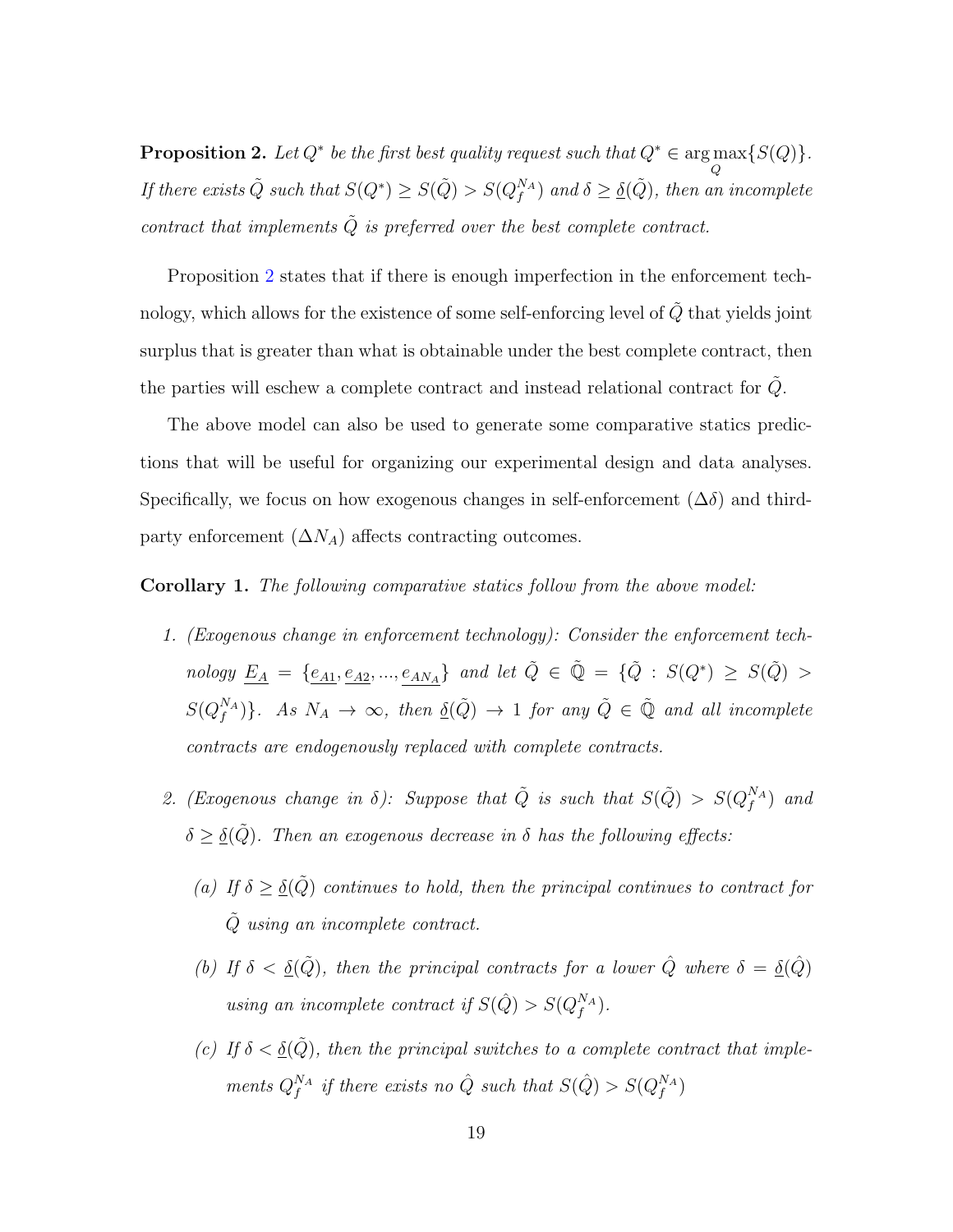**Proposition 2.** *Let $Q^*$ be the first best quality request such that $Q^* \in \arg\max_{Q}\{S(Q)\}$. If there exists $\tilde{Q}$ such that $S(Q^*) \geq S(\tilde{Q}) > S(Q_f^{N_A})$ and $\delta \geq \underline{\delta}(\tilde{Q})$, then an incomplete contract that implements $\tilde{Q}$ is preferred over the best complete contract.*

Proposition 2 states that if there is enough imperfection in the enforcement technology, which allows for the existence of some self-enforcing level of $\tilde{Q}$ that yields joint surplus that is greater than what is obtainable under the best complete contract, then the parties will eschew a complete contract and instead relational contract for $\tilde{Q}$.

The above model can also be used to generate some comparative statics predictions that will be useful for organizing our experimental design and data analyses. Specifically, we focus on how exogenous changes in self-enforcement ($\Delta\delta$) and third-party enforcement ($\Delta N_A$) affects contracting outcomes.

**Corollary 1.** *The following comparative statics follow from the above model:*

1. *(Exogenous change in enforcement technology): Consider the enforcement technology $\underline{E_A} = \{\underline{e_{A1}}, \underline{e_{A2}}, ..., \underline{e_{AN_A}}\}$ and let $\tilde{Q} \in \tilde{\mathbb{Q}} = \{\tilde{Q} : S(Q^*) \geq S(\tilde{Q}) > S(Q_f^{N_A})\}$. As $N_A \to \infty$, then $\underline{\delta}(\tilde{Q}) \to 1$ for any $\tilde{Q} \in \tilde{\mathbb{Q}}$ and all incomplete contracts are endogenously replaced with complete contracts.*

2. *(Exogenous change in $\delta$): Suppose that $\tilde{Q}$ is such that $S(\tilde{Q}) > S(Q_f^{N_A})$ and $\delta \geq \underline{\delta}(\tilde{Q})$. Then an exogenous decrease in $\delta$ has the following effects:*

   *(a) If $\delta \geq \underline{\delta}(\tilde{Q})$ continues to hold, then the principal continues to contract for $\tilde{Q}$ using an incomplete contract.*

   *(b) If $\delta < \underline{\delta}(\tilde{Q})$, then the principal contracts for a lower $\hat{Q}$ where $\delta = \underline{\delta}(\hat{Q})$ using an incomplete contract if $S(\hat{Q}) > S(Q_f^{N_A})$.*

   *(c) If $\delta < \underline{\delta}(\tilde{Q})$, then the principal switches to a complete contract that implements $Q_f^{N_A}$ if there exists no $\hat{Q}$ such that $S(\hat{Q}) > S(Q_f^{N_A})$*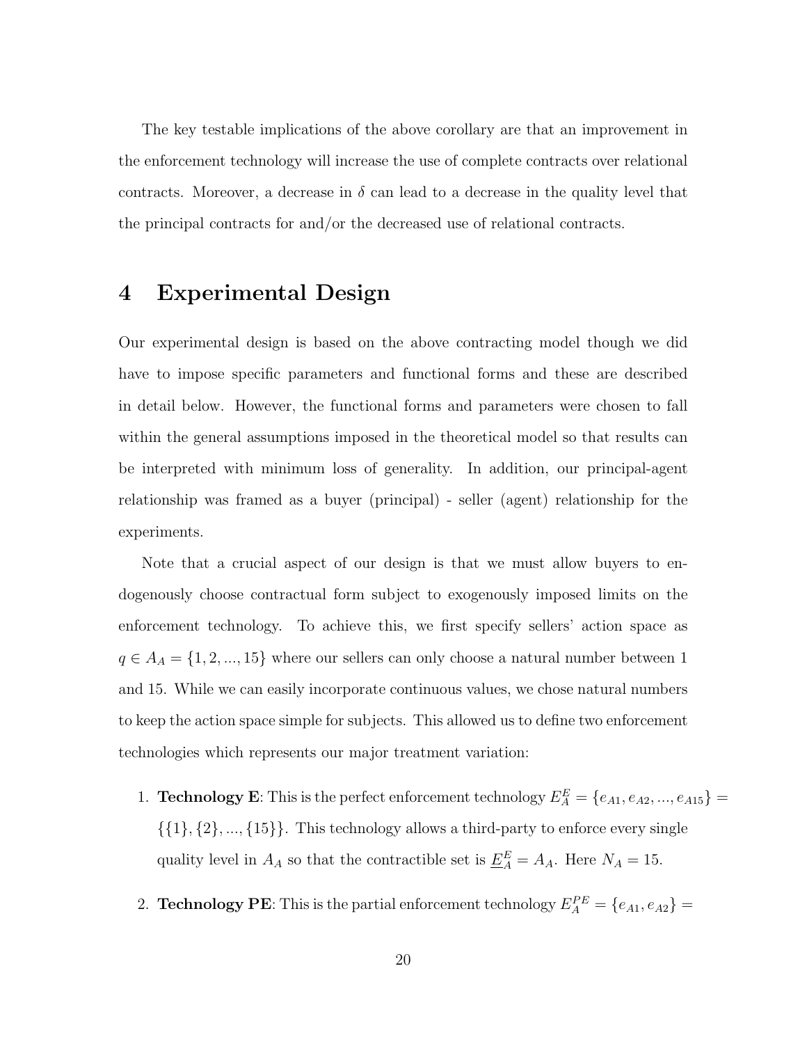The key testable implications of the above corollary are that an improvement in the enforcement technology will increase the use of complete contracts over relational contracts. Moreover, a decrease in $\delta$ can lead to a decrease in the quality level that the principal contracts for and/or the decreased use of relational contracts.

# 4 Experimental Design

Our experimental design is based on the above contracting model though we did have to impose specific parameters and functional forms and these are described in detail below. However, the functional forms and parameters were chosen to fall within the general assumptions imposed in the theoretical model so that results can be interpreted with minimum loss of generality. In addition, our principal-agent relationship was framed as a buyer (principal) - seller (agent) relationship for the experiments.

Note that a crucial aspect of our design is that we must allow buyers to endogenously choose contractual form subject to exogenously imposed limits on the enforcement technology. To achieve this, we first specify sellers' action space as $q \in A_A = \{1, 2, ..., 15\}$ where our sellers can only choose a natural number between 1 and 15. While we can easily incorporate continuous values, we chose natural numbers to keep the action space simple for subjects. This allowed us to define two enforcement technologies which represents our major treatment variation:

1. **Technology E**: This is the perfect enforcement technology $E_A^E = \{e_{A1}, e_{A2}, ..., e_{A15}\} = \{\{1\}, \{2\}, ..., \{15\}\}$. This technology allows a third-party to enforce every single quality level in $A_A$ so that the contractible set is $\underline{E}_A^E = A_A$. Here $N_A = 15$.

2. **Technology PE**: This is the partial enforcement technology $E_A^{PE} = \{e_{A1}, e_{A2}\} =$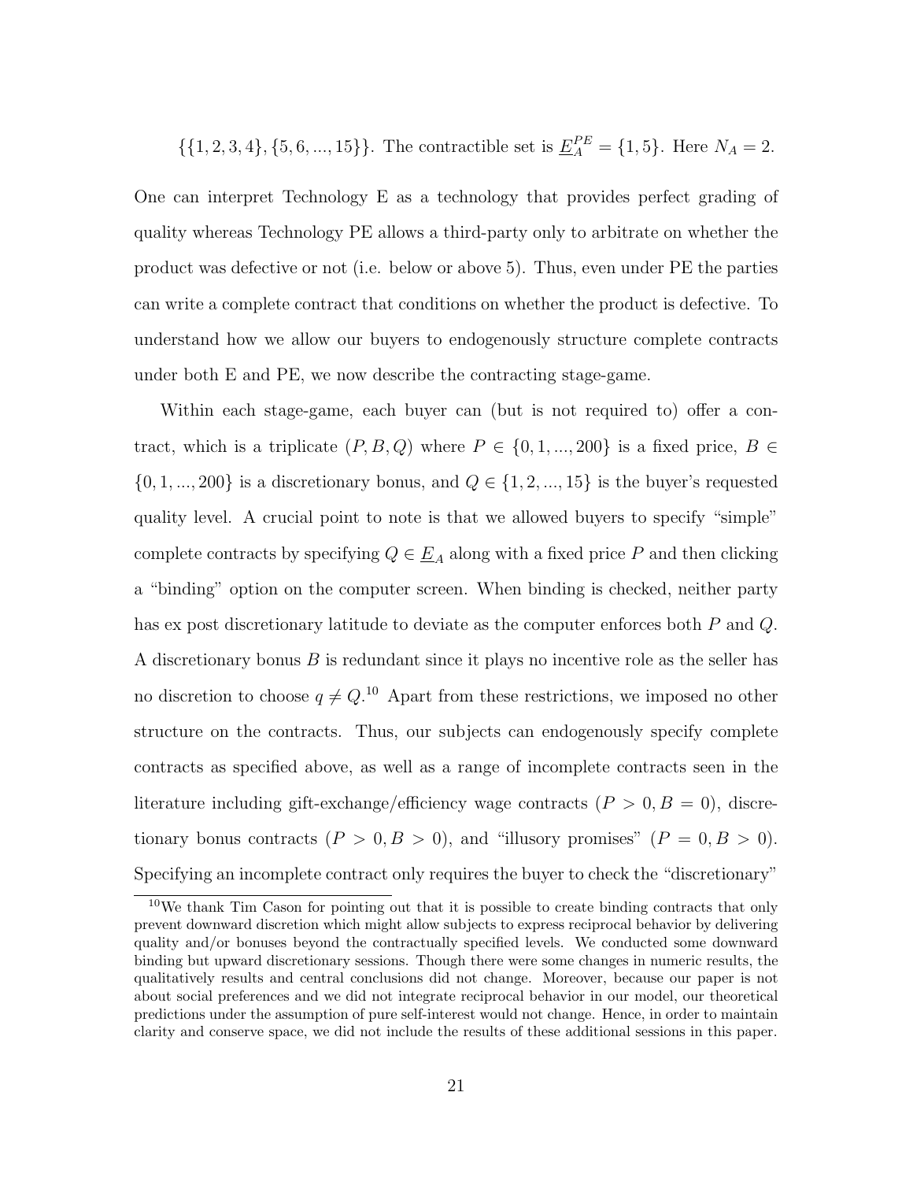$\{\{1, 2, 3, 4\}, \{5, 6, ..., 15\}\}$. The contractible set is $\underline{E}_A^{PE} = \{1, 5\}$. Here $N_A = 2$.

One can interpret Technology E as a technology that provides perfect grading of quality whereas Technology PE allows a third-party only to arbitrate on whether the product was defective or not (i.e. below or above 5). Thus, even under PE the parties can write a complete contract that conditions on whether the product is defective. To understand how we allow our buyers to endogenously structure complete contracts under both E and PE, we now describe the contracting stage-game.

Within each stage-game, each buyer can (but is not required to) offer a contract, which is a triplicate $(P, B, Q)$ where $P \in \{0, 1, ..., 200\}$ is a fixed price, $B \in \{0, 1, ..., 200\}$ is a discretionary bonus, and $Q \in \{1, 2, ..., 15\}$ is the buyer's requested quality level. A crucial point to note is that we allowed buyers to specify "simple" complete contracts by specifying $Q \in \underline{E}_A$ along with a fixed price $P$ and then clicking a "binding" option on the computer screen. When binding is checked, neither party has ex post discretionary latitude to deviate as the computer enforces both $P$ and $Q$. A discretionary bonus $B$ is redundant since it plays no incentive role as the seller has no discretion to choose $q \neq Q$.[10] Apart from these restrictions, we imposed no other structure on the contracts. Thus, our subjects can endogenously specify complete contracts as specified above, as well as a range of incomplete contracts seen in the literature including gift-exchange/efficiency wage contracts ($P > 0, B = 0$), discretionary bonus contracts ($P > 0, B > 0$), and "illusory promises" ($P = 0, B > 0$). Specifying an incomplete contract only requires the buyer to check the "discretionary"

[10] We thank Tim Cason for pointing out that it is possible to create binding contracts that only prevent downward discretion which might allow subjects to express reciprocal behavior by delivering quality and/or bonuses beyond the contractually specified levels. We conducted some downward binding but upward discretionary sessions. Though there were some changes in numeric results, the qualitatively results and central conclusions did not change. Moreover, because our paper is not about social preferences and we did not integrate reciprocal behavior in our model, our theoretical predictions under the assumption of pure self-interest would not change. Hence, in order to maintain clarity and conserve space, we did not include the results of these additional sessions in this paper.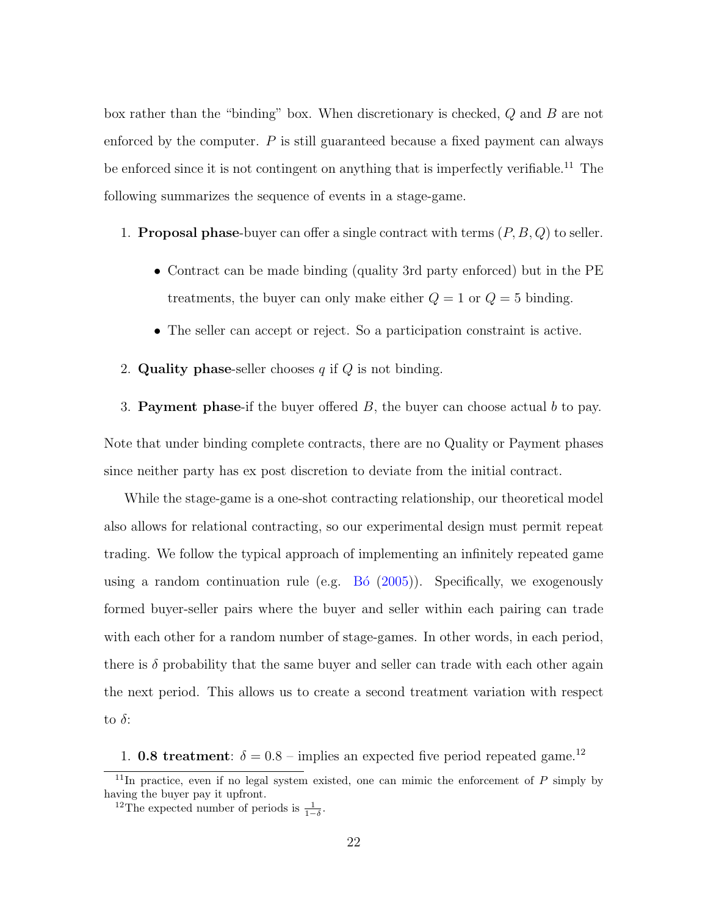box rather than the "binding" box. When discretionary is checked, $Q$ and $B$ are not enforced by the computer. $P$ is still guaranteed because a fixed payment can always be enforced since it is not contingent on anything that is imperfectly verifiable.[11] The following summarizes the sequence of events in a stage-game.

1. **Proposal phase**-buyer can offer a single contract with terms $(P, B, Q)$ to seller.
   - Contract can be made binding (quality 3rd party enforced) but in the PE treatments, the buyer can only make either $Q = 1$ or $Q = 5$ binding.
   - The seller can accept or reject. So a participation constraint is active.
2. **Quality phase**-seller chooses $q$ if $Q$ is not binding.
3. **Payment phase**-if the buyer offered $B$, the buyer can choose actual $b$ to pay.

Note that under binding complete contracts, there are no Quality or Payment phases since neither party has ex post discretion to deviate from the initial contract.

While the stage-game is a one-shot contracting relationship, our theoretical model also allows for relational contracting, so our experimental design must permit repeat trading. We follow the typical approach of implementing an infinitely repeated game using a random continuation rule (e.g. Bó (2005)). Specifically, we exogenously formed buyer-seller pairs where the buyer and seller within each pairing can trade with each other for a random number of stage-games. In other words, in each period, there is $\delta$ probability that the same buyer and seller can trade with each other again the next period. This allows us to create a second treatment variation with respect to $\delta$:

1. **0.8 treatment**: $\delta = 0.8$ – implies an expected five period repeated game.[12]

[11] In practice, even if no legal system existed, one can mimic the enforcement of $P$ simply by having the buyer pay it upfront.

[12] The expected number of periods is $\frac{1}{1-\delta}$.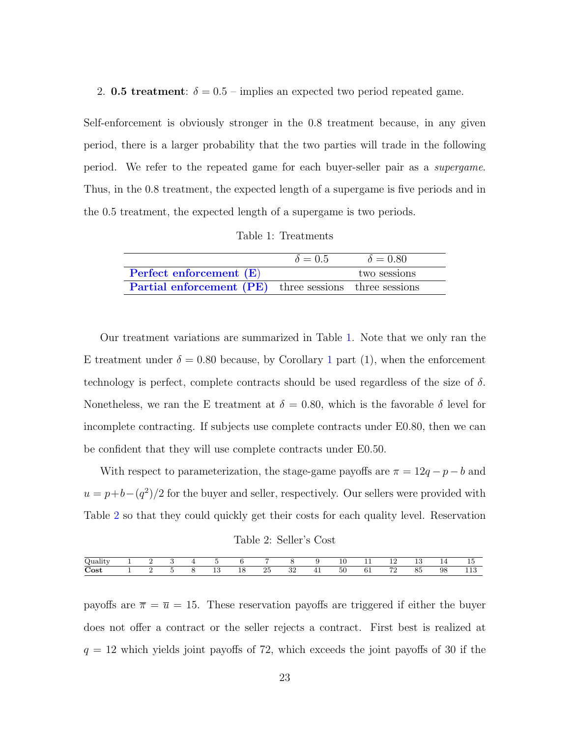2. **0.5 treatment**: $\delta = 0.5$ – implies an expected two period repeated game.

Self-enforcement is obviously stronger in the 0.8 treatment because, in any given period, there is a larger probability that the two parties will trade in the following period. We refer to the repeated game for each buyer-seller pair as a *supergame*. Thus, in the 0.8 treatment, the expected length of a supergame is five periods and in the 0.5 treatment, the expected length of a supergame is two periods.

Table 1: Treatments

| | $\delta = 0.5$ | $\delta = 0.80$ |
|---|---|---|
| **Perfect enforcement (E)** | | two sessions |
| **Partial enforcement (PE)** | three sessions | three sessions |

Our treatment variations are summarized in Table 1. Note that we only ran the E treatment under $\delta = 0.80$ because, by Corollary 1 part (1), when the enforcement technology is perfect, complete contracts should be used regardless of the size of $\delta$. Nonetheless, we ran the E treatment at $\delta = 0.80$, which is the favorable $\delta$ level for incomplete contracting. If subjects use complete contracts under E0.80, then we can be confident that they will use complete contracts under E0.50.

With respect to parameterization, the stage-game payoffs are $\pi = 12q - p - b$ and $u = p + b - (q^2)/2$ for the buyer and seller, respectively. Our sellers were provided with Table 2 so that they could quickly get their costs for each quality level. Reservation payoffs are $\overline{\pi} = \overline{u} = 15$. These reservation payoffs are triggered if either the buyer does not offer a contract or the seller rejects a contract. First best is realized at $q = 12$ which yields joint payoffs of 72, which exceeds the joint payoffs of 30 if the

Table 2: Seller's Cost

| Quality | 1 | 2 | 3 | 4 | 5 | 6 | 7 | 8 | 9 | 10 | 11 | 12 | 13 | 14 | 15 |
|---|---|---|---|---|---|---|---|---|---|---|---|---|---|---|---|
| **Cost** | 1 | 2 | 5 | 8 | 13 | 18 | 25 | 32 | 41 | 50 | 61 | 72 | 85 | 98 | 113 |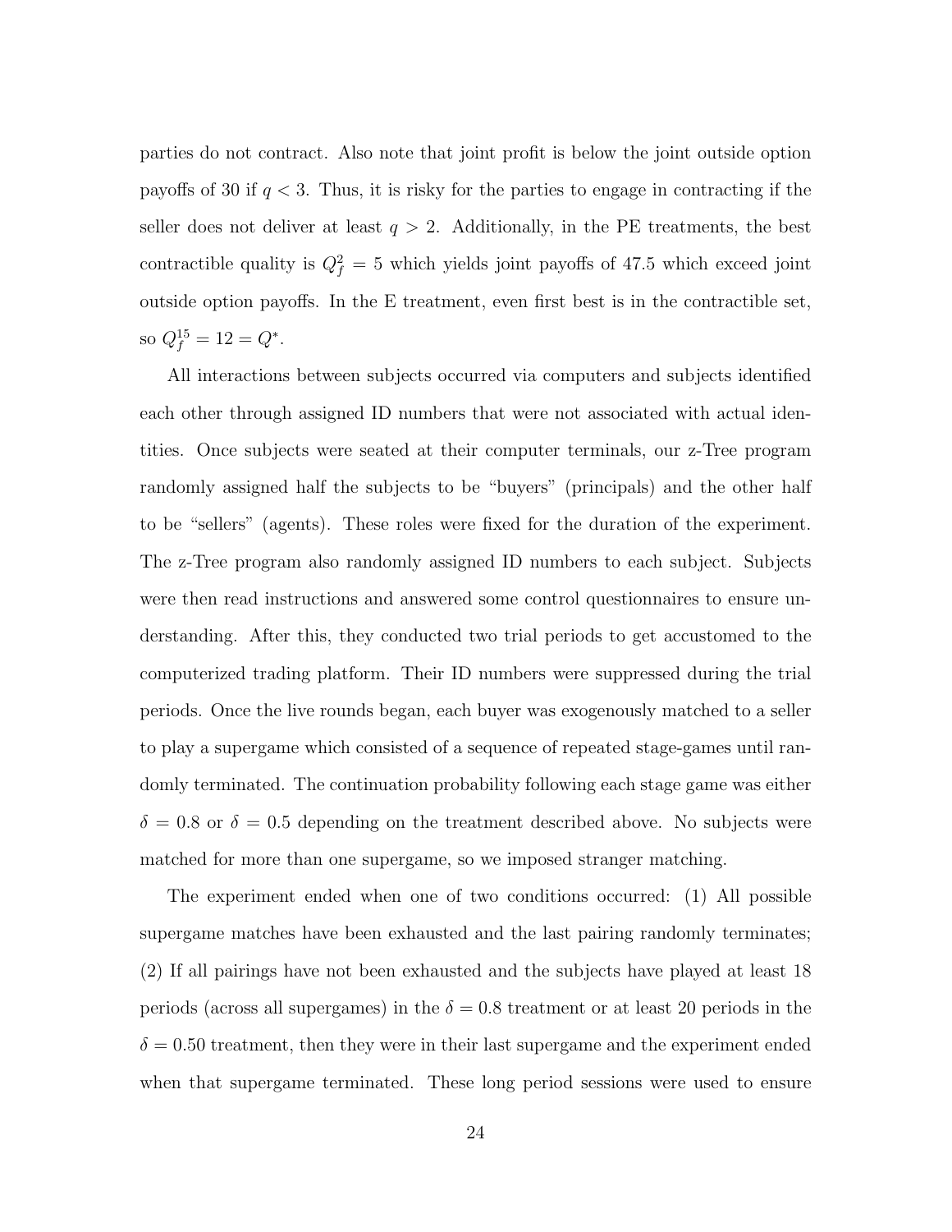parties do not contract. Also note that joint profit is below the joint outside option payoffs of 30 if $q < 3$. Thus, it is risky for the parties to engage in contracting if the seller does not deliver at least $q > 2$. Additionally, in the PE treatments, the best contractible quality is $Q_f^2 = 5$ which yields joint payoffs of 47.5 which exceed joint outside option payoffs. In the E treatment, even first best is in the contractible set, so $Q_f^{15} = 12 = Q^*$.

All interactions between subjects occurred via computers and subjects identified each other through assigned ID numbers that were not associated with actual identities. Once subjects were seated at their computer terminals, our z-Tree program randomly assigned half the subjects to be "buyers" (principals) and the other half to be "sellers" (agents). These roles were fixed for the duration of the experiment. The z-Tree program also randomly assigned ID numbers to each subject. Subjects were then read instructions and answered some control questionnaires to ensure understanding. After this, they conducted two trial periods to get accustomed to the computerized trading platform. Their ID numbers were suppressed during the trial periods. Once the live rounds began, each buyer was exogenously matched to a seller to play a supergame which consisted of a sequence of repeated stage-games until randomly terminated. The continuation probability following each stage game was either $\delta = 0.8$ or $\delta = 0.5$ depending on the treatment described above. No subjects were matched for more than one supergame, so we imposed stranger matching.

The experiment ended when one of two conditions occurred: (1) All possible supergame matches have been exhausted and the last pairing randomly terminates; (2) If all pairings have not been exhausted and the subjects have played at least 18 periods (across all supergames) in the $\delta = 0.8$ treatment or at least 20 periods in the $\delta = 0.50$ treatment, then they were in their last supergame and the experiment ended when that supergame terminated. These long period sessions were used to ensure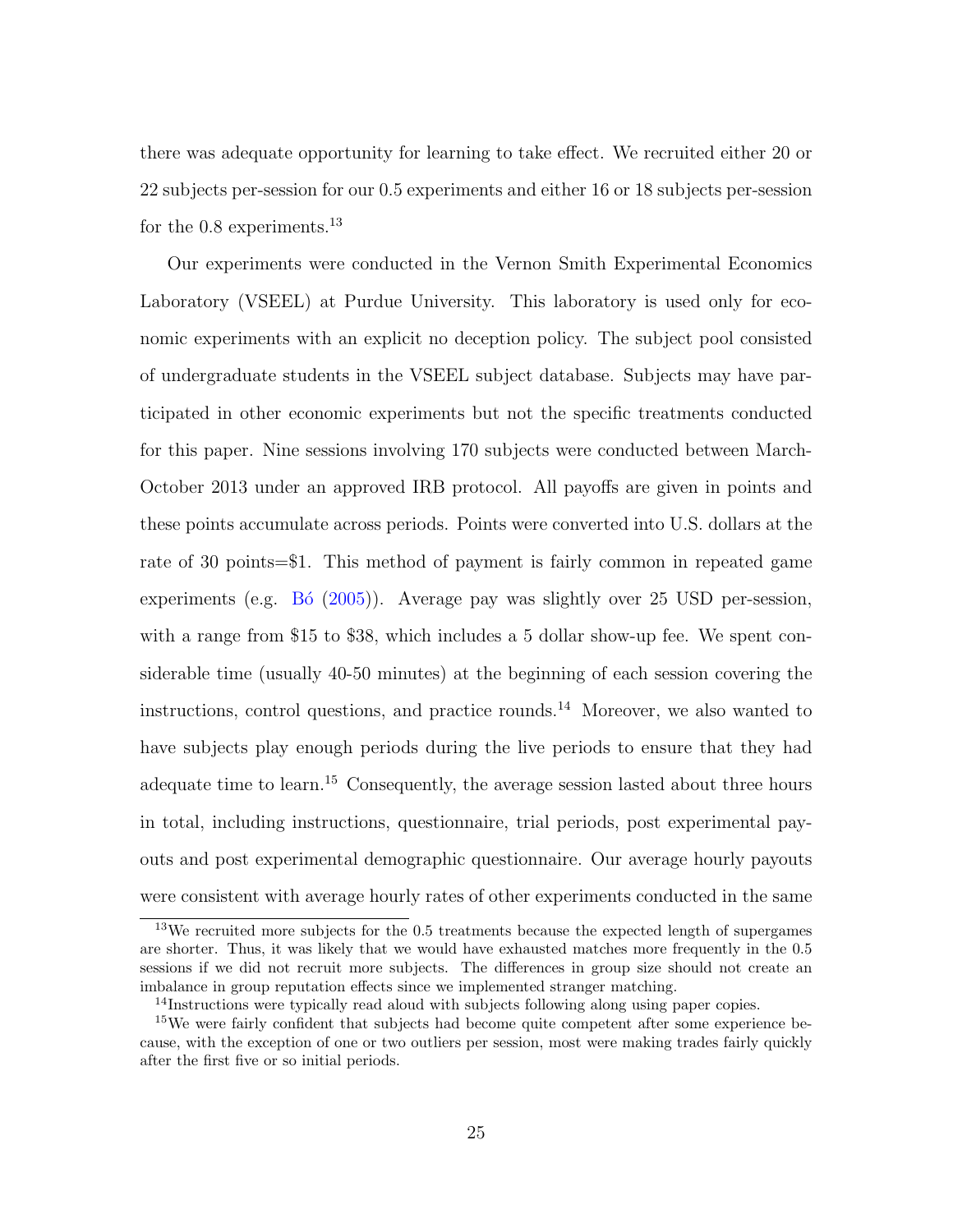there was adequate opportunity for learning to take effect. We recruited either 20 or 22 subjects per-session for our 0.5 experiments and either 16 or 18 subjects per-session for the 0.8 experiments.[13]

Our experiments were conducted in the Vernon Smith Experimental Economics Laboratory (VSEEL) at Purdue University. This laboratory is used only for economic experiments with an explicit no deception policy. The subject pool consisted of undergraduate students in the VSEEL subject database. Subjects may have participated in other economic experiments but not the specific treatments conducted for this paper. Nine sessions involving 170 subjects were conducted between March-October 2013 under an approved IRB protocol. All payoffs are given in points and these points accumulate across periods. Points were converted into U.S. dollars at the rate of 30 points=\$1. This method of payment is fairly common in repeated game experiments (e.g. Bó (2005)). Average pay was slightly over 25 USD per-session, with a range from \$15 to \$38, which includes a 5 dollar show-up fee. We spent considerable time (usually 40-50 minutes) at the beginning of each session covering the instructions, control questions, and practice rounds.[14] Moreover, we also wanted to have subjects play enough periods during the live periods to ensure that they had adequate time to learn.[15] Consequently, the average session lasted about three hours in total, including instructions, questionnaire, trial periods, post experimental payouts and post experimental demographic questionnaire. Our average hourly payouts were consistent with average hourly rates of other experiments conducted in the same

[13] We recruited more subjects for the 0.5 treatments because the expected length of supergames are shorter. Thus, it was likely that we would have exhausted matches more frequently in the 0.5 sessions if we did not recruit more subjects. The differences in group size should not create an imbalance in group reputation effects since we implemented stranger matching.

[14] Instructions were typically read aloud with subjects following along using paper copies.

[15] We were fairly confident that subjects had become quite competent after some experience because, with the exception of one or two outliers per session, most were making trades fairly quickly after the first five or so initial periods.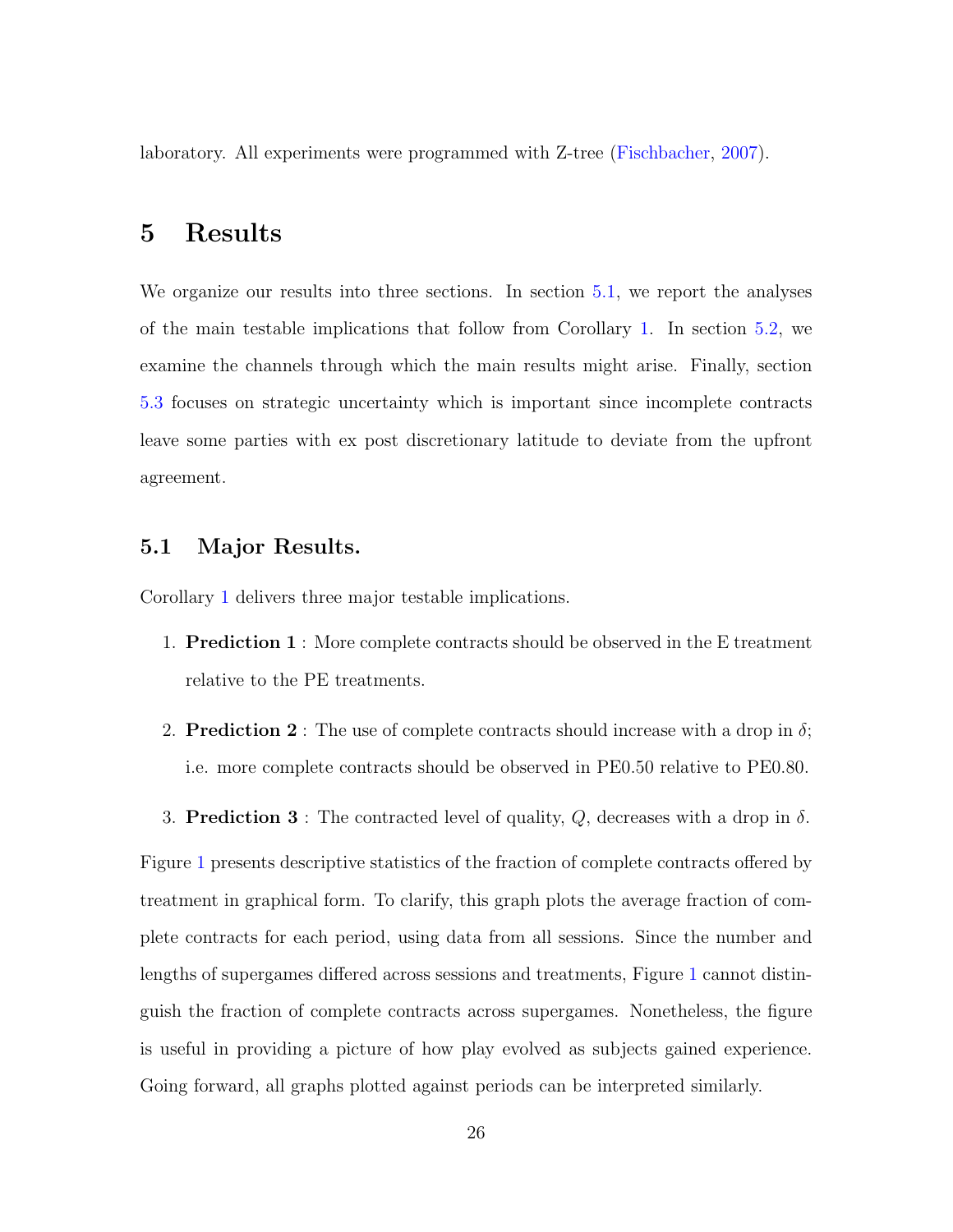laboratory. All experiments were programmed with Z-tree (Fischbacher, 2007).

# 5 Results

We organize our results into three sections. In section 5.1, we report the analyses of the main testable implications that follow from Corollary 1. In section 5.2, we examine the channels through which the main results might arise. Finally, section 5.3 focuses on strategic uncertainty which is important since incomplete contracts leave some parties with ex post discretionary latitude to deviate from the upfront agreement.

## 5.1 Major Results.

Corollary 1 delivers three major testable implications.

1. **Prediction 1** : More complete contracts should be observed in the E treatment relative to the PE treatments.
2. **Prediction 2** : The use of complete contracts should increase with a drop in $\delta$; i.e. more complete contracts should be observed in PE0.50 relative to PE0.80.
3. **Prediction 3** : The contracted level of quality, $Q$, decreases with a drop in $\delta$.

Figure 1 presents descriptive statistics of the fraction of complete contracts offered by treatment in graphical form. To clarify, this graph plots the average fraction of complete contracts for each period, using data from all sessions. Since the number and lengths of supergames differed across sessions and treatments, Figure 1 cannot distinguish the fraction of complete contracts across supergames. Nonetheless, the figure is useful in providing a picture of how play evolved as subjects gained experience. Going forward, all graphs plotted against periods can be interpreted similarly.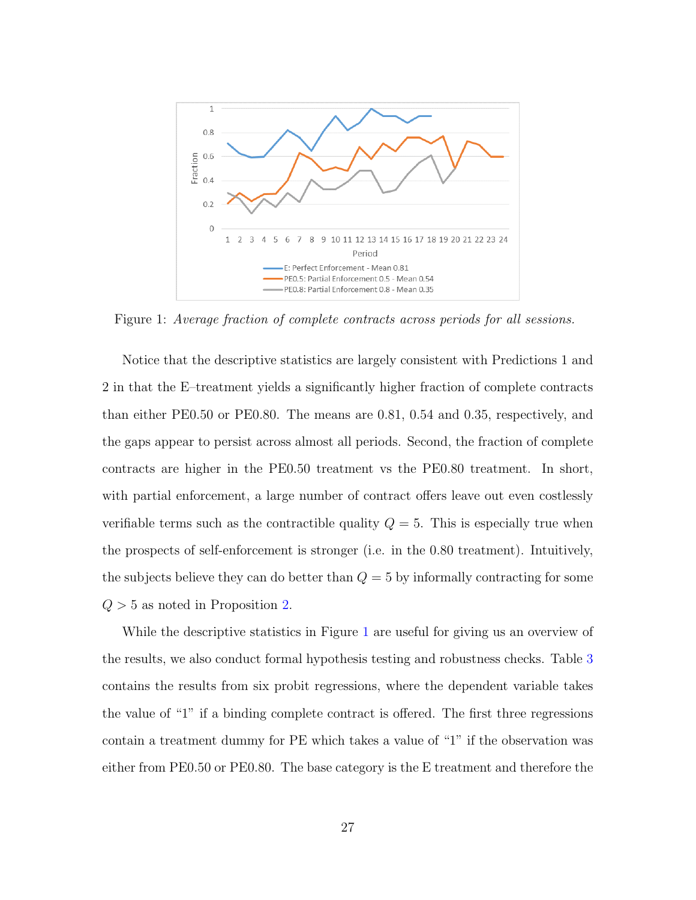Figure 1: *Average fraction of complete contracts across periods for all sessions.*

Notice that the descriptive statistics are largely consistent with Predictions 1 and 2 in that the E–treatment yields a significantly higher fraction of complete contracts than either PE0.50 or PE0.80. The means are 0.81, 0.54 and 0.35, respectively, and the gaps appear to persist across almost all periods. Second, the fraction of complete contracts are higher in the PE0.50 treatment vs the PE0.80 treatment. In short, with partial enforcement, a large number of contract offers leave out even costlessly verifiable terms such as the contractible quality $Q = 5$. This is especially true when the prospects of self-enforcement is stronger (i.e. in the 0.80 treatment). Intuitively, the subjects believe they can do better than $Q = 5$ by informally contracting for some $Q > 5$ as noted in Proposition 2.

While the descriptive statistics in Figure 1 are useful for giving us an overview of the results, we also conduct formal hypothesis testing and robustness checks. Table 3 contains the results from six probit regressions, where the dependent variable takes the value of "1" if a binding complete contract is offered. The first three regressions contain a treatment dummy for PE which takes a value of "1" if the observation was either from PE0.50 or PE0.80. The base category is the E treatment and therefore the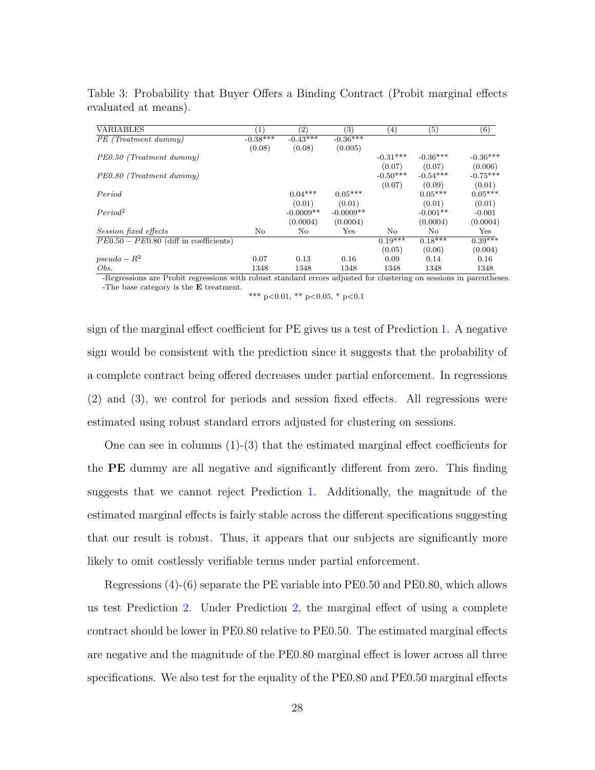Table 3: Probability that Buyer Offers a Binding Contract (Probit marginal effects evaluated at means).

| VARIABLES | (1) | (2) | (3) | (4) | (5) | (6) |
|---|---|---|---|---|---|---|
| *PE (Treatment dummy)* | -0.38*** | -0.43*** | -0.36*** | | | |
| | (0.08) | (0.08) | (0.005) | | | |
| *PE0.50 (Treatment dummy)* | | | | -0.31*** | -0.36*** | -0.36*** |
| | | | | (0.07) | (0.07) | (0.006) |
| *PE0.80 (Treatment dummy)* | | | | -0.50*** | -0.54*** | -0.75*** |
| | | | | (0.07) | (0.09) | (0.01) |
| *Period* | | 0.04*** | 0.05*** | | 0.05*** | 0.05*** |
| | | (0.01) | (0.01) | | (0.01) | (0.01) |
| *Period*$^2$ | | -0.0009** | -0.0009** | | -0.001** | -0.001 |
| | | (0.0004) | (0.0004) | | (0.0004) | (0.0004) |
| *Session fixed effects* | No | No | Yes | No | No | Yes |
| $PE0.50 - PE0.80$ (diff in coefficients) | | | | 0.19*** | 0.18*** | 0.39*** |
| | | | | (0.05) | (0.06) | (0.004) |
| $pseudo - R^2$ | 0.07 | 0.13 | 0.16 | 0.09 | 0.14 | 0.16 |
| *Obs.* | 1348 | 1348 | 1348 | 1348 | 1348 | 1348 |

-Regressions are Probit regressions with robust standard errors adjusted for clustering on sessions in parentheses.
-The base category is the **E** treatment.

*** p<0.01, ** p<0.05, * p<0.1

sign of the marginal effect coefficient for PE gives us a test of Prediction 1. A negative sign would be consistent with the prediction since it suggests that the probability of a complete contract being offered decreases under partial enforcement. In regressions (2) and (3), we control for periods and session fixed effects. All regressions were estimated using robust standard errors adjusted for clustering on sessions.

One can see in columns (1)-(3) that the estimated marginal effect coefficients for the **PE** dummy are all negative and significantly different from zero. This finding suggests that we cannot reject Prediction 1. Additionally, the magnitude of the estimated marginal effects is fairly stable across the different specifications suggesting that our result is robust. Thus, it appears that our subjects are significantly more likely to omit costlessly verifiable terms under partial enforcement.

Regressions (4)-(6) separate the PE variable into PE0.50 and PE0.80, which allows us test Prediction 2. Under Prediction 2, the marginal effect of using a complete contract should be lower in PE0.80 relative to PE0.50. The estimated marginal effects are negative and the magnitude of the PE0.80 marginal effect is lower across all three specifications. We also test for the equality of the PE0.80 and PE0.50 marginal effects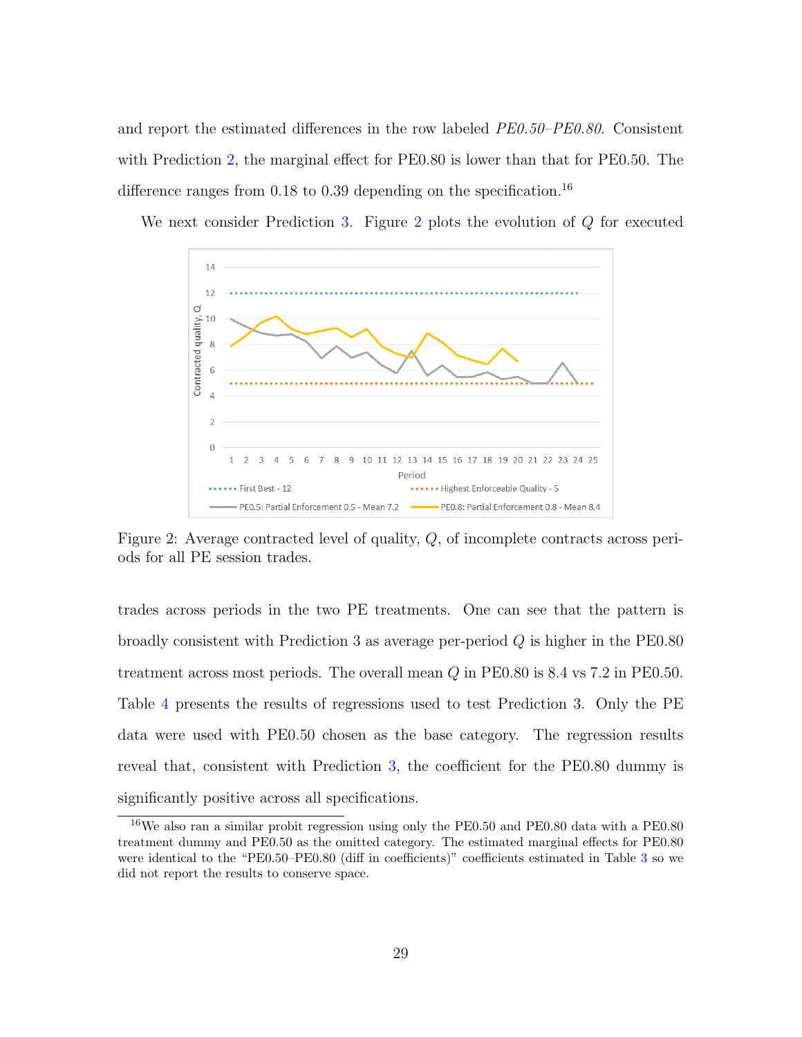and report the estimated differences in the row labeled *PE0.50–PE0.80*. Consistent with Prediction 2, the marginal effect for PE0.80 is lower than that for PE0.50. The difference ranges from 0.18 to 0.39 depending on the specification.[16]

We next consider Prediction 3. Figure 2 plots the evolution of $Q$ for executed

Figure 2: Average contracted level of quality, $Q$, of incomplete contracts across periods for all PE session trades.

trades across periods in the two PE treatments. One can see that the pattern is broadly consistent with Prediction 3 as average per-period $Q$ is higher in the PE0.80 treatment across most periods. The overall mean $Q$ in PE0.80 is 8.4 vs 7.2 in PE0.50. Table 4 presents the results of regressions used to test Prediction 3. Only the PE data were used with PE0.50 chosen as the base category. The regression results reveal that, consistent with Prediction 3, the coefficient for the PE0.80 dummy is significantly positive across all specifications.

[16] We also ran a similar probit regression using only the PE0.50 and PE0.80 data with a PE0.80 treatment dummy and PE0.50 as the omitted category. The estimated marginal effects for PE0.80 were identical to the "PE0.50–PE0.80 (diff in coefficients)" coefficients estimated in Table 3 so we did not report the results to conserve space.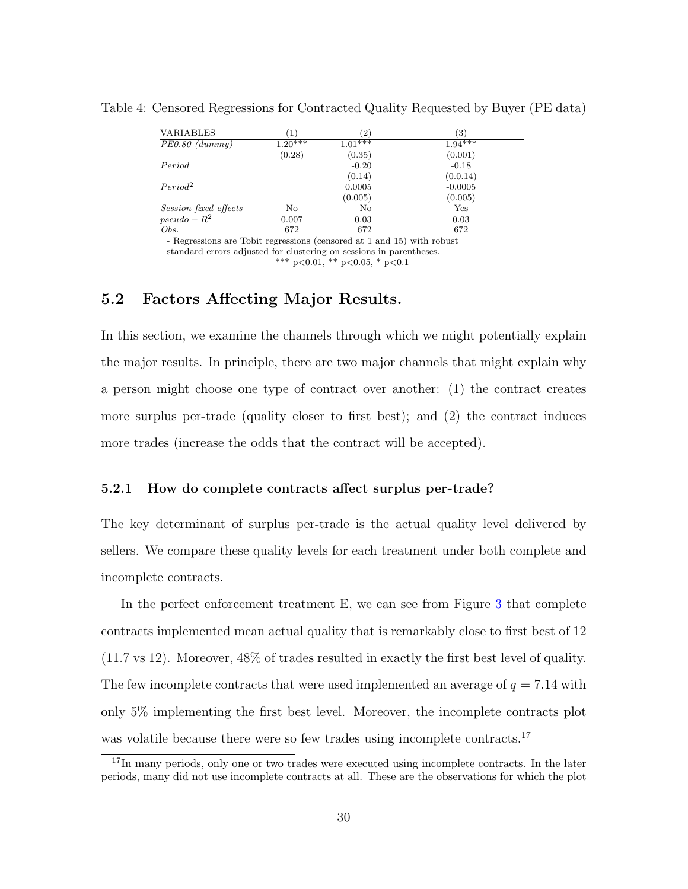Table 4: Censored Regressions for Contracted Quality Requested by Buyer (PE data)

| VARIABLES | (1) | (2) | (3) |
|---|---|---|---|
| *PE0.80 (dummy)* | 1.20*** | 1.01*** | 1.94*** |
| | (0.28) | (0.35) | (0.001) |
| *Period* | | -0.20 | -0.18 |
| | | (0.14) | (0.0.14) |
| $Period^2$ | | 0.0005 | -0.0005 |
| | | (0.005) | (0.005) |
| *Session fixed effects* | No | No | Yes |
| $pseudo - R^2$ | 0.007 | 0.03 | 0.03 |
| *Obs.* | 672 | 672 | 672 |

- Regressions are Tobit regressions (censored at 1 and 15) with robust standard errors adjusted for clustering on sessions in parentheses.
\*\*\* p<0.01, \*\* p<0.05, \* p<0.1

## 5.2 Factors Affecting Major Results.

In this section, we examine the channels through which we might potentially explain the major results. In principle, there are two major channels that might explain why a person might choose one type of contract over another: (1) the contract creates more surplus per-trade (quality closer to first best); and (2) the contract induces more trades (increase the odds that the contract will be accepted).

### 5.2.1 How do complete contracts affect surplus per-trade?

The key determinant of surplus per-trade is the actual quality level delivered by sellers. We compare these quality levels for each treatment under both complete and incomplete contracts.

In the perfect enforcement treatment E, we can see from Figure 3 that complete contracts implemented mean actual quality that is remarkably close to first best of 12 (11.7 vs 12). Moreover, 48% of trades resulted in exactly the first best level of quality. The few incomplete contracts that were used implemented an average of $q = 7.14$ with only 5% implementing the first best level. Moreover, the incomplete contracts plot was volatile because there were so few trades using incomplete contracts.[17]

[17] In many periods, only one or two trades were executed using incomplete contracts. In the later periods, many did not use incomplete contracts at all. These are the observations for which the plot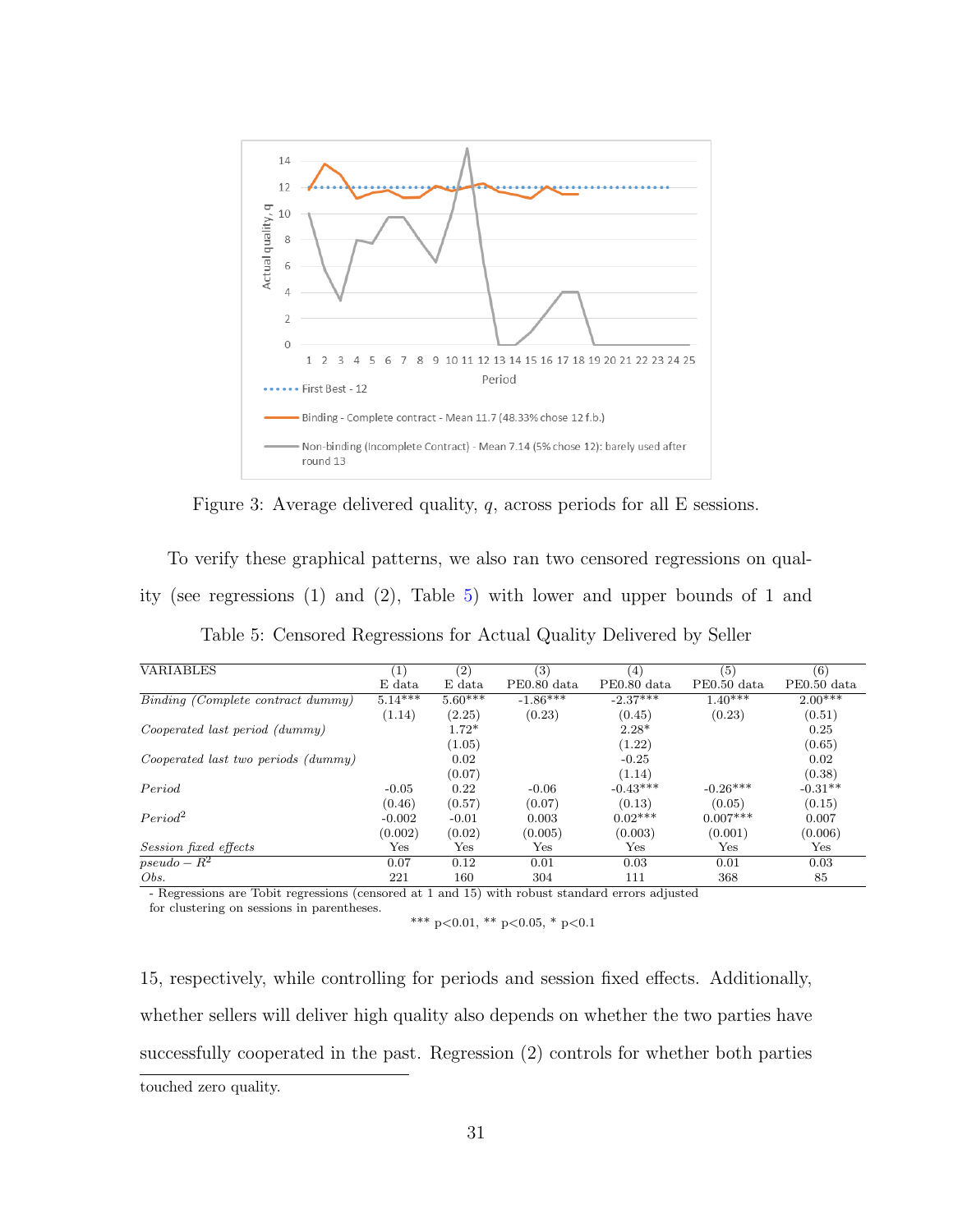Figure 3: Average delivered quality, $q$, across periods for all E sessions.

To verify these graphical patterns, we also ran two censored regressions on quality (see regressions (1) and (2), Table 5) with lower and upper bounds of 1 and 15, respectively, while controlling for periods and session fixed effects. Additionally, whether sellers will deliver high quality also depends on whether the two parties have successfully cooperated in the past. Regression (2) controls for whether both parties

Table 5: Censored Regressions for Actual Quality Delivered by Seller

| VARIABLES | (1) E data | (2) E data | (3) PE0.80 data | (4) PE0.80 data | (5) PE0.50 data | (6) PE0.50 data |
|---|---|---|---|---|---|---|
| *Binding (Complete contract dummy)* | 5.14*** | 5.60*** | -1.86*** | -2.37*** | 1.40*** | 2.00*** |
| | (1.14) | (2.25) | (0.23) | (0.45) | (0.23) | (0.51) |
| *Cooperated last period (dummy)* | | 1.72* | | 2.28* | | 0.25 |
| | | (1.05) | | (1.22) | | (0.65) |
| *Cooperated last two periods (dummy)* | | 0.02 | | -0.25 | | 0.02 |
| | | (0.07) | | (1.14) | | (0.38) |
| *Period* | -0.05 | 0.22 | -0.06 | -0.43*** | -0.26*** | -0.31** |
| | (0.46) | (0.57) | (0.07) | (0.13) | (0.05) | (0.15) |
| *Period*$^2$ | -0.002 | -0.01 | 0.003 | 0.02*** | 0.007*** | 0.007 |
| | (0.002) | (0.02) | (0.005) | (0.003) | (0.001) | (0.006) |
| *Session fixed effects* | Yes | Yes | Yes | Yes | Yes | Yes |
| *pseudo* $-R^2$ | 0.07 | 0.12 | 0.01 | 0.03 | 0.01 | 0.03 |
| *Obs.* | 221 | 160 | 304 | 111 | 368 | 85 |

- Regressions are Tobit regressions (censored at 1 and 15) with robust standard errors adjusted for clustering on sessions in parentheses.

*** $p<0.01$, ** $p<0.05$, * $p<0.1$

touched zero quality.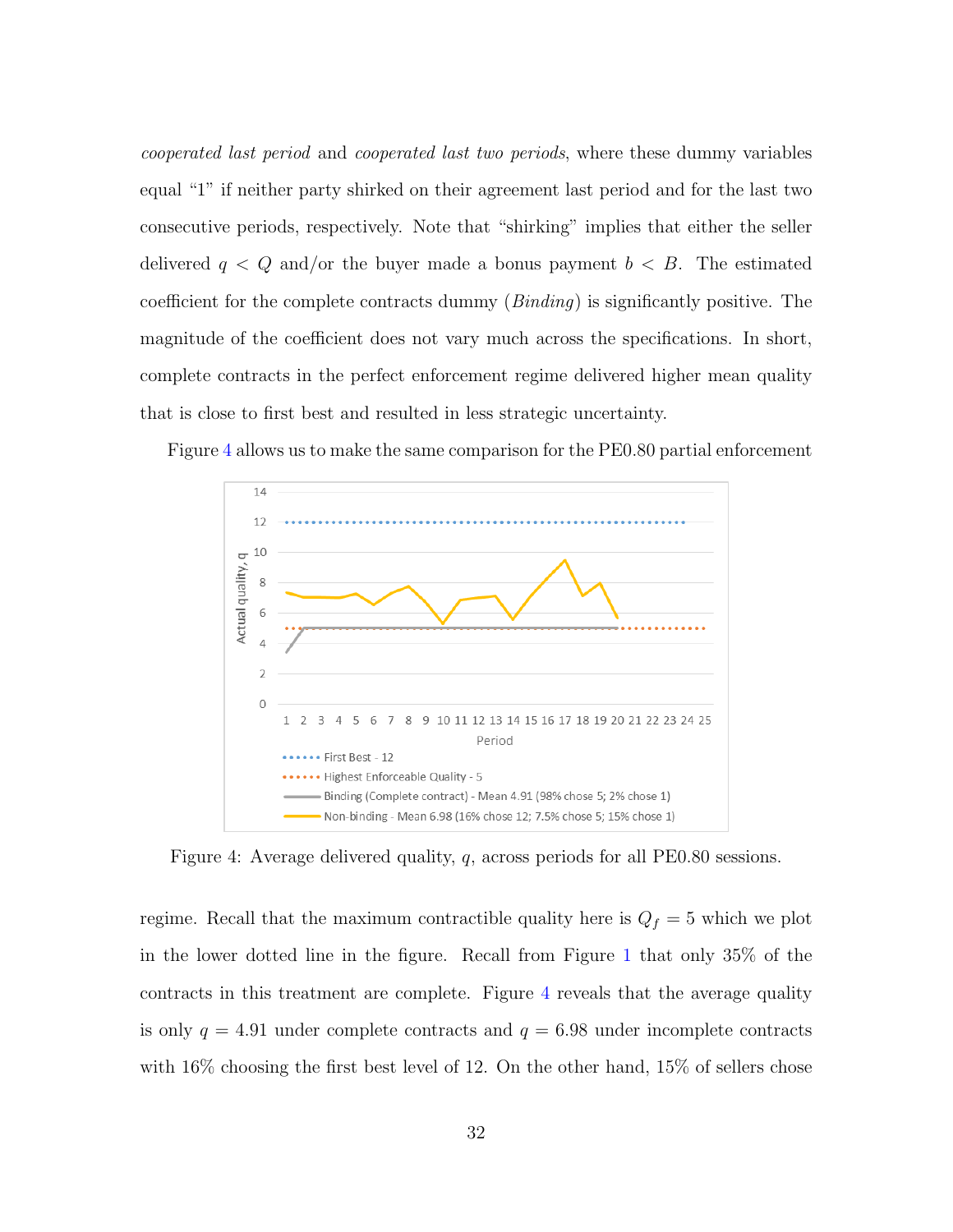*cooperated last period* and *cooperated last two periods*, where these dummy variables equal "1" if neither party shirked on their agreement last period and for the last two consecutive periods, respectively. Note that "shirking" implies that either the seller delivered $q < Q$ and/or the buyer made a bonus payment $b < B$. The estimated coefficient for the complete contracts dummy (*Binding*) is significantly positive. The magnitude of the coefficient does not vary much across the specifications. In short, complete contracts in the perfect enforcement regime delivered higher mean quality that is close to first best and resulted in less strategic uncertainty.

Figure 4 allows us to make the same comparison for the PE0.80 partial enforcement regime. Recall that the maximum contractible quality here is $Q_f = 5$ which we plot in the lower dotted line in the figure. Recall from Figure 1 that only 35% of the contracts in this treatment are complete. Figure 4 reveals that the average quality is only $q = 4.91$ under complete contracts and $q = 6.98$ under incomplete contracts with 16% choosing the first best level of 12. On the other hand, 15% of sellers chose

Figure 4: Average delivered quality, $q$, across periods for all PE0.80 sessions.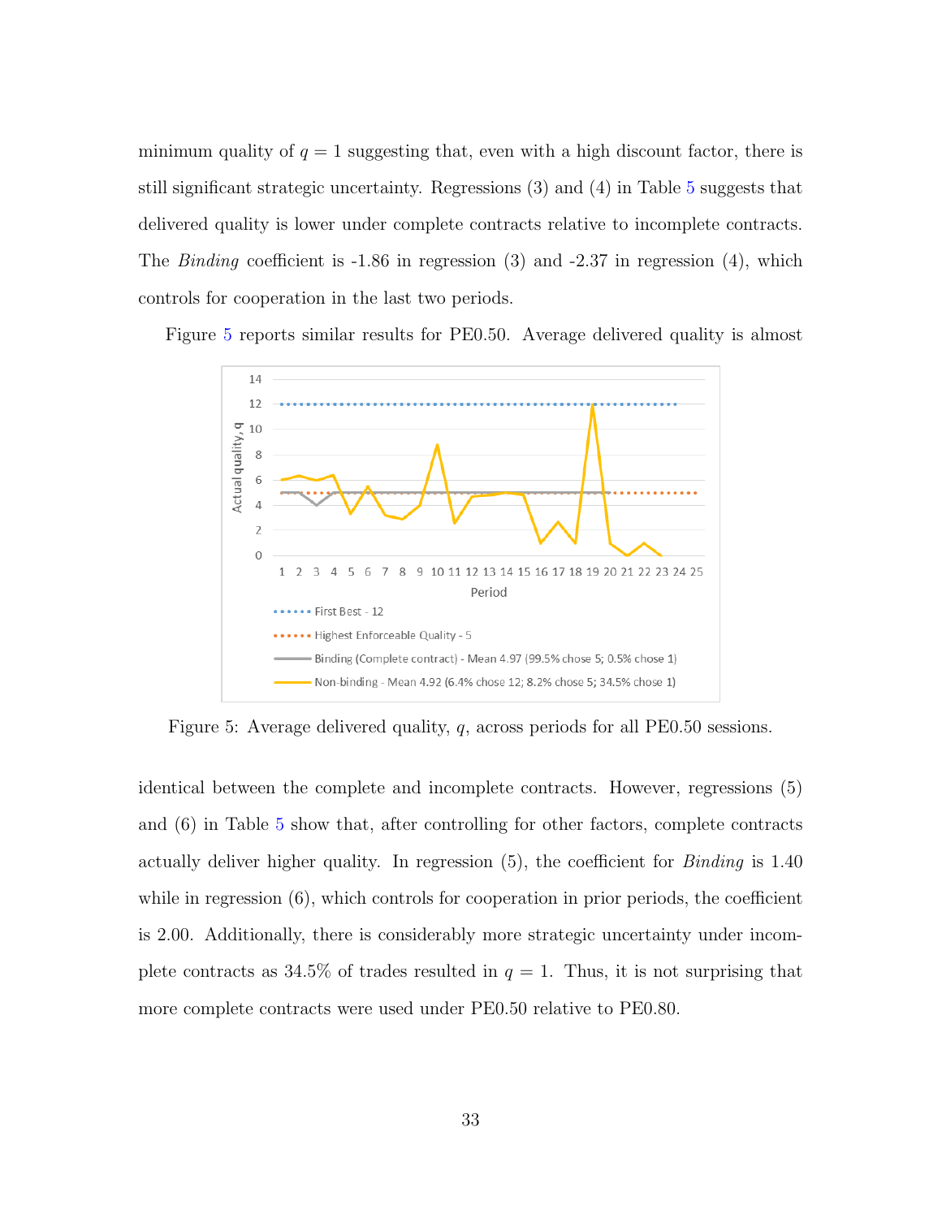minimum quality of $q = 1$ suggesting that, even with a high discount factor, there is still significant strategic uncertainty. Regressions (3) and (4) in Table 5 suggests that delivered quality is lower under complete contracts relative to incomplete contracts. The *Binding* coefficient is -1.86 in regression (3) and -2.37 in regression (4), which controls for cooperation in the last two periods.

Figure 5 reports similar results for PE0.50. Average delivered quality is almost identical between the complete and incomplete contracts. However, regressions (5) and (6) in Table 5 show that, after controlling for other factors, complete contracts actually deliver higher quality. In regression (5), the coefficient for *Binding* is 1.40 while in regression (6), which controls for cooperation in prior periods, the coefficient is 2.00. Additionally, there is considerably more strategic uncertainty under incomplete contracts as 34.5% of trades resulted in $q = 1$. Thus, it is not surprising that more complete contracts were used under PE0.50 relative to PE0.80.

Figure 5: Average delivered quality, $q$, across periods for all PE0.50 sessions.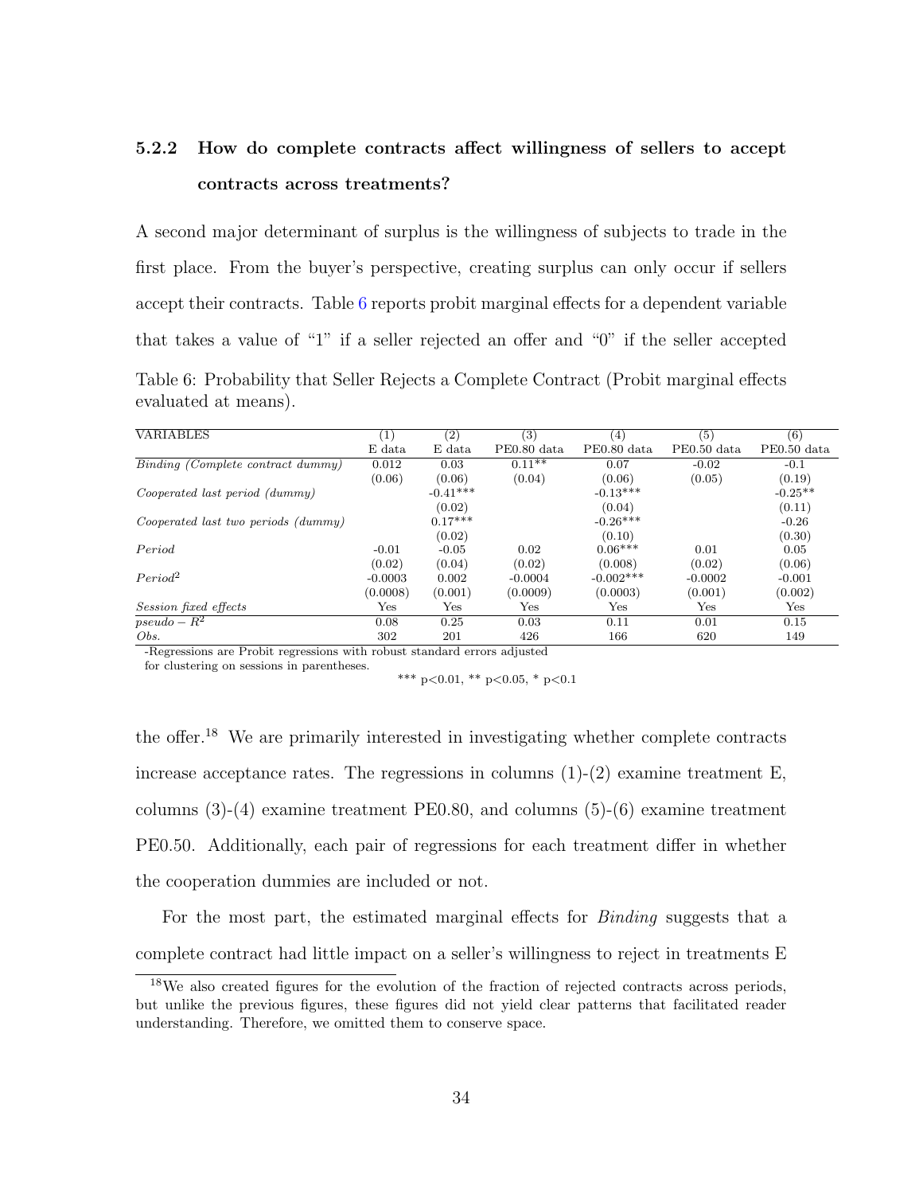### 5.2.2 How do complete contracts affect willingness of sellers to accept contracts across treatments?

A second major determinant of surplus is the willingness of subjects to trade in the first place. From the buyer's perspective, creating surplus can only occur if sellers accept their contracts. Table 6 reports probit marginal effects for a dependent variable that takes a value of "1" if a seller rejected an offer and "0" if the seller accepted the offer.[18] We are primarily interested in investigating whether complete contracts increase acceptance rates. The regressions in columns (1)-(2) examine treatment E, columns (3)-(4) examine treatment PE0.80, and columns (5)-(6) examine treatment PE0.50. Additionally, each pair of regressions for each treatment differ in whether the cooperation dummies are included or not.

Table 6: Probability that Seller Rejects a Complete Contract (Probit marginal effects evaluated at means).

| VARIABLES | (1) | (2) | (3) | (4) | (5) | (6) |
|---|---|---|---|---|---|---|
| | E data | E data | PE0.80 data | PE0.80 data | PE0.50 data | PE0.50 data |
| *Binding (Complete contract dummy)* | 0.012 | 0.03 | 0.11** | 0.07 | -0.02 | -0.1 |
| | (0.06) | (0.06) | (0.04) | (0.06) | (0.05) | (0.19) |
| *Cooperated last period (dummy)* | | -0.41*** | | -0.13*** | | -0.25** |
| | | (0.02) | | (0.04) | | (0.11) |
| *Cooperated last two periods (dummy)* | | 0.17*** | | -0.26*** | | -0.26 |
| | | (0.02) | | (0.10) | | (0.30) |
| *Period* | -0.01 | -0.05 | 0.02 | 0.06*** | 0.01 | 0.05 |
| | (0.02) | (0.04) | (0.02) | (0.008) | (0.02) | (0.06) |
| *Period*$^2$ | -0.0003 | 0.002 | -0.0004 | -0.002*** | -0.0002 | -0.001 |
| | (0.0008) | (0.001) | (0.0009) | (0.0003) | (0.001) | (0.002) |
| *Session fixed effects* | Yes | Yes | Yes | Yes | Yes | Yes |
| *pseudo* $-R^2$ | 0.08 | 0.25 | 0.03 | 0.11 | 0.01 | 0.15 |
| *Obs.* | 302 | 201 | 426 | 166 | 620 | 149 |

-Regressions are Probit regressions with robust standard errors adjusted for clustering on sessions in parentheses.

*** p<0.01, ** p<0.05, * p<0.1

For the most part, the estimated marginal effects for *Binding* suggests that a complete contract had little impact on a seller's willingness to reject in treatments E

[18] We also created figures for the evolution of the fraction of rejected contracts across periods, but unlike the previous figures, these figures did not yield clear patterns that facilitated reader understanding. Therefore, we omitted them to conserve space.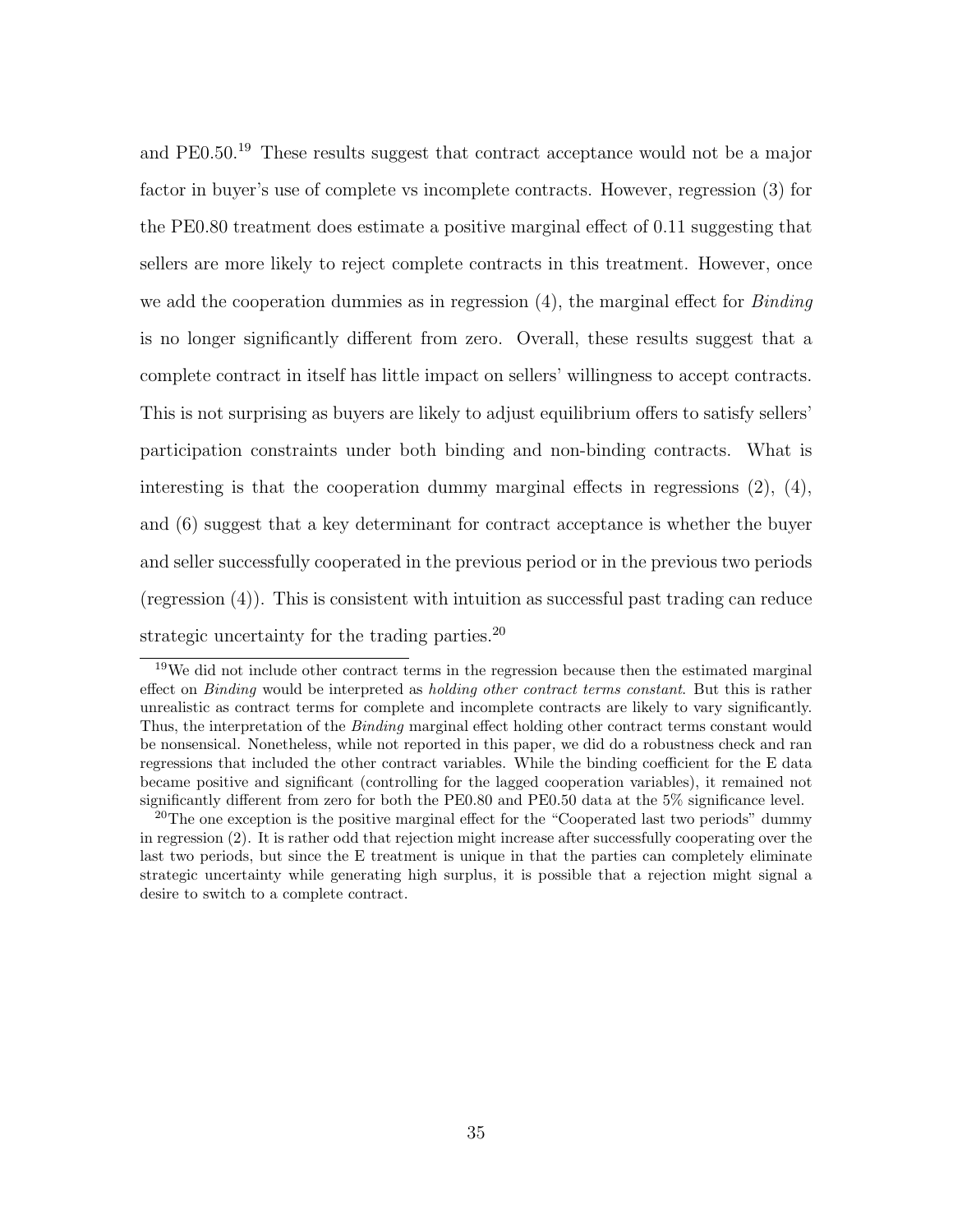and PE0.50.[19] These results suggest that contract acceptance would not be a major factor in buyer's use of complete vs incomplete contracts. However, regression (3) for the PE0.80 treatment does estimate a positive marginal effect of 0.11 suggesting that sellers are more likely to reject complete contracts in this treatment. However, once we add the cooperation dummies as in regression (4), the marginal effect for *Binding* is no longer significantly different from zero. Overall, these results suggest that a complete contract in itself has little impact on sellers' willingness to accept contracts. This is not surprising as buyers are likely to adjust equilibrium offers to satisfy sellers' participation constraints under both binding and non-binding contracts. What is interesting is that the cooperation dummy marginal effects in regressions (2), (4), and (6) suggest that a key determinant for contract acceptance is whether the buyer and seller successfully cooperated in the previous period or in the previous two periods (regression (4)). This is consistent with intuition as successful past trading can reduce strategic uncertainty for the trading parties.[20]

[19] We did not include other contract terms in the regression because then the estimated marginal effect on *Binding* would be interpreted as *holding other contract terms constant*. But this is rather unrealistic as contract terms for complete and incomplete contracts are likely to vary significantly. Thus, the interpretation of the *Binding* marginal effect holding other contract terms constant would be nonsensical. Nonetheless, while not reported in this paper, we did do a robustness check and ran regressions that included the other contract variables. While the binding coefficient for the E data became positive and significant (controlling for the lagged cooperation variables), it remained not significantly different from zero for both the PE0.80 and PE0.50 data at the 5% significance level.

[20] The one exception is the positive marginal effect for the "Cooperated last two periods" dummy in regression (2). It is rather odd that rejection might increase after successfully cooperating over the last two periods, but since the E treatment is unique in that the parties can completely eliminate strategic uncertainty while generating high surplus, it is possible that a rejection might signal a desire to switch to a complete contract.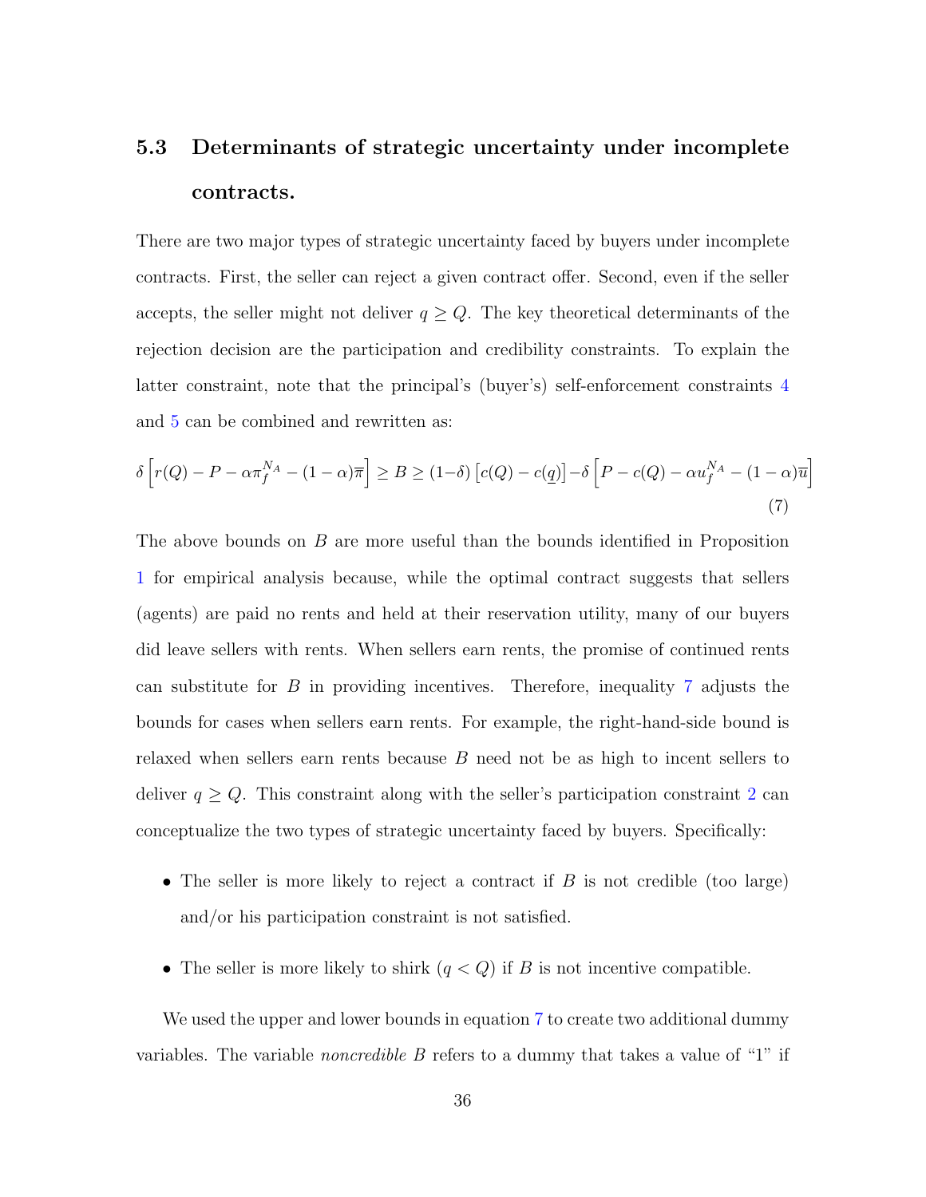### 5.3 Determinants of strategic uncertainty under incomplete contracts.

There are two major types of strategic uncertainty faced by buyers under incomplete contracts. First, the seller can reject a given contract offer. Second, even if the seller accepts, the seller might not deliver $q \geq Q$. The key theoretical determinants of the rejection decision are the participation and credibility constraints. To explain the latter constraint, note that the principal's (buyer's) self-enforcement constraints 4 and 5 can be combined and rewritten as:

$$\delta\left[r(Q) - P - \alpha\pi_f^{N_A} - (1-\alpha)\overline{\pi}\right] \geq B \geq (1-\delta)\left[c(Q) - c(\underline{q})\right] - \delta\left[P - c(Q) - \alpha u_f^{N_A} - (1-\alpha)\overline{u}\right] \tag{7}$$

The above bounds on $B$ are more useful than the bounds identified in Proposition 1 for empirical analysis because, while the optimal contract suggests that sellers (agents) are paid no rents and held at their reservation utility, many of our buyers did leave sellers with rents. When sellers earn rents, the promise of continued rents can substitute for $B$ in providing incentives. Therefore, inequality 7 adjusts the bounds for cases when sellers earn rents. For example, the right-hand-side bound is relaxed when sellers earn rents because $B$ need not be as high to incent sellers to deliver $q \geq Q$. This constraint along with the seller's participation constraint 2 can conceptualize the two types of strategic uncertainty faced by buyers. Specifically:

- The seller is more likely to reject a contract if $B$ is not credible (too large) and/or his participation constraint is not satisfied.
- The seller is more likely to shirk ($q < Q$) if $B$ is not incentive compatible.

We used the upper and lower bounds in equation 7 to create two additional dummy variables. The variable *noncredible B* refers to a dummy that takes a value of "1" if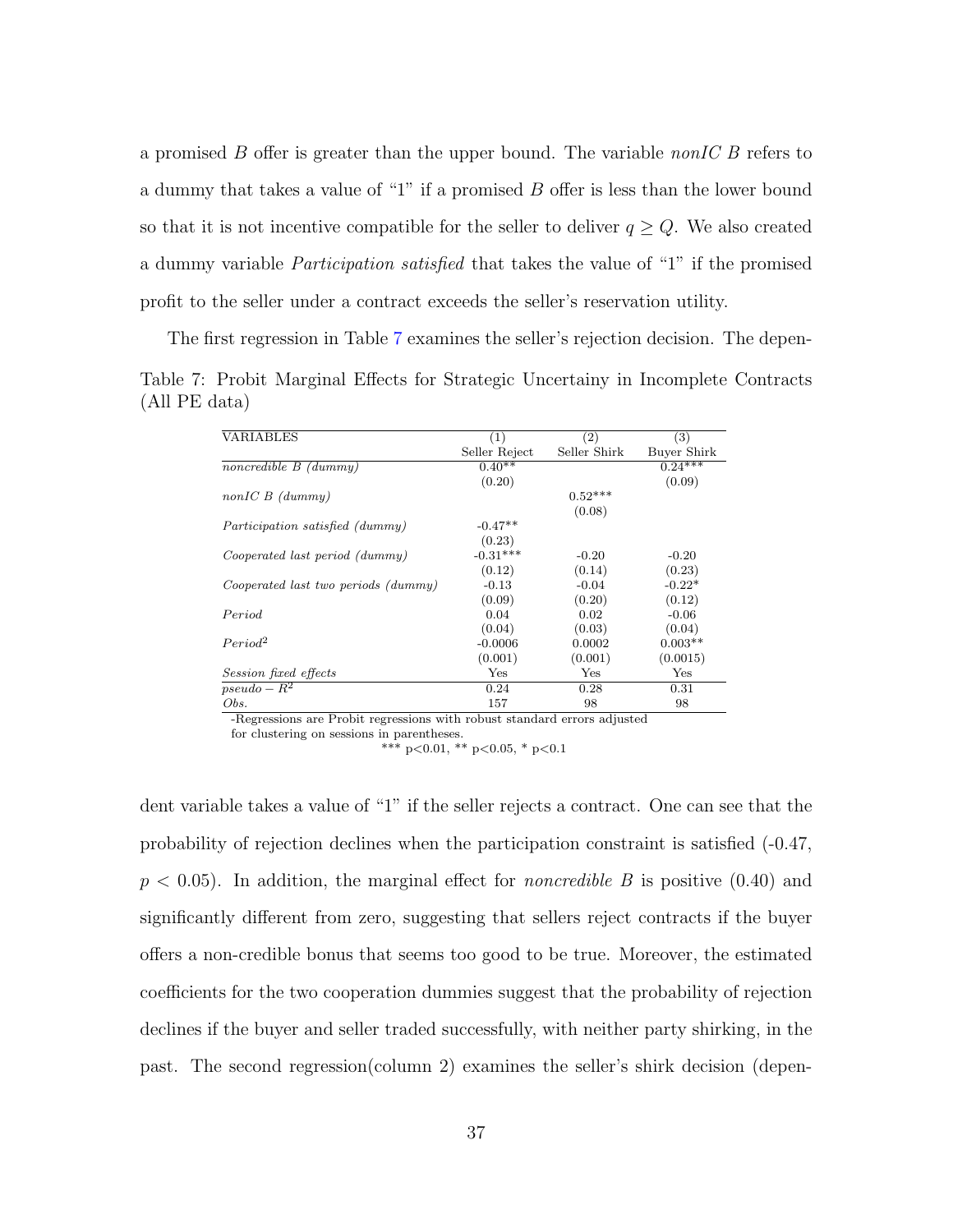a promised $B$ offer is greater than the upper bound. The variable *nonIC B* refers to a dummy that takes a value of "1" if a promised $B$ offer is less than the lower bound so that it is not incentive compatible for the seller to deliver $q \geq Q$. We also created a dummy variable *Participation satisfied* that takes the value of "1" if the promised profit to the seller under a contract exceeds the seller's reservation utility.

The first regression in Table 7 examines the seller's rejection decision. The dependent variable takes a value of "1" if the seller rejects a contract. One can see that the probability of rejection declines when the participation constraint is satisfied (-0.47, $p < 0.05$). In addition, the marginal effect for *noncredible B* is positive (0.40) and significantly different from zero, suggesting that sellers reject contracts if the buyer offers a non-credible bonus that seems too good to be true. Moreover, the estimated coefficients for the two cooperation dummies suggest that the probability of rejection declines if the buyer and seller traded successfully, with neither party shirking, in the past. The second regression(column 2) examines the seller's shirk decision (depen-

Table 7: Probit Marginal Effects for Strategic Uncertainy in Incomplete Contracts (All PE data)

| VARIABLES | (1) Seller Reject | (2) Seller Shirk | (3) Buyer Shirk |
|---|---|---|---|
| *noncredible B (dummy)* | 0.40** | | 0.24*** |
| | (0.20) | | (0.09) |
| *nonIC B (dummy)* | | 0.52*** | |
| | | (0.08) | |
| *Participation satisfied (dummy)* | -0.47** | | |
| | (0.23) | | |
| *Cooperated last period (dummy)* | -0.31*** | -0.20 | -0.20 |
| | (0.12) | (0.14) | (0.23) |
| *Cooperated last two periods (dummy)* | -0.13 | -0.04 | -0.22* |
| | (0.09) | (0.20) | (0.12) |
| *Period* | 0.04 | 0.02 | -0.06 |
| | (0.04) | (0.03) | (0.04) |
| $Period^2$ | -0.0006 | 0.0002 | 0.003** |
| | (0.001) | (0.001) | (0.0015) |
| *Session fixed effects* | Yes | Yes | Yes |
| $pseudo-R^2$ | 0.24 | 0.28 | 0.31 |
| *Obs.* | 157 | 98 | 98 |

-Regressions are Probit regressions with robust standard errors adjusted for clustering on sessions in parentheses.

*** p<0.01, ** p<0.05, * p<0.1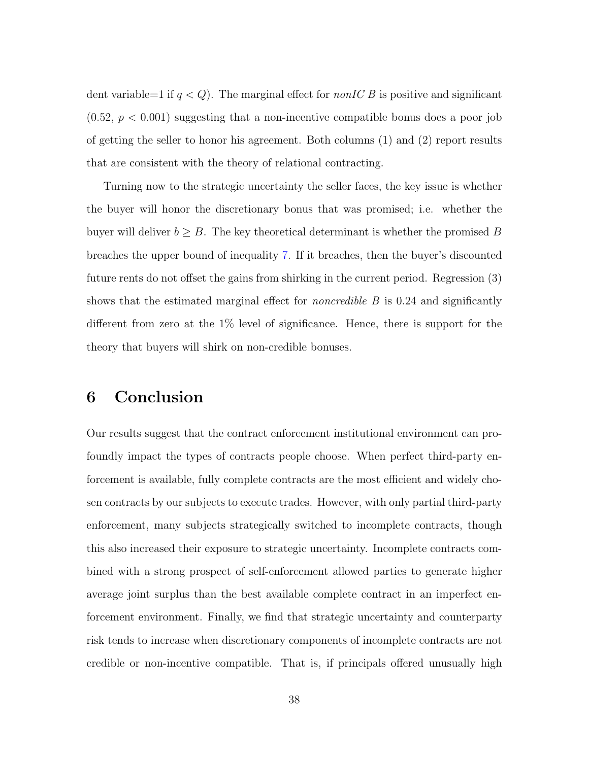dent variable=1 if $q < Q$). The marginal effect for *nonIC B* is positive and significant (0.52, $p < 0.001$) suggesting that a non-incentive compatible bonus does a poor job of getting the seller to honor his agreement. Both columns (1) and (2) report results that are consistent with the theory of relational contracting.

Turning now to the strategic uncertainty the seller faces, the key issue is whether the buyer will honor the discretionary bonus that was promised; i.e. whether the buyer will deliver $b \geq B$. The key theoretical determinant is whether the promised $B$ breaches the upper bound of inequality 7. If it breaches, then the buyer's discounted future rents do not offset the gains from shirking in the current period. Regression (3) shows that the estimated marginal effect for *noncredible B* is 0.24 and significantly different from zero at the 1% level of significance. Hence, there is support for the theory that buyers will shirk on non-credible bonuses.

# 6 Conclusion

Our results suggest that the contract enforcement institutional environment can profoundly impact the types of contracts people choose. When perfect third-party enforcement is available, fully complete contracts are the most efficient and widely chosen contracts by our subjects to execute trades. However, with only partial third-party enforcement, many subjects strategically switched to incomplete contracts, though this also increased their exposure to strategic uncertainty. Incomplete contracts combined with a strong prospect of self-enforcement allowed parties to generate higher average joint surplus than the best available complete contract in an imperfect enforcement environment. Finally, we find that strategic uncertainty and counterparty risk tends to increase when discretionary components of incomplete contracts are not credible or non-incentive compatible. That is, if principals offered unusually high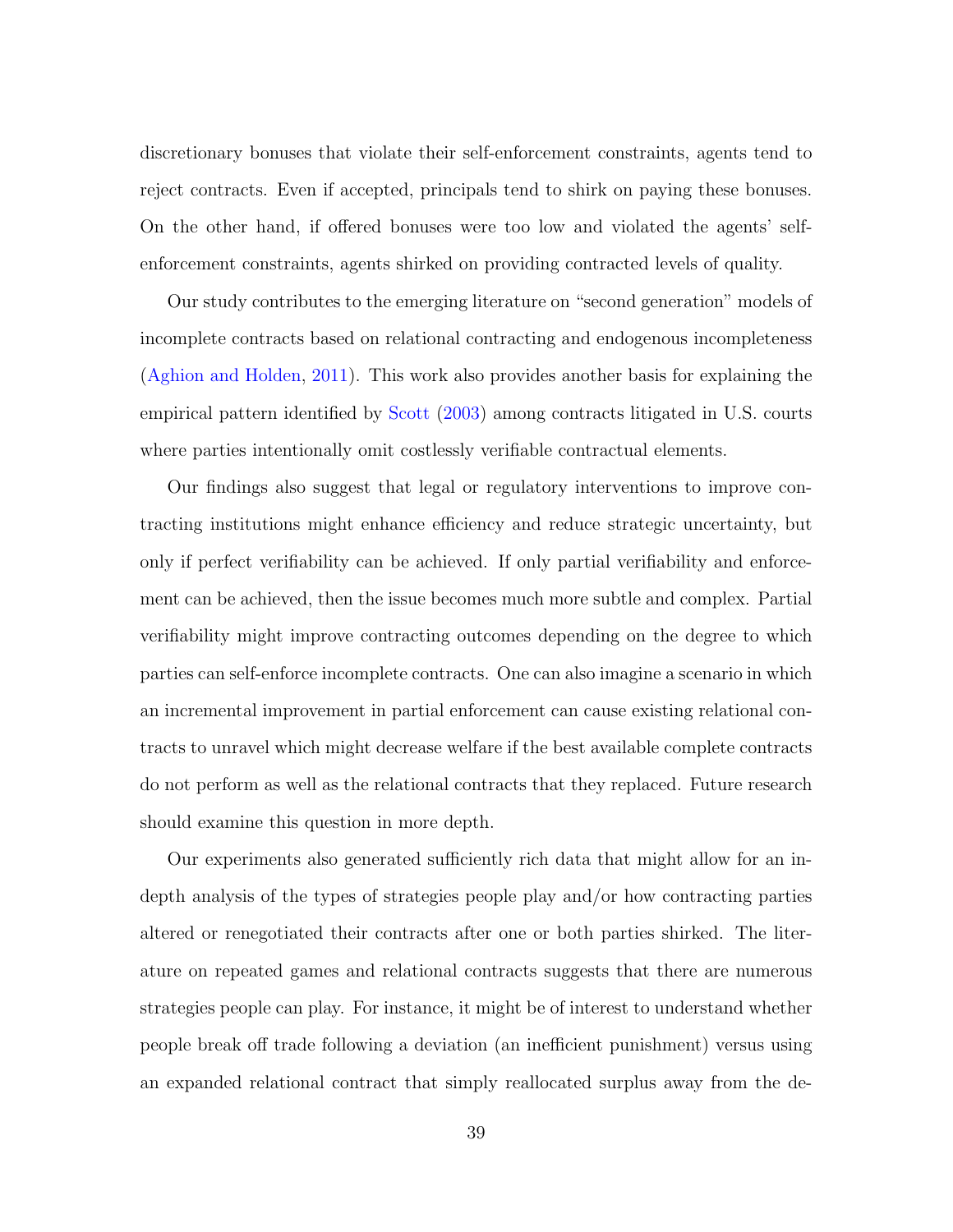discretionary bonuses that violate their self-enforcement constraints, agents tend to reject contracts. Even if accepted, principals tend to shirk on paying these bonuses. On the other hand, if offered bonuses were too low and violated the agents' self-enforcement constraints, agents shirked on providing contracted levels of quality.

Our study contributes to the emerging literature on "second generation" models of incomplete contracts based on relational contracting and endogenous incompleteness (Aghion and Holden, 2011). This work also provides another basis for explaining the empirical pattern identified by Scott (2003) among contracts litigated in U.S. courts where parties intentionally omit costlessly verifiable contractual elements.

Our findings also suggest that legal or regulatory interventions to improve contracting institutions might enhance efficiency and reduce strategic uncertainty, but only if perfect verifiability can be achieved. If only partial verifiability and enforcement can be achieved, then the issue becomes much more subtle and complex. Partial verifiability might improve contracting outcomes depending on the degree to which parties can self-enforce incomplete contracts. One can also imagine a scenario in which an incremental improvement in partial enforcement can cause existing relational contracts to unravel which might decrease welfare if the best available complete contracts do not perform as well as the relational contracts that they replaced. Future research should examine this question in more depth.

Our experiments also generated sufficiently rich data that might allow for an in-depth analysis of the types of strategies people play and/or how contracting parties altered or renegotiated their contracts after one or both parties shirked. The literature on repeated games and relational contracts suggests that there are numerous strategies people can play. For instance, it might be of interest to understand whether people break off trade following a deviation (an inefficient punishment) versus using an expanded relational contract that simply reallocated surplus away from the de-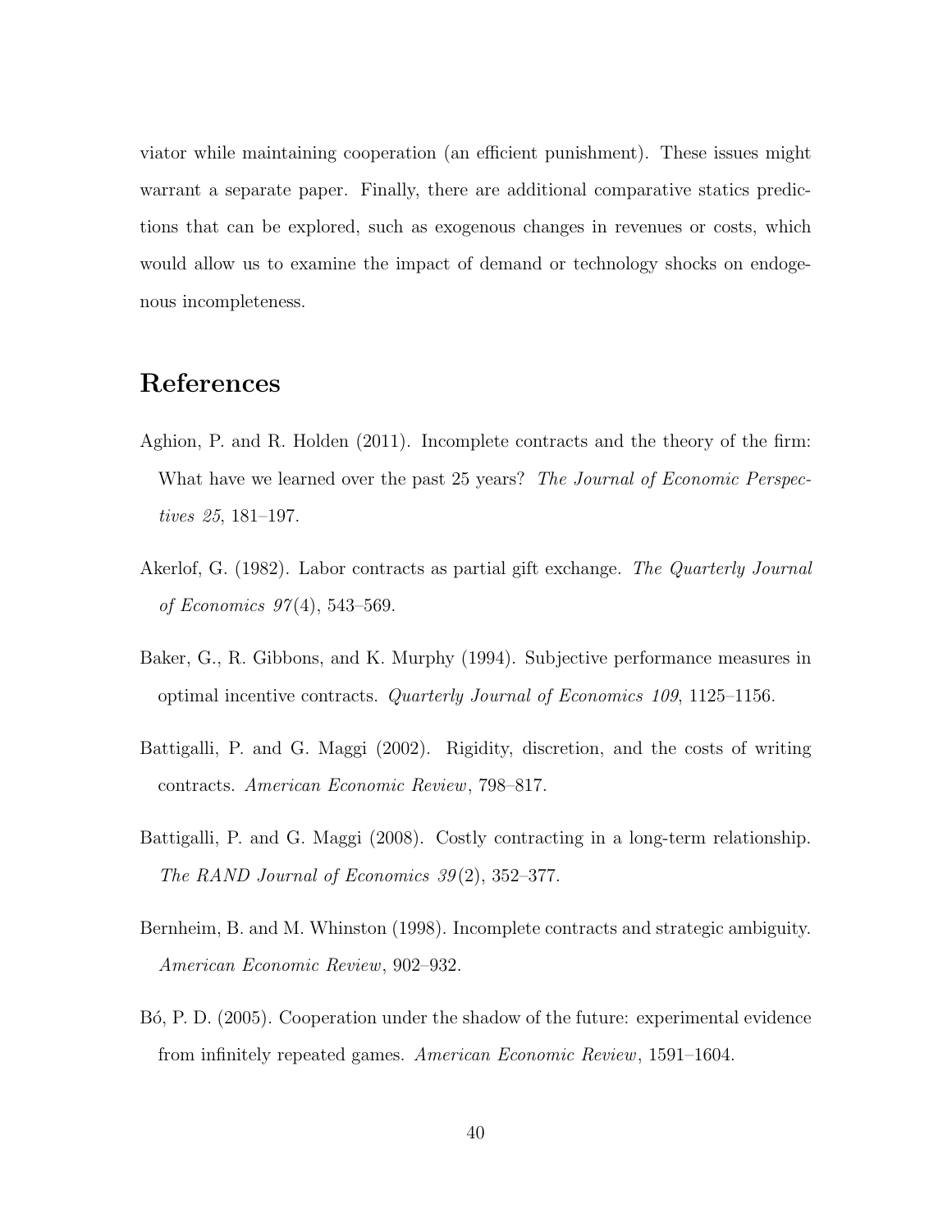viator while maintaining cooperation (an efficient punishment). These issues might warrant a separate paper. Finally, there are additional comparative statics predictions that can be explored, such as exogenous changes in revenues or costs, which would allow us to examine the impact of demand or technology shocks on endogenous incompleteness.

## References

Aghion, P. and R. Holden (2011). Incomplete contracts and the theory of the firm: What have we learned over the past 25 years? *The Journal of Economic Perspectives 25*, 181–197.

Akerlof, G. (1982). Labor contracts as partial gift exchange. *The Quarterly Journal of Economics 97*(4), 543–569.

Baker, G., R. Gibbons, and K. Murphy (1994). Subjective performance measures in optimal incentive contracts. *Quarterly Journal of Economics 109*, 1125–1156.

Battigalli, P. and G. Maggi (2002). Rigidity, discretion, and the costs of writing contracts. *American Economic Review*, 798–817.

Battigalli, P. and G. Maggi (2008). Costly contracting in a long-term relationship. *The RAND Journal of Economics 39*(2), 352–377.

Bernheim, B. and M. Whinston (1998). Incomplete contracts and strategic ambiguity. *American Economic Review*, 902–932.

Bó, P. D. (2005). Cooperation under the shadow of the future: experimental evidence from infinitely repeated games. *American Economic Review*, 1591–1604.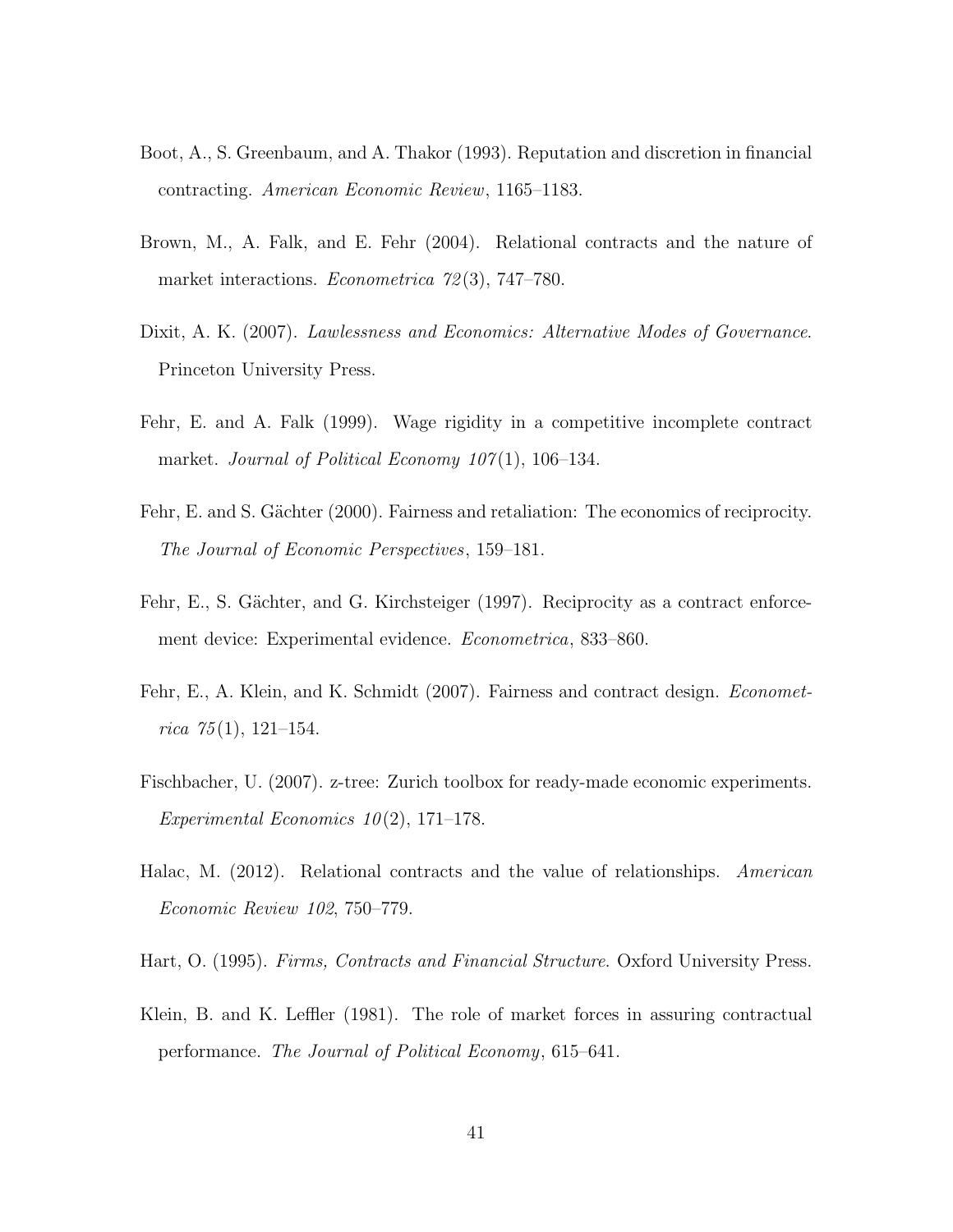Boot, A., S. Greenbaum, and A. Thakor (1993). Reputation and discretion in financial contracting. *American Economic Review*, 1165–1183.

Brown, M., A. Falk, and E. Fehr (2004). Relational contracts and the nature of market interactions. *Econometrica 72*(3), 747–780.

Dixit, A. K. (2007). *Lawlessness and Economics: Alternative Modes of Governance*. Princeton University Press.

Fehr, E. and A. Falk (1999). Wage rigidity in a competitive incomplete contract market. *Journal of Political Economy 107*(1), 106–134.

Fehr, E. and S. Gächter (2000). Fairness and retaliation: The economics of reciprocity. *The Journal of Economic Perspectives*, 159–181.

Fehr, E., S. Gächter, and G. Kirchsteiger (1997). Reciprocity as a contract enforcement device: Experimental evidence. *Econometrica*, 833–860.

Fehr, E., A. Klein, and K. Schmidt (2007). Fairness and contract design. *Econometrica 75*(1), 121–154.

Fischbacher, U. (2007). z-tree: Zurich toolbox for ready-made economic experiments. *Experimental Economics 10*(2), 171–178.

Halac, M. (2012). Relational contracts and the value of relationships. *American Economic Review 102*, 750–779.

Hart, O. (1995). *Firms, Contracts and Financial Structure*. Oxford University Press.

Klein, B. and K. Leffler (1981). The role of market forces in assuring contractual performance. *The Journal of Political Economy*, 615–641.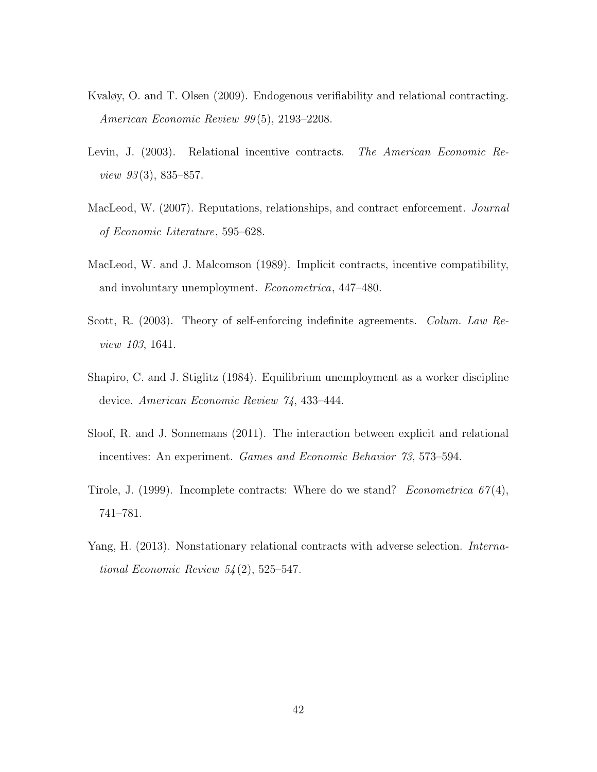Kvaløy, O. and T. Olsen (2009). Endogenous verifiability and relational contracting. *American Economic Review 99*(5), 2193–2208.

Levin, J. (2003). Relational incentive contracts. *The American Economic Review 93*(3), 835–857.

MacLeod, W. (2007). Reputations, relationships, and contract enforcement. *Journal of Economic Literature*, 595–628.

MacLeod, W. and J. Malcomson (1989). Implicit contracts, incentive compatibility, and involuntary unemployment. *Econometrica*, 447–480.

Scott, R. (2003). Theory of self-enforcing indefinite agreements. *Colum. Law Review 103*, 1641.

Shapiro, C. and J. Stiglitz (1984). Equilibrium unemployment as a worker discipline device. *American Economic Review 74*, 433–444.

Sloof, R. and J. Sonnemans (2011). The interaction between explicit and relational incentives: An experiment. *Games and Economic Behavior 73*, 573–594.

Tirole, J. (1999). Incomplete contracts: Where do we stand? *Econometrica 67*(4), 741–781.

Yang, H. (2013). Nonstationary relational contracts with adverse selection. *International Economic Review 54*(2), 525–547.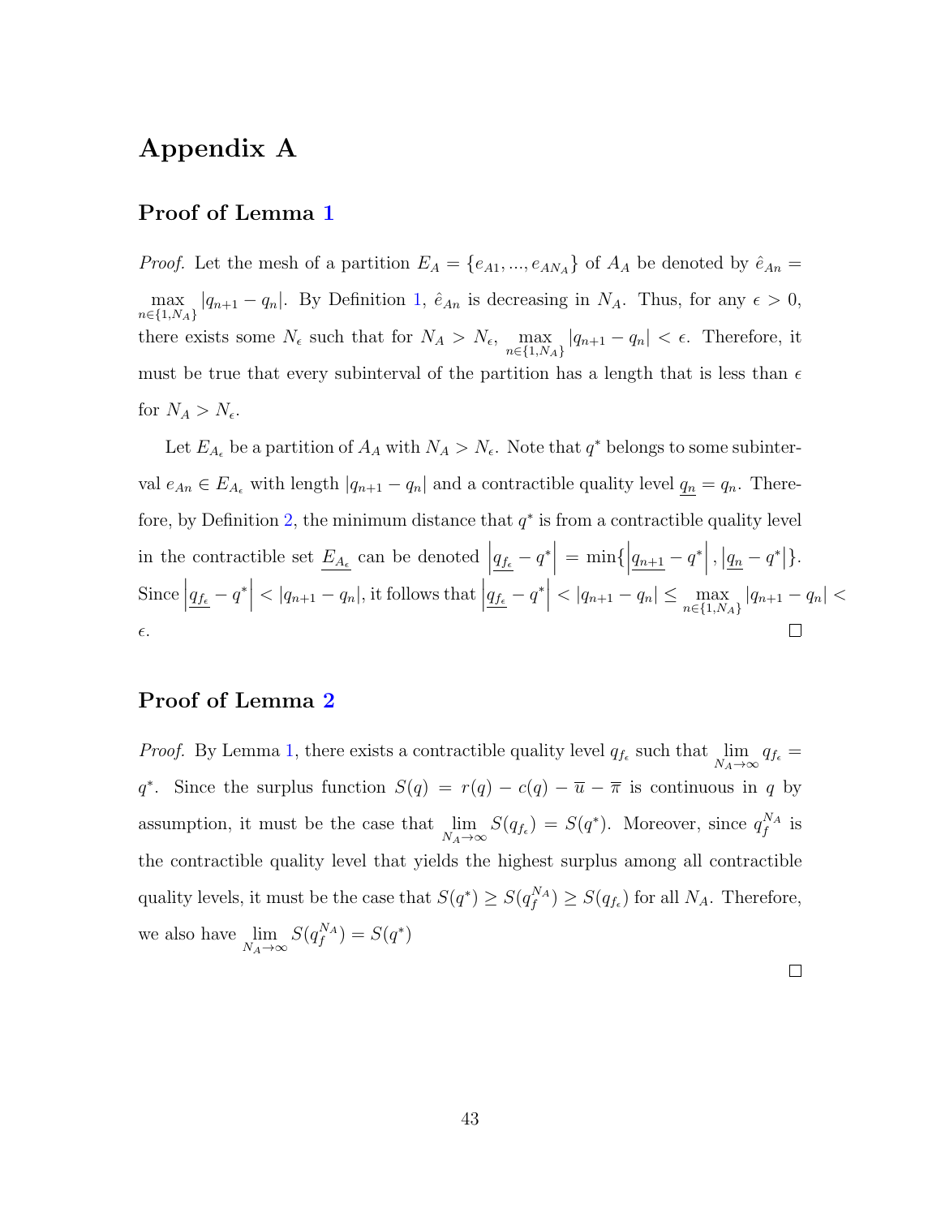# Appendix A

## Proof of Lemma 1

*Proof.* Let the mesh of a partition $E_A = \{e_{A1}, ..., e_{AN_A}\}$ of $A_A$ be denoted by $\hat{e}_{An} = \max_{n \in \{1, N_A\}} |q_{n+1} - q_n|$. By Definition 1, $\hat{e}_{An}$ is decreasing in $N_A$. Thus, for any $\epsilon > 0$, there exists some $N_\epsilon$ such that for $N_A > N_\epsilon$, $\max_{n \in \{1, N_A\}} |q_{n+1} - q_n| < \epsilon$. Therefore, it must be true that every subinterval of the partition has a length that is less than $\epsilon$ for $N_A > N_\epsilon$.

Let $E_{A_\epsilon}$ be a partition of $A_A$ with $N_A > N_\epsilon$. Note that $q^*$ belongs to some subinterval $e_{An} \in E_{A_\epsilon}$ with length $|q_{n+1} - q_n|$ and a contractible quality level $\underline{q_n} = q_n$. Therefore, by Definition 2, the minimum distance that $q^*$ is from a contractible quality level in the contractible set $\underline{E_{A_\epsilon}}$ can be denoted $\left|\underline{q_{f_\epsilon}} - q^*\right| = \min\{\left|\underline{q_{n+1}} - q^*\right|, \left|\underline{q_n} - q^*\right|\}$. Since $\left|\underline{q_{f_\epsilon}} - q^*\right| < |q_{n+1} - q_n|$, it follows that $\left|\underline{q_{f_\epsilon}} - q^*\right| < |q_{n+1} - q_n| \leq \max_{n \in \{1, N_A\}} |q_{n+1} - q_n| < \epsilon$. $\square$

## Proof of Lemma 2

*Proof.* By Lemma 1, there exists a contractible quality level $q_{f_\epsilon}$ such that $\lim_{N_A \to \infty} q_{f_\epsilon} = q^*$. Since the surplus function $S(q) = r(q) - c(q) - \overline{u} - \overline{\pi}$ is continuous in $q$ by assumption, it must be the case that $\lim_{N_A \to \infty} S(q_{f_\epsilon}) = S(q^*)$. Moreover, since $q_f^{N_A}$ is the contractible quality level that yields the highest surplus among all contractible quality levels, it must be the case that $S(q^*) \geq S(q_f^{N_A}) \geq S(q_{f_\epsilon})$ for all $N_A$. Therefore, we also have $\lim_{N_A \to \infty} S(q_f^{N_A}) = S(q^*)$

$\square$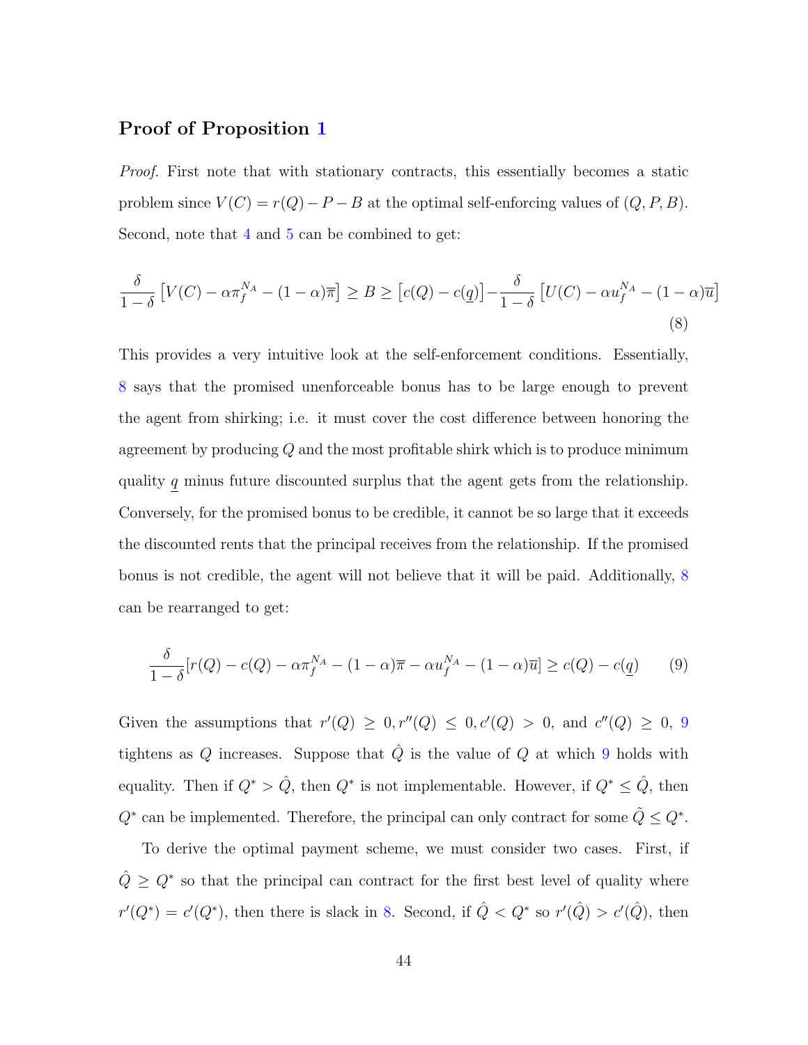## Proof of Proposition 1

*Proof.* First note that with stationary contracts, this essentially becomes a static problem since $V(C) = r(Q) - P - B$ at the optimal self-enforcing values of $(Q, P, B)$. Second, note that 4 and 5 can be combined to get:

$$\frac{\delta}{1-\delta}\left[V(C) - \alpha\pi_f^{N_A} - (1-\alpha)\overline{\pi}\right] \geq B \geq \left[c(Q) - c(\underline{q})\right] - \frac{\delta}{1-\delta}\left[U(C) - \alpha u_f^{N_A} - (1-\alpha)\overline{u}\right] \tag{8}$$

This provides a very intuitive look at the self-enforcement conditions. Essentially, 8 says that the promised unenforceable bonus has to be large enough to prevent the agent from shirking; i.e. it must cover the cost difference between honoring the agreement by producing $Q$ and the most profitable shirk which is to produce minimum quality $\underline{q}$ minus future discounted surplus that the agent gets from the relationship. Conversely, for the promised bonus to be credible, it cannot be so large that it exceeds the discounted rents that the principal receives from the relationship. If the promised bonus is not credible, the agent will not believe that it will be paid. Additionally, 8 can be rearranged to get:

$$\frac{\delta}{1-\delta}[r(Q) - c(Q) - \alpha\pi_f^{N_A} - (1-\alpha)\overline{\pi} - \alpha u_f^{N_A} - (1-\alpha)\overline{u}] \geq c(Q) - c(\underline{q}) \tag{9}$$

Given the assumptions that $r'(Q) \geq 0, r''(Q) \leq 0, c'(Q) > 0$, and $c''(Q) \geq 0$, 9 tightens as $Q$ increases. Suppose that $\hat{Q}$ is the value of $Q$ at which 9 holds with equality. Then if $Q^* > \hat{Q}$, then $Q^*$ is not implementable. However, if $Q^* \leq \hat{Q}$, then $Q^*$ can be implemented. Therefore, the principal can only contract for some $\tilde{Q} \leq Q^*$.

To derive the optimal payment scheme, we must consider two cases. First, if $\hat{Q} \geq Q^*$ so that the principal can contract for the first best level of quality where $r'(Q^*) = c'(Q^*)$, then there is slack in 8. Second, if $\hat{Q} < Q^*$ so $r'(\hat{Q}) > c'(\hat{Q})$, then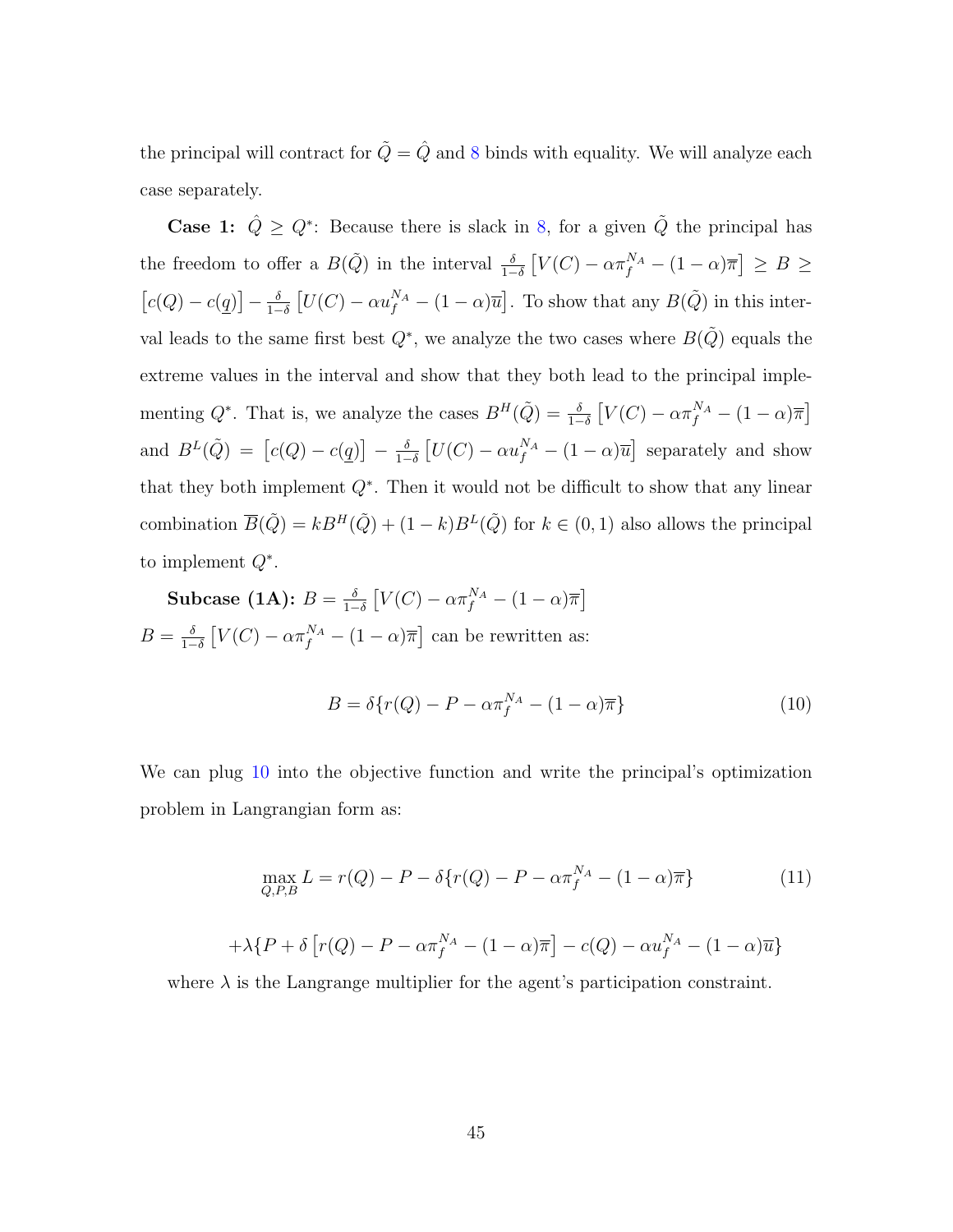the principal will contract for $\tilde{Q} = \hat{Q}$ and 8 binds with equality. We will analyze each case separately.

**Case 1:** $\hat{Q} \geq Q^*$: Because there is slack in 8, for a given $\tilde{Q}$ the principal has the freedom to offer a $B(\tilde{Q})$ in the interval $\frac{\delta}{1-\delta}\left[V(C) - \alpha\pi_f^{N_A} - (1-\alpha)\overline{\pi}\right] \geq B \geq \left[c(Q) - c(\underline{q})\right] - \frac{\delta}{1-\delta}\left[U(C) - \alpha u_f^{N_A} - (1-\alpha)\overline{u}\right]$. To show that any $B(\tilde{Q})$ in this interval leads to the same first best $Q^*$, we analyze the two cases where $B(\tilde{Q})$ equals the extreme values in the interval and show that they both lead to the principal implementing $Q^*$. That is, we analyze the cases $B^H(\tilde{Q}) = \frac{\delta}{1-\delta}\left[V(C) - \alpha\pi_f^{N_A} - (1-\alpha)\overline{\pi}\right]$ and $B^L(\tilde{Q}) = \left[c(Q) - c(\underline{q})\right] - \frac{\delta}{1-\delta}\left[U(C) - \alpha u_f^{N_A} - (1-\alpha)\overline{u}\right]$ separately and show that they both implement $Q^*$. Then it would not be difficult to show that any linear combination $\overline{B}(\tilde{Q}) = kB^H(\tilde{Q}) + (1-k)B^L(\tilde{Q})$ for $k \in (0,1)$ also allows the principal to implement $Q^*$.

**Subcase (1A):** $B = \frac{\delta}{1-\delta}\left[V(C) - \alpha\pi_f^{N_A} - (1-\alpha)\overline{\pi}\right]$
$B = \frac{\delta}{1-\delta}\left[V(C) - \alpha\pi_f^{N_A} - (1-\alpha)\overline{\pi}\right]$ can be rewritten as:

$$B = \delta\{r(Q) - P - \alpha\pi_f^{N_A} - (1-\alpha)\overline{\pi}\} \tag{10}$$

We can plug 10 into the objective function and write the principal's optimization problem in Langrangian form as:

$$\max_{Q,P,B} L = r(Q) - P - \delta\{r(Q) - P - \alpha\pi_f^{N_A} - (1-\alpha)\overline{\pi}\} \tag{11}$$

$$+\lambda\{P + \delta\left[r(Q) - P - \alpha\pi_f^{N_A} - (1-\alpha)\overline{\pi}\right] - c(Q) - \alpha u_f^{N_A} - (1-\alpha)\overline{u}\}$$

where $\lambda$ is the Langrange multiplier for the agent's participation constraint.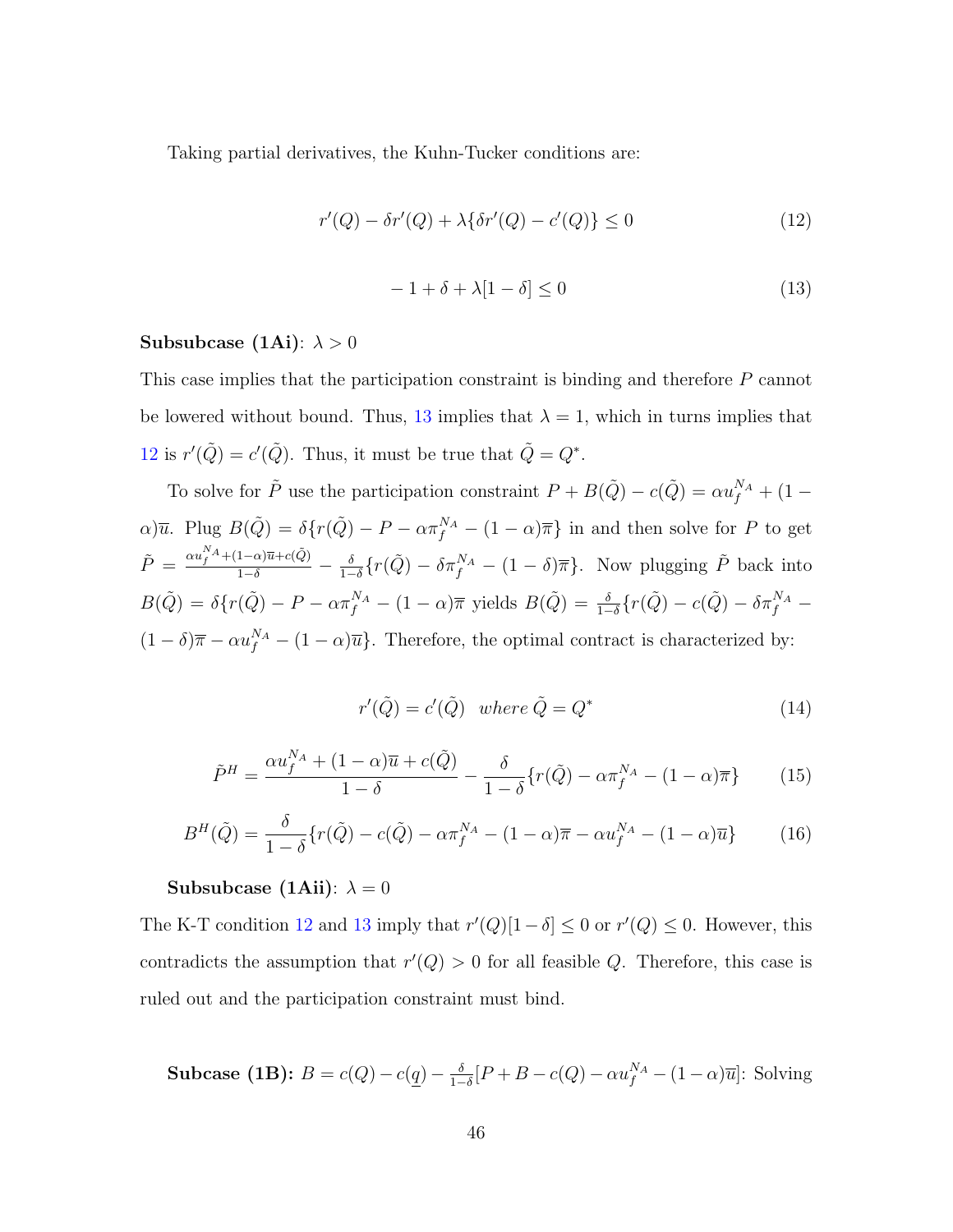Taking partial derivatives, the Kuhn-Tucker conditions are:

$$r'(Q) - \delta r'(Q) + \lambda\{\delta r'(Q) - c'(Q)\} \leq 0 \tag{12}$$

$$-1 + \delta + \lambda[1 - \delta] \leq 0 \tag{13}$$

**Subsubcase (1Ai)**: $\lambda > 0$

This case implies that the participation constraint is binding and therefore $P$ cannot be lowered without bound. Thus, 13 implies that $\lambda = 1$, which in turns implies that 12 is $r'(\tilde{Q}) = c'(\tilde{Q})$. Thus, it must be true that $\tilde{Q} = Q^*$.

To solve for $\tilde{P}$ use the participation constraint $P + B(\tilde{Q}) - c(\tilde{Q}) = \alpha u_f^{N_A} + (1 - \alpha)\overline{u}$. Plug $B(\tilde{Q}) = \delta\{r(\tilde{Q}) - P - \alpha\pi_f^{N_A} - (1-\alpha)\overline{\pi}\}$ in and then solve for $P$ to get $\tilde{P} = \frac{\alpha u_f^{N_A} + (1-\alpha)\overline{u} + c(\tilde{Q})}{1-\delta} - \frac{\delta}{1-\delta}\{r(\tilde{Q}) - \delta\pi_f^{N_A} - (1-\delta)\overline{\pi}\}$. Now plugging $\tilde{P}$ back into $B(\tilde{Q}) = \delta\{r(\tilde{Q}) - P - \alpha\pi_f^{N_A} - (1-\alpha)\overline{\pi}$ yields $B(\tilde{Q}) = \frac{\delta}{1-\delta}\{r(\tilde{Q}) - c(\tilde{Q}) - \delta\pi_f^{N_A} - (1-\delta)\overline{\pi} - \alpha u_f^{N_A} - (1-\alpha)\overline{u}\}$. Therefore, the optimal contract is characterized by:

$$r'(\tilde{Q}) = c'(\tilde{Q}) \quad where \ \tilde{Q} = Q^* \tag{14}$$

$$\tilde{P}^H = \frac{\alpha u_f^{N_A} + (1-\alpha)\overline{u} + c(\tilde{Q})}{1-\delta} - \frac{\delta}{1-\delta}\{r(\tilde{Q}) - \alpha\pi_f^{N_A} - (1-\alpha)\overline{\pi}\} \tag{15}$$

$$B^H(\tilde{Q}) = \frac{\delta}{1-\delta}\{r(\tilde{Q}) - c(\tilde{Q}) - \alpha\pi_f^{N_A} - (1-\alpha)\overline{\pi} - \alpha u_f^{N_A} - (1-\alpha)\overline{u}\} \tag{16}$$

**Subsubcase (1Aii)**: $\lambda = 0$

The K-T condition 12 and 13 imply that $r'(Q)[1-\delta] \leq 0$ or $r'(Q) \leq 0$. However, this contradicts the assumption that $r'(Q) > 0$ for all feasible $Q$. Therefore, this case is ruled out and the participation constraint must bind.

**Subcase (1B):** $B = c(Q) - c(\underline{q}) - \frac{\delta}{1-\delta}[P + B - c(Q) - \alpha u_f^{N_A} - (1-\alpha)\overline{u}]$: Solving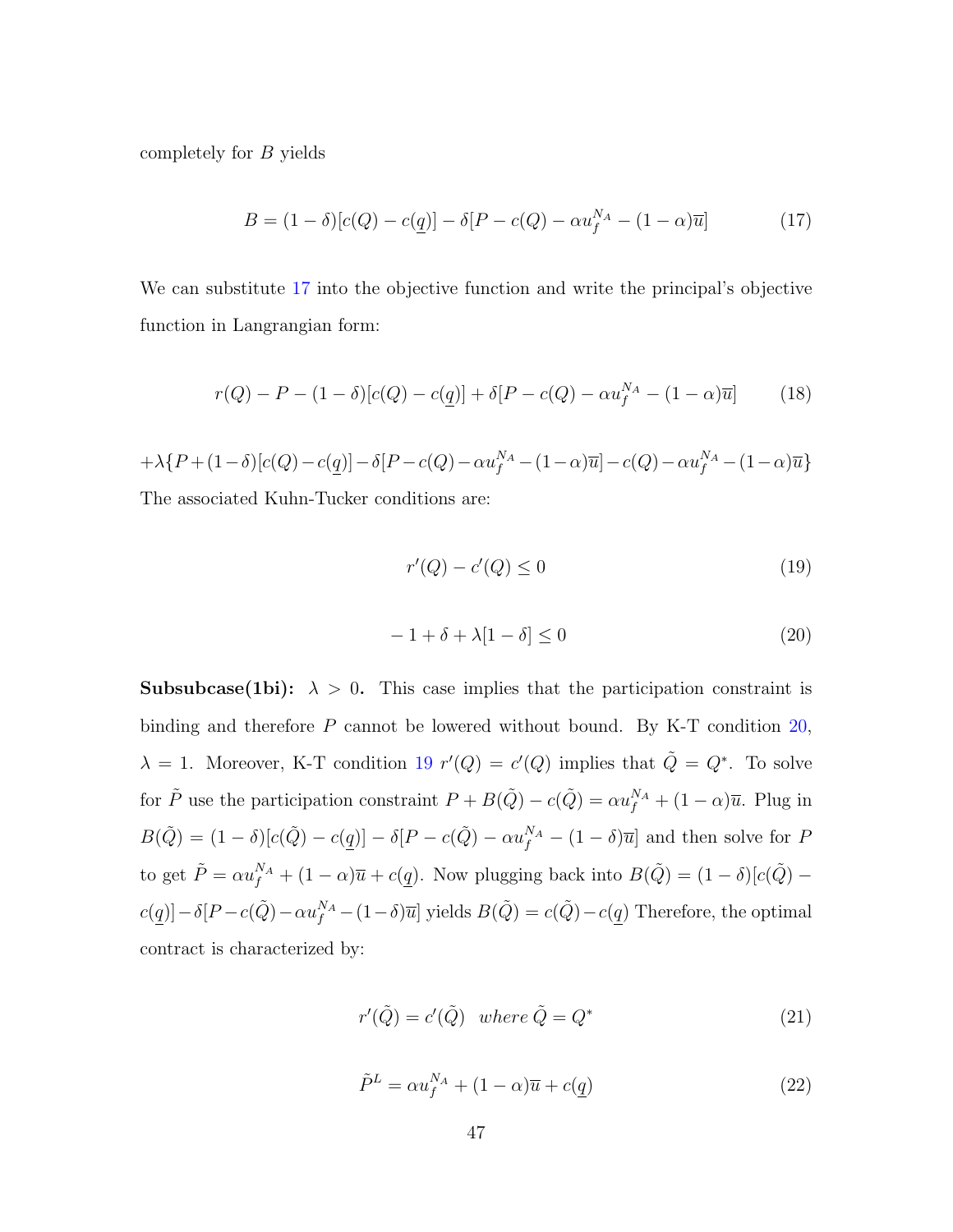completely for $B$ yields

$$B = (1-\delta)[c(Q) - c(\underline{q})] - \delta[P - c(Q) - \alpha u_f^{N_A} - (1-\alpha)\overline{u}] \tag{17}$$

We can substitute 17 into the objective function and write the principal's objective function in Langrangian form:

$$r(Q) - P - (1-\delta)[c(Q) - c(\underline{q})] + \delta[P - c(Q) - \alpha u_f^{N_A} - (1-\alpha)\overline{u}] \tag{18}$$

$+\lambda\{P + (1-\delta)[c(Q) - c(\underline{q})] - \delta[P - c(Q) - \alpha u_f^{N_A} - (1-\alpha)\overline{u}] - c(Q) - \alpha u_f^{N_A} - (1-\alpha)\overline{u}\}$

The associated Kuhn-Tucker conditions are:

$$r'(Q) - c'(Q) \leq 0 \tag{19}$$

$$-1 + \delta + \lambda[1-\delta] \leq 0 \tag{20}$$

**Subsubcase(1bi):** $\lambda > 0$**.** This case implies that the participation constraint is binding and therefore $P$ cannot be lowered without bound. By K-T condition 20, $\lambda = 1$. Moreover, K-T condition 19 $r'(Q) = c'(Q)$ implies that $\tilde{Q} = Q^*$. To solve for $\tilde{P}$ use the participation constraint $P + B(\tilde{Q}) - c(\tilde{Q}) = \alpha u_f^{N_A} + (1-\alpha)\overline{u}$. Plug in $B(\tilde{Q}) = (1-\delta)[c(\tilde{Q}) - c(\underline{q})] - \delta[P - c(\tilde{Q}) - \alpha u_f^{N_A} - (1-\delta)\overline{u}]$ and then solve for $P$ to get $\tilde{P} = \alpha u_f^{N_A} + (1-\alpha)\overline{u} + c(\underline{q})$. Now plugging back into $B(\tilde{Q}) = (1-\delta)[c(\tilde{Q}) - c(\underline{q})] - \delta[P - c(\tilde{Q}) - \alpha u_f^{N_A} - (1-\delta)\overline{u}]$ yields $B(\tilde{Q}) = c(\tilde{Q}) - c(\underline{q})$ Therefore, the optimal contract is characterized by:

$$r'(\tilde{Q}) = c'(\tilde{Q}) \quad where \; \tilde{Q} = Q^* \tag{21}$$

$$\tilde{P}^L = \alpha u_f^{N_A} + (1-\alpha)\overline{u} + c(\underline{q}) \tag{22}$$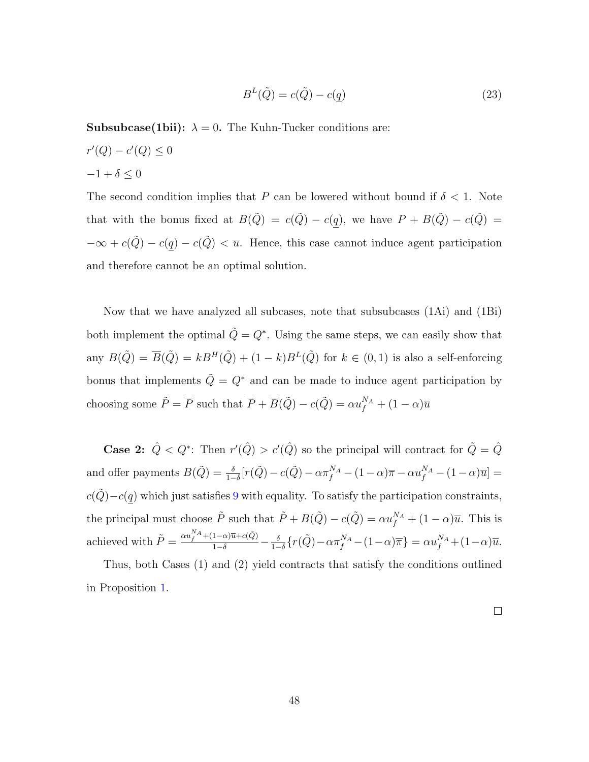$$B^L(\tilde{Q}) = c(\tilde{Q}) - c(\underline{q}) \tag{23}$$

**Subsubcase(1bii):** $\lambda = 0$**.** The Kuhn-Tucker conditions are:

$r'(Q) - c'(Q) \leq 0$

$-1 + \delta \leq 0$

The second condition implies that $P$ can be lowered without bound if $\delta < 1$. Note that with the bonus fixed at $B(\tilde{Q}) = c(\tilde{Q}) - c(\underline{q})$, we have $P + B(\tilde{Q}) - c(\tilde{Q}) = -\infty + c(\tilde{Q}) - c(\underline{q}) - c(\tilde{Q}) < \overline{u}$. Hence, this case cannot induce agent participation and therefore cannot be an optimal solution.

Now that we have analyzed all subcases, note that subsubcases (1Ai) and (1Bi) both implement the optimal $\tilde{Q} = Q^*$. Using the same steps, we can easily show that any $B(\tilde{Q}) = \overline{B}(\tilde{Q}) = kB^H(\tilde{Q}) + (1-k)B^L(\tilde{Q})$ for $k \in (0,1)$ is also a self-enforcing bonus that implements $\tilde{Q} = Q^*$ and can be made to induce agent participation by choosing some $\tilde{P} = \overline{P}$ such that $\overline{P} + \overline{B}(\tilde{Q}) - c(\tilde{Q}) = \alpha u_f^{N_A} + (1-\alpha)\overline{u}$

**Case 2:** $\hat{Q} < Q^*$: Then $r'(\hat{Q}) > c'(\hat{Q})$ so the principal will contract for $\tilde{Q} = \hat{Q}$ and offer payments $B(\tilde{Q}) = \frac{\delta}{1-\delta}[r(\tilde{Q}) - c(\tilde{Q}) - \alpha\pi_f^{N_A} - (1-\alpha)\overline{\pi} - \alpha u_f^{N_A} - (1-\alpha)\overline{u}] = c(\tilde{Q}) - c(\underline{q})$ which just satisfies 9 with equality. To satisfy the participation constraints, the principal must choose $\tilde{P}$ such that $\tilde{P} + B(\tilde{Q}) - c(\tilde{Q}) = \alpha u_f^{N_A} + (1-\alpha)\overline{u}$. This is achieved with $\tilde{P} = \frac{\alpha u_f^{N_A} + (1-\alpha)\overline{u} + c(\tilde{Q})}{1-\delta} - \frac{\delta}{1-\delta}\{r(\tilde{Q}) - \alpha\pi_f^{N_A} - (1-\alpha)\overline{\pi}\} = \alpha u_f^{N_A} + (1-\alpha)\overline{u}$.

Thus, both Cases (1) and (2) yield contracts that satisfy the conditions outlined in Proposition 1.

□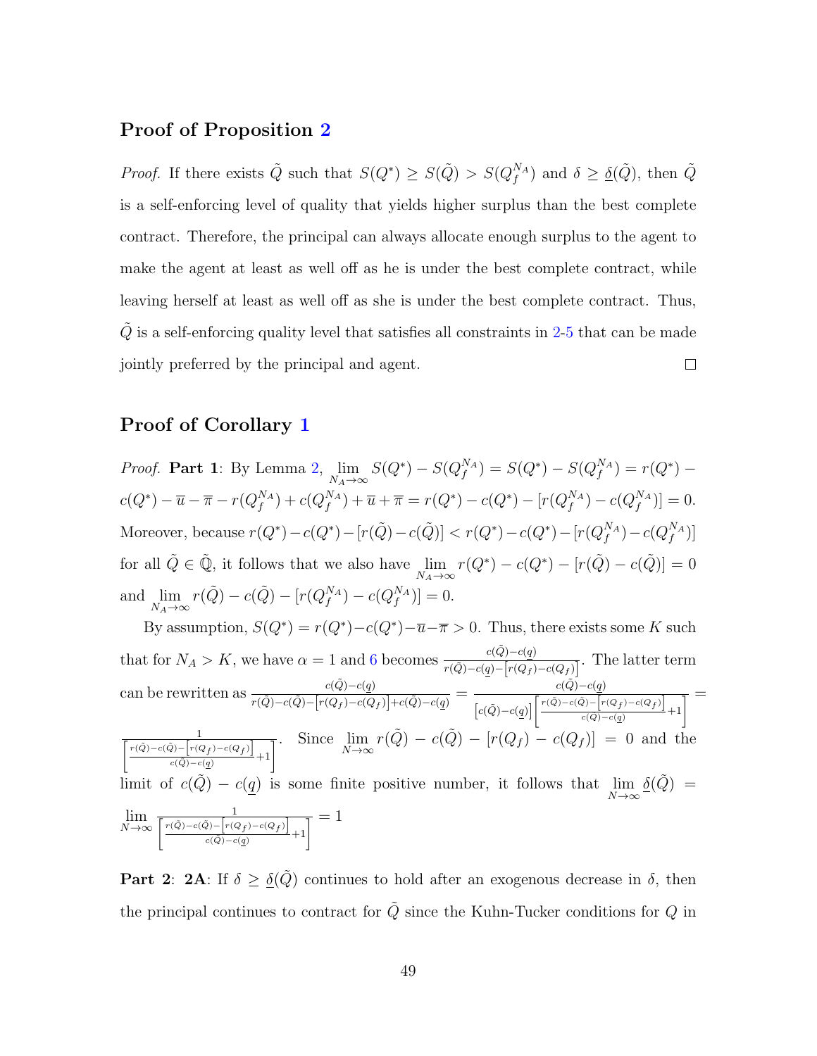## Proof of Proposition 2

*Proof.* If there exists $\tilde{Q}$ such that $S(Q^*) \geq S(\tilde{Q}) > S(Q_f^{N_A})$ and $\delta \geq \underline{\delta}(\tilde{Q})$, then $\tilde{Q}$ is a self-enforcing level of quality that yields higher surplus than the best complete contract. Therefore, the principal can always allocate enough surplus to the agent to make the agent at least as well off as he is under the best complete contract, while leaving herself at least as well off as she is under the best complete contract. Thus, $\tilde{Q}$ is a self-enforcing quality level that satisfies all constraints in 2-5 that can be made jointly preferred by the principal and agent. $\square$

## Proof of Corollary 1

*Proof.* **Part 1**: By Lemma 2, $\lim_{N_A \to \infty} S(Q^*) - S(Q_f^{N_A}) = S(Q^*) - S(Q_f^{N_A}) = r(Q^*) - c(Q^*) - \overline{u} - \overline{\pi} - r(Q_f^{N_A}) + c(Q_f^{N_A}) + \overline{u} + \overline{\pi} = r(Q^*) - c(Q^*) - [r(Q_f^{N_A}) - c(Q_f^{N_A})] = 0$. Moreover, because $r(Q^*) - c(Q^*) - [r(\tilde{Q}) - c(\tilde{Q})] < r(Q^*) - c(Q^*) - [r(Q_f^{N_A}) - c(Q_f^{N_A})]$ for all $\tilde{Q} \in \tilde{\mathbb{Q}}$, it follows that we also have $\lim_{N_A \to \infty} r(Q^*) - c(Q^*) - [r(\tilde{Q}) - c(\tilde{Q})] = 0$ and $\lim_{N_A \to \infty} r(\tilde{Q}) - c(\tilde{Q}) - [r(Q_f^{N_A}) - c(Q_f^{N_A})] = 0$.

By assumption, $S(Q^*) = r(Q^*) - c(Q^*) - \overline{u} - \overline{\pi} > 0$. Thus, there exists some $K$ such that for $N_A > K$, we have $\alpha = 1$ and 6 becomes $\frac{c(\tilde{Q}) - c(\underline{q})}{r(\tilde{Q}) - c(\underline{q}) - \left[r(Q_f) - c(Q_f)\right]}$. The latter term can be rewritten as $\frac{c(\tilde{Q}) - c(\underline{q})}{r(\tilde{Q}) - c(\tilde{Q}) - \left[r(Q_f) - c(Q_f)\right] + c(\tilde{Q}) - c(\underline{q})} = \frac{c(\tilde{Q}) - c(\underline{q})}{\left[c(\tilde{Q}) - c(\underline{q})\right]\left[\frac{r(\tilde{Q}) - c(\tilde{Q}) - \left[r(Q_f) - c(Q_f)\right]}{c(\tilde{Q}) - c(\underline{q})} + 1\right]} = \frac{1}{\left[\frac{r(\tilde{Q}) - c(\tilde{Q}) - \left[r(Q_f) - c(Q_f)\right]}{c(\tilde{Q}) - c(\underline{q})} + 1\right]}$. Since $\lim_{N \to \infty} r(\tilde{Q}) - c(\tilde{Q}) - [r(Q_f) - c(Q_f)] = 0$ and the limit of $c(\tilde{Q}) - c(\underline{q})$ is some finite positive number, it follows that $\lim_{N \to \infty} \underline{\delta}(\tilde{Q}) = \lim_{N \to \infty} \frac{1}{\left[\frac{r(\tilde{Q}) - c(\tilde{Q}) - \left[r(Q_f) - c(Q_f)\right]}{c(\tilde{Q}) - c(\underline{q})} + 1\right]} = 1$

**Part 2**: **2A**: If $\delta \geq \underline{\delta}(\tilde{Q})$ continues to hold after an exogenous decrease in $\delta$, then the principal continues to contract for $\tilde{Q}$ since the Kuhn-Tucker conditions for $Q$ in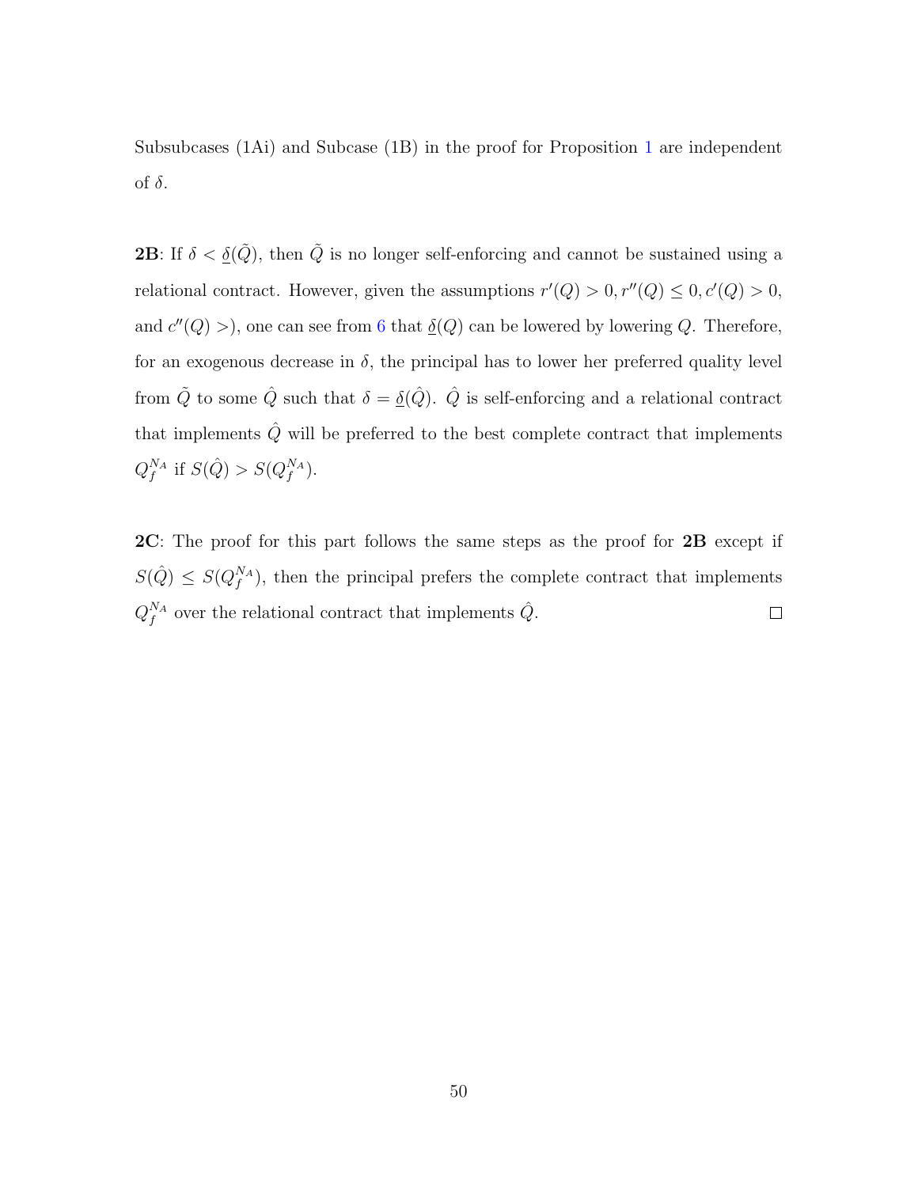Subsubcases (1Ai) and Subcase (1B) in the proof for Proposition 1 are independent of $\delta$.

**2B**: If $\delta < \underline{\delta}(\tilde{Q})$, then $\tilde{Q}$ is no longer self-enforcing and cannot be sustained using a relational contract. However, given the assumptions $r'(Q) > 0, r''(Q) \leq 0, c'(Q) > 0$, and $c''(Q) >$), one can see from 6 that $\underline{\delta}(Q)$ can be lowered by lowering $Q$. Therefore, for an exogenous decrease in $\delta$, the principal has to lower her preferred quality level from $\tilde{Q}$ to some $\hat{Q}$ such that $\delta = \underline{\delta}(\hat{Q})$. $\hat{Q}$ is self-enforcing and a relational contract that implements $\hat{Q}$ will be preferred to the best complete contract that implements $Q_f^{N_A}$ if $S(\hat{Q}) > S(Q_f^{N_A})$.

**2C**: The proof for this part follows the same steps as the proof for **2B** except if $S(\hat{Q}) \leq S(Q_f^{N_A})$, then the principal prefers the complete contract that implements $Q_f^{N_A}$ over the relational contract that implements $\hat{Q}$. □